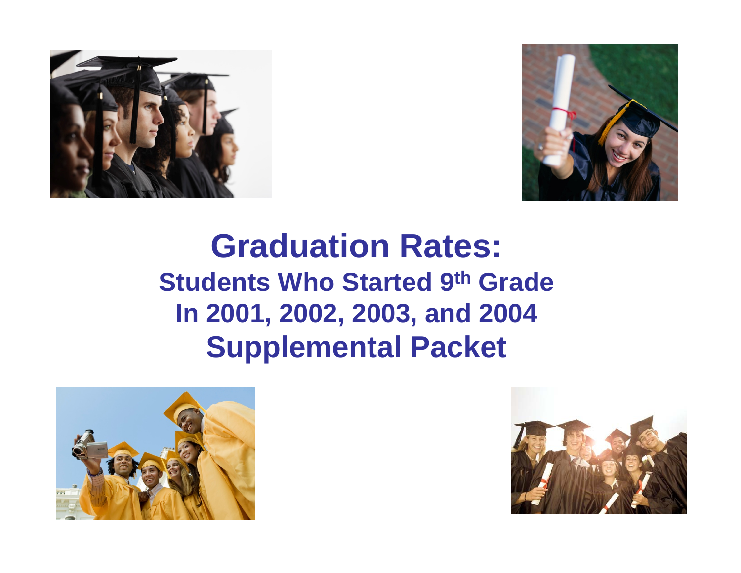# Graduation Rates:

## Students Who Started 9th Grade In 2001, 2002, 2003, and 2004

## Supplemental Packet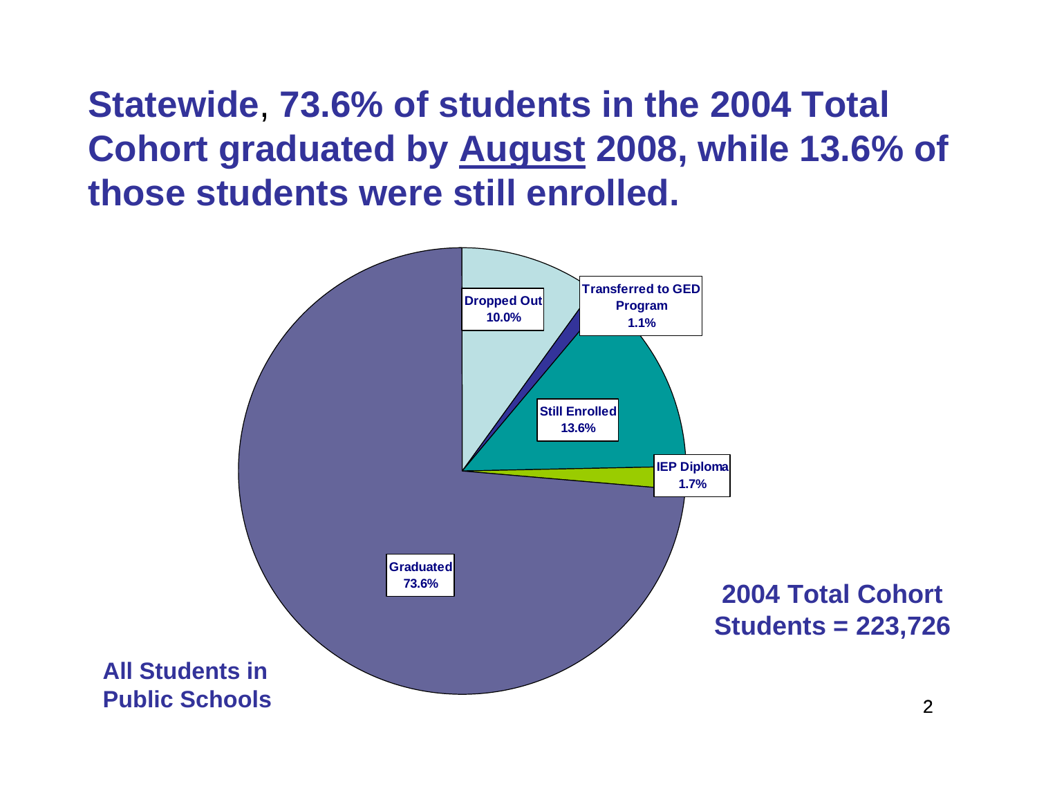# Statewide, 73.6% of students in the 2004 Total Cohort graduated by <u>August</u> 2008, while 13.6% of those students were still enrolled.

| Category | Percent |
|---|---|
| Dropped Out | 10.0% |
| Transferred to GED Program | 1.1% |
| Still Enrolled | 13.6% |
| IEP Diploma | 1.7% |
| Graduated | 73.6% |

**2004 Total Cohort Students = 223,726**

**All Students in Public Schools**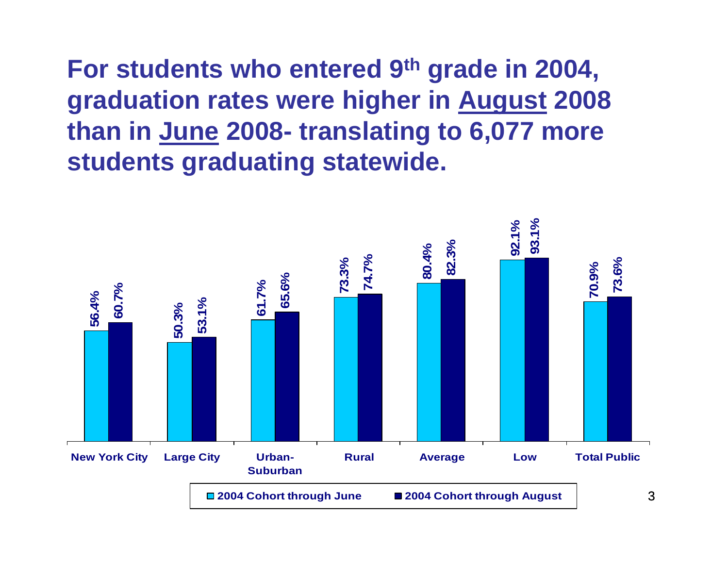# For students who entered 9th grade in 2004, graduation rates were higher in August 2008 than in June 2008- translating to 6,077 more students graduating statewide.

| | 2004 Cohort through June | 2004 Cohort through August |
|---|---|---|
| New York City | 56.4% | 60.7% |
| Large City | 50.3% | 53.1% |
| Urban-Suburban | 61.7% | 65.6% |
| Rural | 73.3% | 74.7% |
| Average | 80.4% | 82.3% |
| Low | 92.1% | 93.1% |
| Total Public | 70.9% | 73.6% |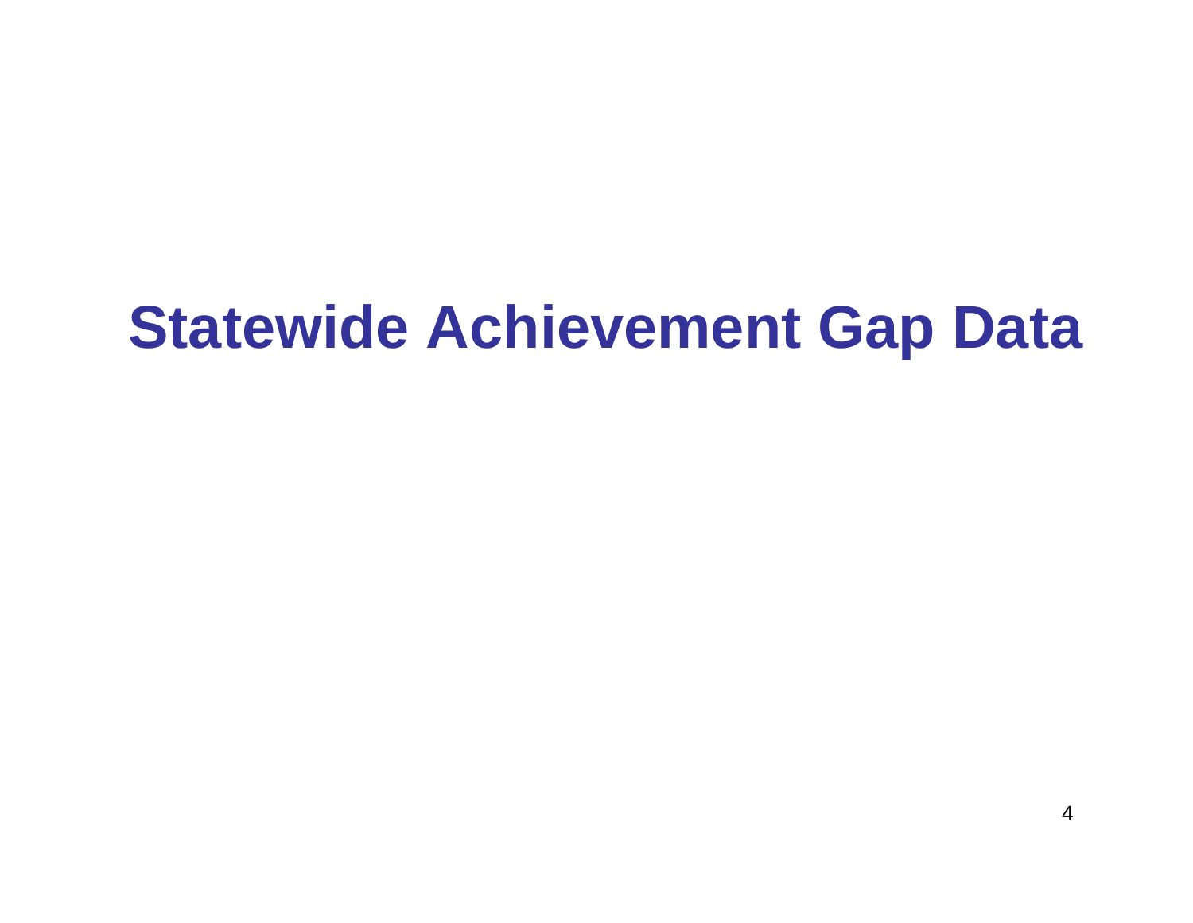# Statewide Achievement Gap Data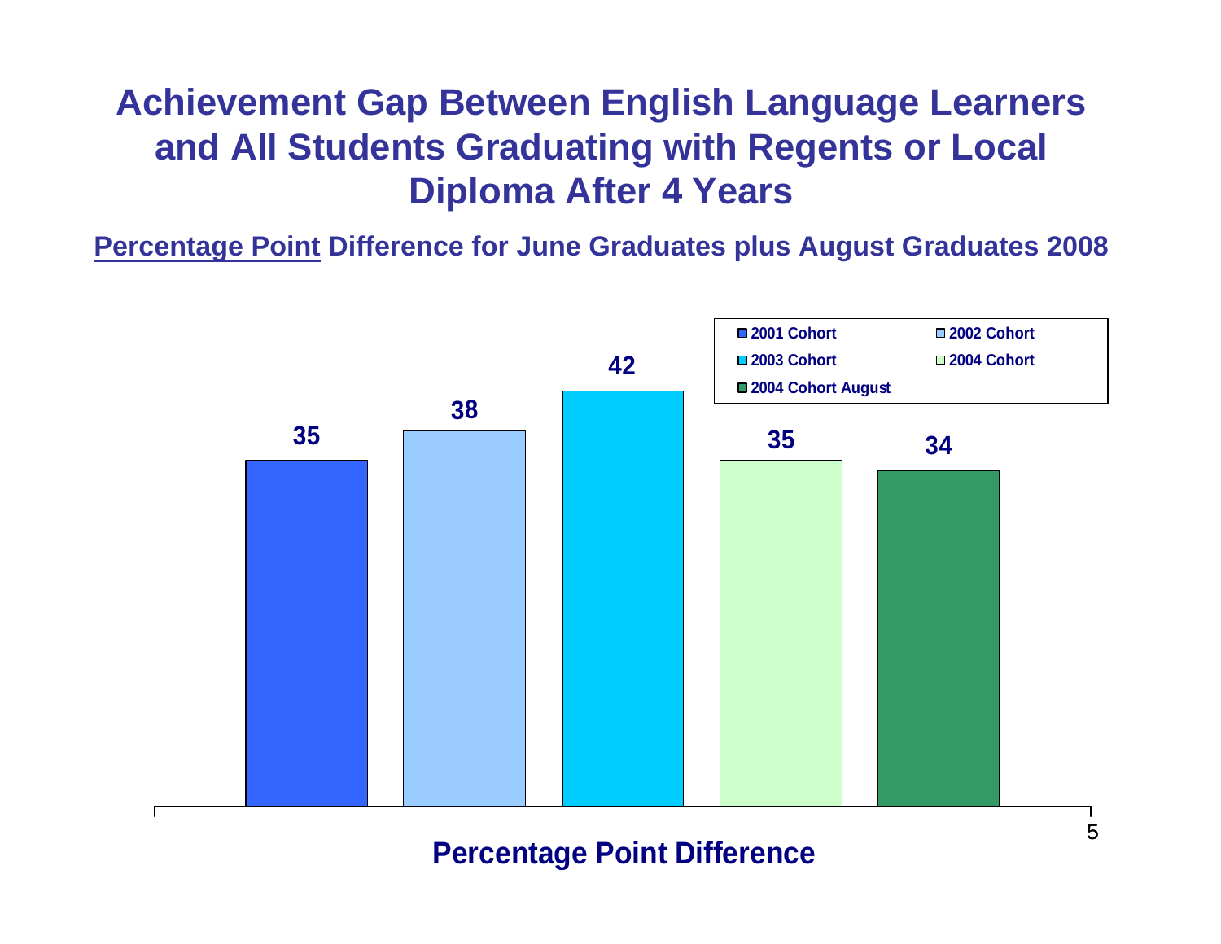# Achievement Gap Between English Language Learners and All Students Graduating with Regents or Local Diploma After 4 Years

**Percentage Point Difference for June Graduates plus August Graduates 2008**

| Cohort | Percentage Point Difference |
| --- | --- |
| 2001 Cohort | 35 |
| 2002 Cohort | 38 |
| 2003 Cohort | 42 |
| 2004 Cohort | 35 |
| 2004 Cohort August | 34 |

**Percentage Point Difference**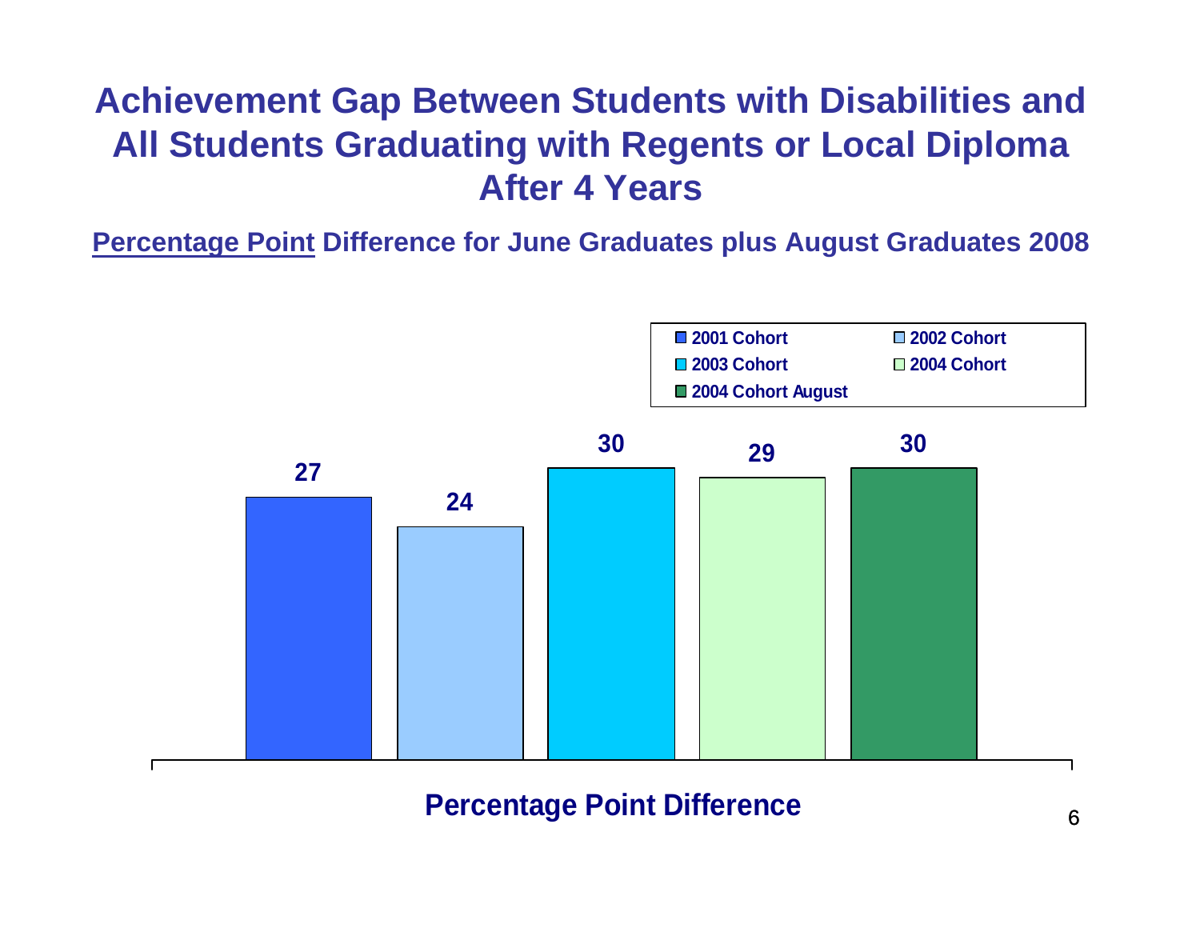# Achievement Gap Between Students with Disabilities and All Students Graduating with Regents or Local Diploma After 4 Years

**Percentage Point Difference for June Graduates plus August Graduates 2008**

| Cohort | Percentage Point Difference |
| --- | --- |
| 2001 Cohort | 27 |
| 2002 Cohort | 24 |
| 2003 Cohort | 30 |
| 2004 Cohort | 29 |
| 2004 Cohort August | 30 |

**Percentage Point Difference**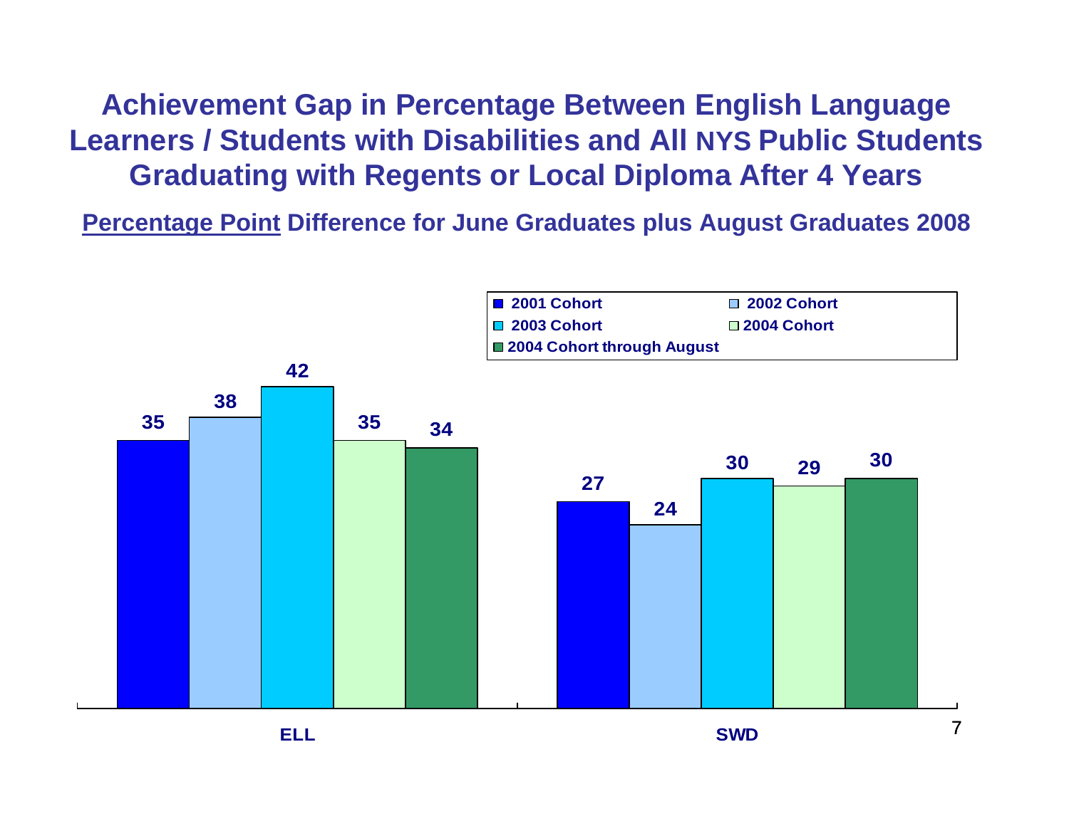# Achievement Gap in Percentage Between English Language Learners / Students with Disabilities and All NYS Public Students Graduating with Regents or Local Diploma After 4 Years

**Percentage Point Difference for June Graduates plus August Graduates 2008**

| | 2001 Cohort | 2002 Cohort | 2003 Cohort | 2004 Cohort | 2004 Cohort through August |
|---|---|---|---|---|---|
| ELL | 35 | 38 | 42 | 35 | 34 |
| SWD | 27 | 24 | 30 | 29 | 30 |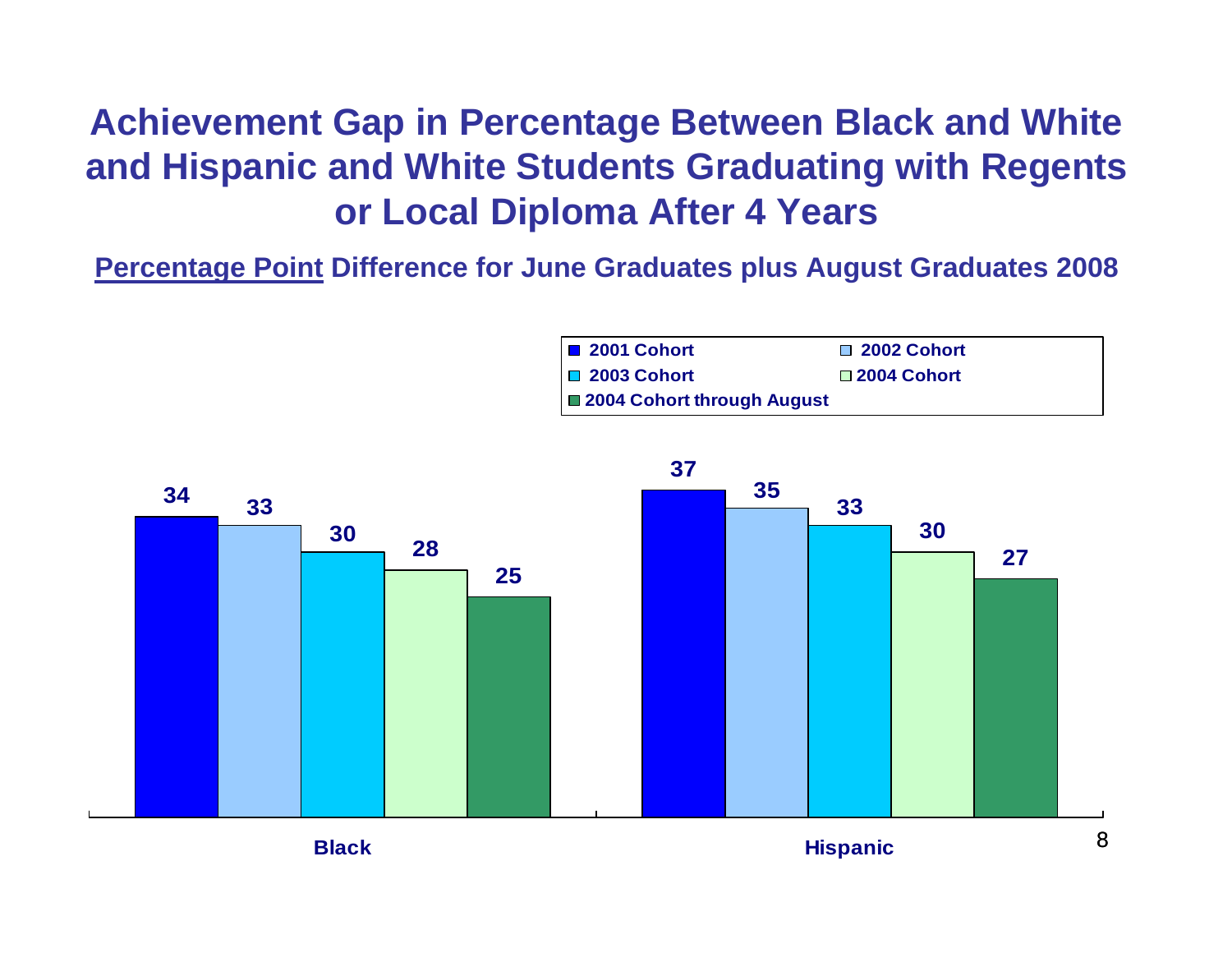# Achievement Gap in Percentage Between Black and White and Hispanic and White Students Graduating with Regents or Local Diploma After 4 Years

**Percentage Point Difference for June Graduates plus August Graduates 2008**

| | 2001 Cohort | 2002 Cohort | 2003 Cohort | 2004 Cohort | 2004 Cohort through August |
|---|---|---|---|---|---|
| Black | 34 | 33 | 30 | 28 | 25 |
| Hispanic | 37 | 35 | 33 | 30 | 27 |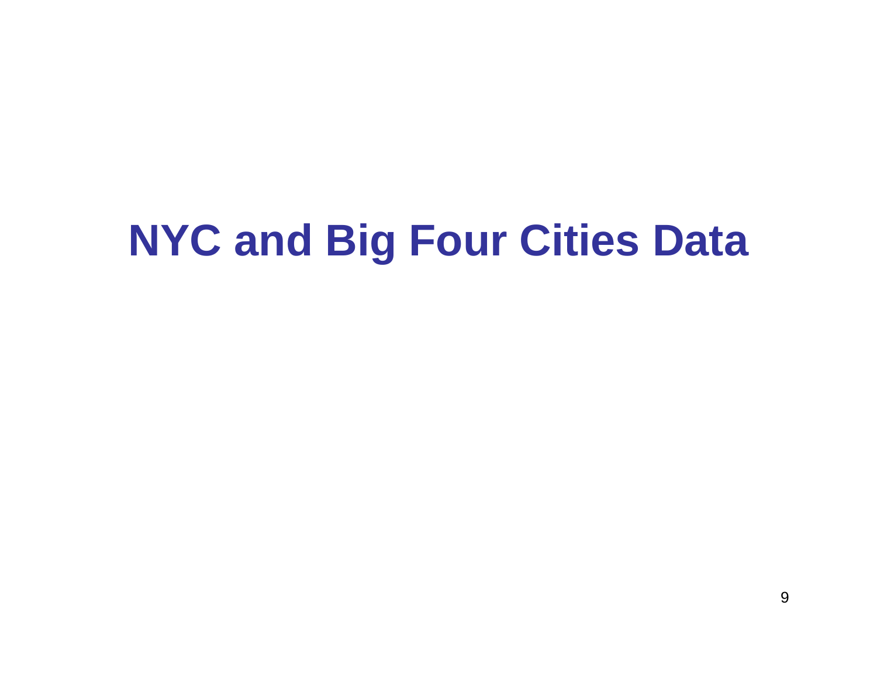# NYC and Big Four Cities Data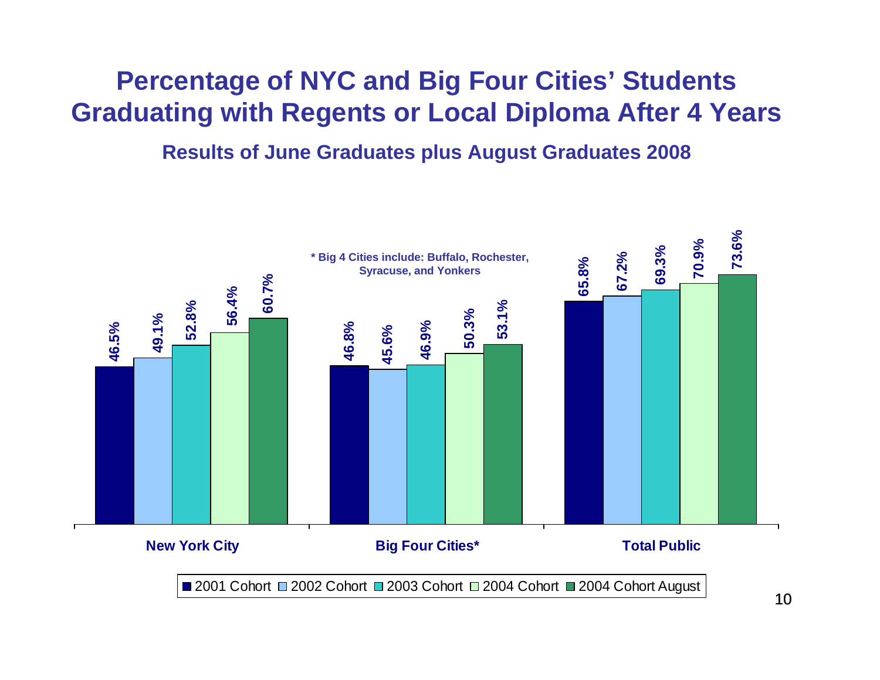# Percentage of NYC and Big Four Cities' Students Graduating with Regents or Local Diploma After 4 Years

### Results of June Graduates plus August Graduates 2008

\* Big 4 Cities include: Buffalo, Rochester, Syracuse, and Yonkers

| | 2001 Cohort | 2002 Cohort | 2003 Cohort | 2004 Cohort | 2004 Cohort August |
|---|---|---|---|---|---|
| New York City | 46.5% | 49.1% | 52.8% | 56.4% | 60.7% |
| Big Four Cities* | 46.8% | 45.6% | 46.9% | 50.3% | 53.1% |
| Total Public | 65.8% | 67.2% | 69.3% | 70.9% | 73.6% |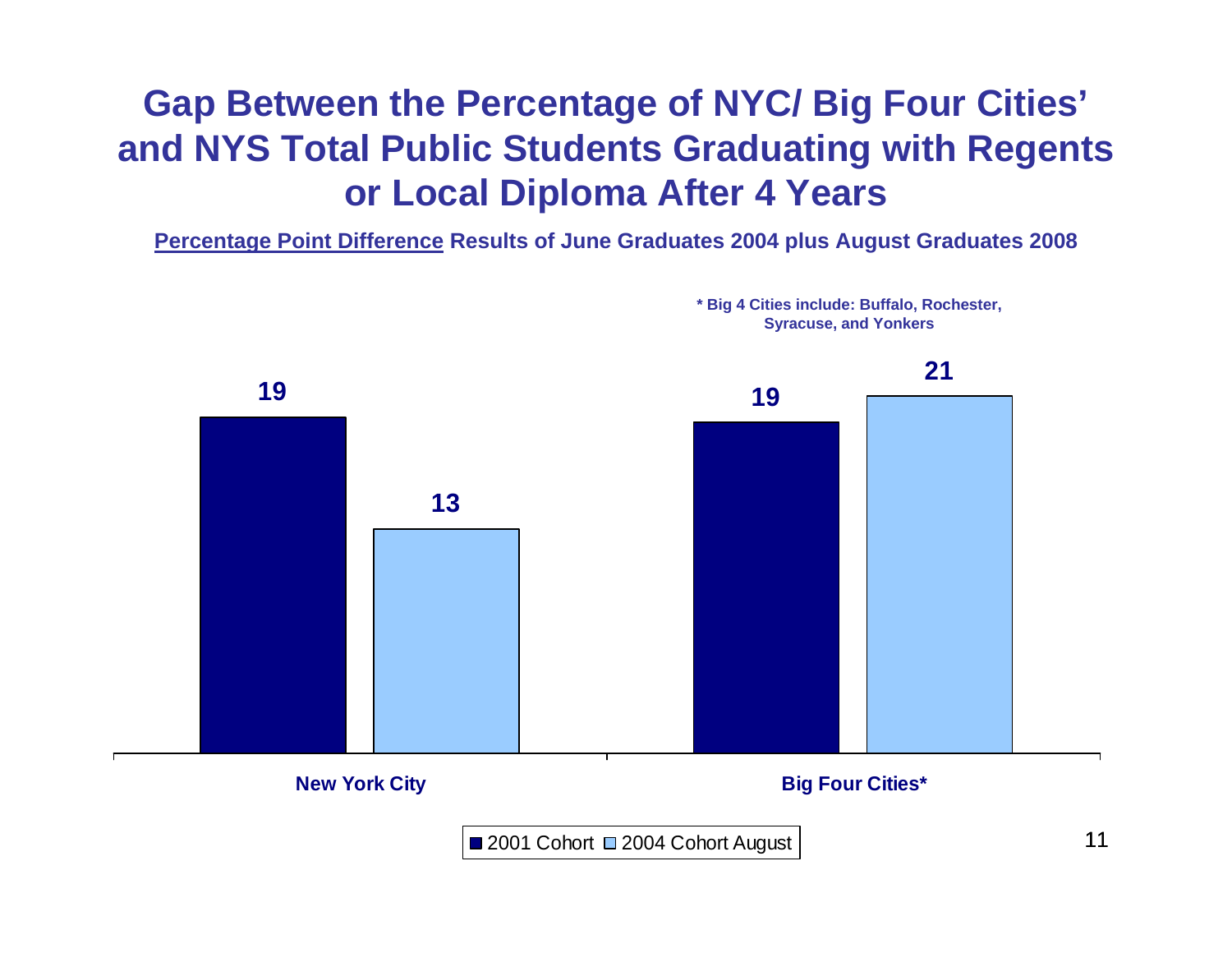# Gap Between the Percentage of NYC/ Big Four Cities' and NYS Total Public Students Graduating with Regents or Local Diploma After 4 Years

**Percentage Point Difference Results of June Graduates 2004 plus August Graduates 2008**

**\* Big 4 Cities include: Buffalo, Rochester, Syracuse, and Yonkers**

| | 2001 Cohort | 2004 Cohort August |
|---|---|---|
| New York City | 19 | 13 |
| Big Four Cities* | 19 | 21 |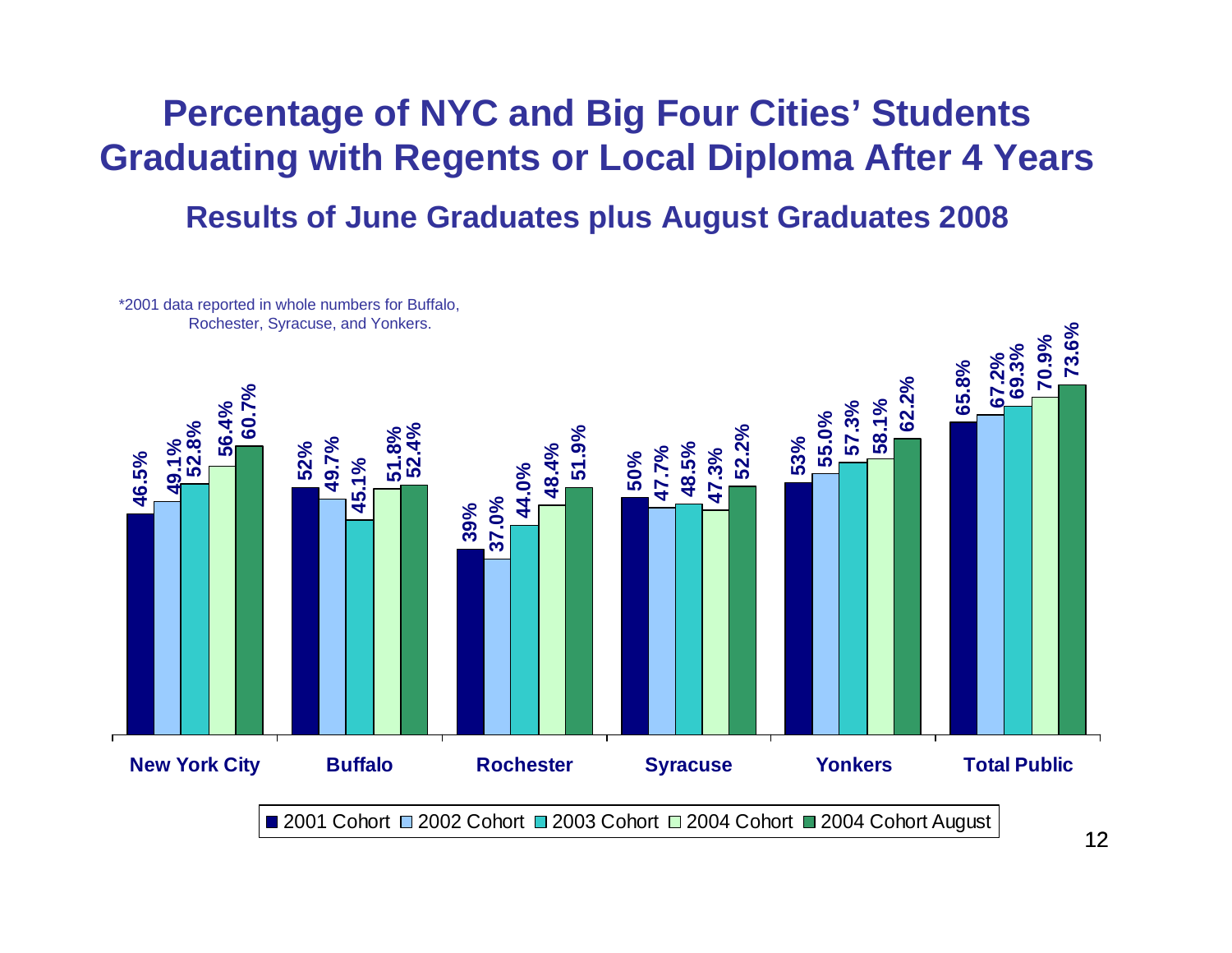# Percentage of NYC and Big Four Cities' Students Graduating with Regents or Local Diploma After 4 Years

## Results of June Graduates plus August Graduates 2008

*2001 data reported in whole numbers for Buffalo, Rochester, Syracuse, and Yonkers.

| | 2001 Cohort | 2002 Cohort | 2003 Cohort | 2004 Cohort | 2004 Cohort August |
|---|---|---|---|---|---|
| New York City | 46.5% | 49.1% | 52.8% | 56.4% | 60.7% |
| Buffalo | 52% | 49.7% | 45.1% | 51.8% | 52.4% |
| Rochester | 39% | 37.0% | 44.0% | 48.4% | 51.9% |
| Syracuse | 50% | 47.7% | 48.5% | 47.3% | 52.2% |
| Yonkers | 53% | 55.0% | 57.3% | 58.1% | 62.2% |
| Total Public | 65.8% | 67.2% | 69.3% | 70.9% | 73.6% |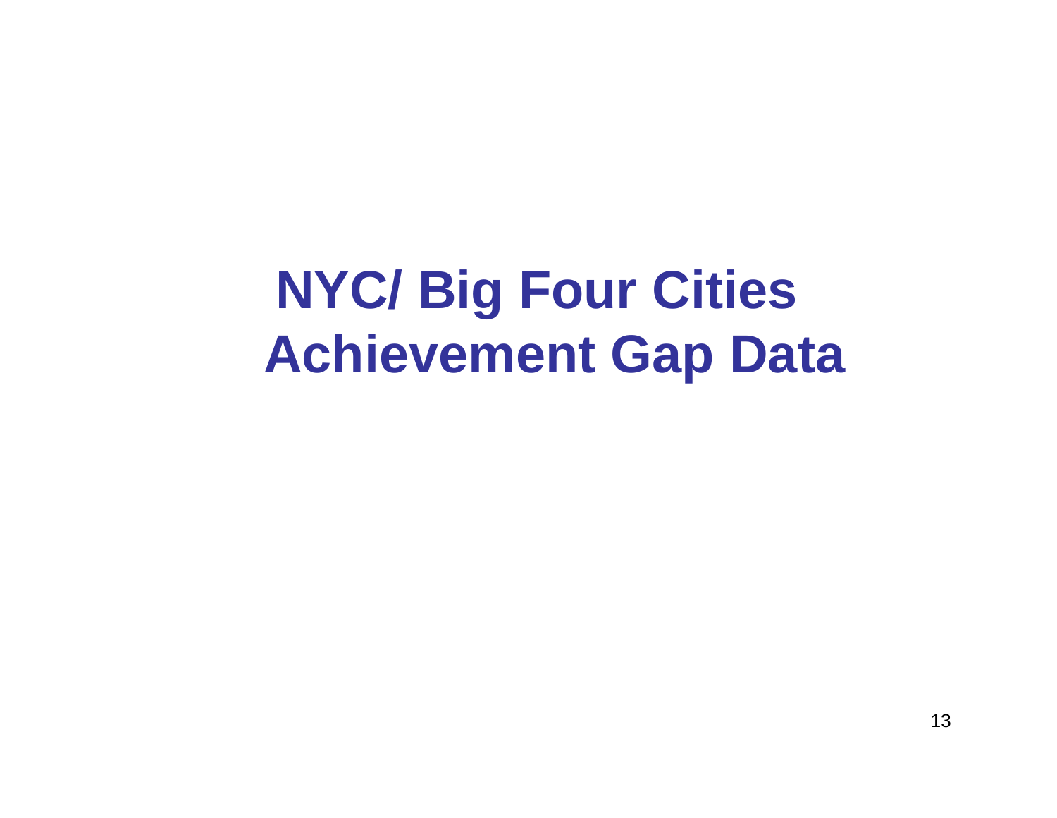# NYC/ Big Four Cities Achievement Gap Data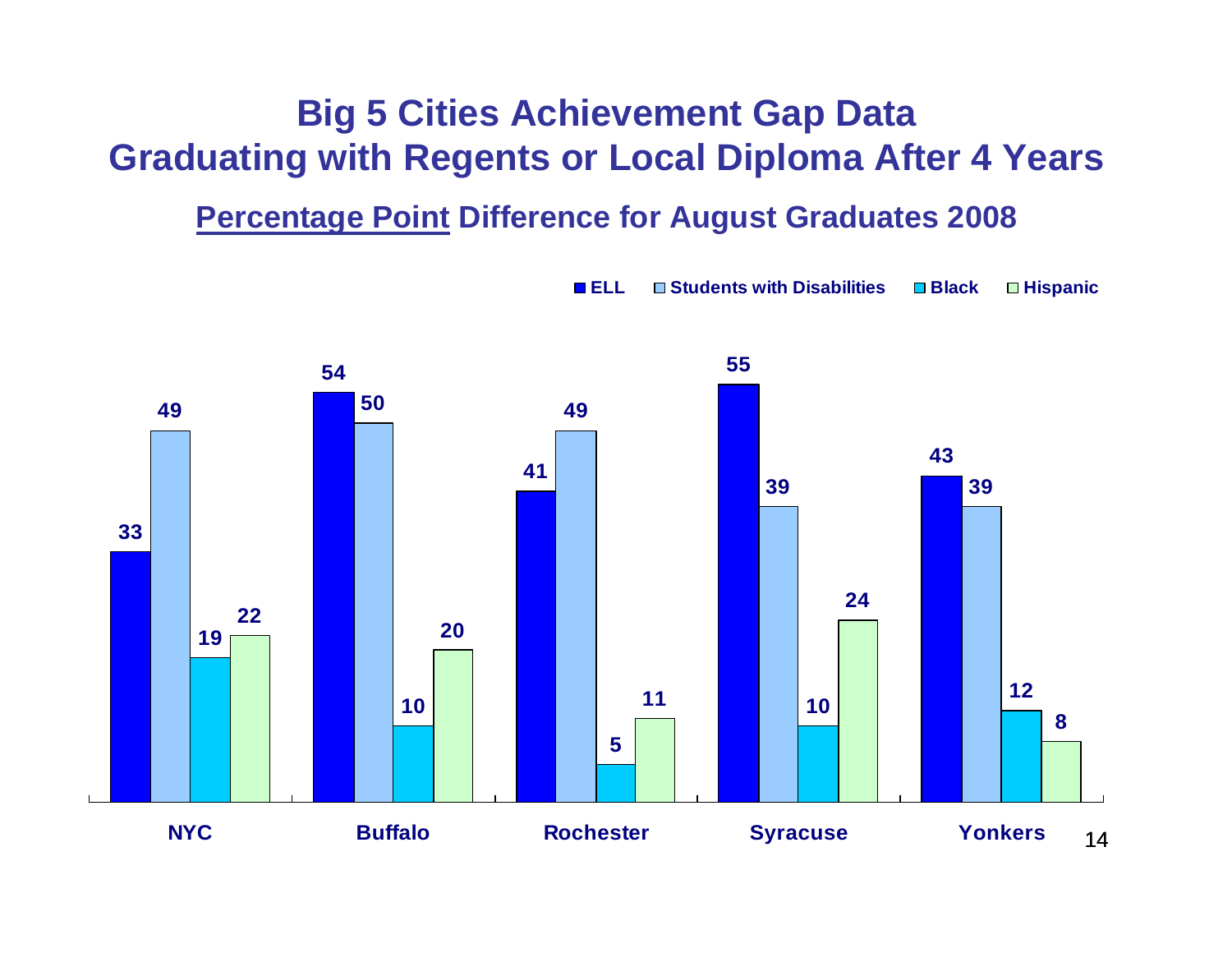# Big 5 Cities Achievement Gap Data
# Graduating with Regents or Local Diploma After 4 Years

## Percentage Point Difference for August Graduates 2008

| | ELL | Students with Disabilities | Black | Hispanic |
|---|---|---|---|---|
| NYC | 33 | 49 | 19 | 22 |
| Buffalo | 54 | 50 | 10 | 20 |
| Rochester | 41 | 49 | 5 | 11 |
| Syracuse | 55 | 39 | 10 | 24 |
| Yonkers | 43 | 39 | 12 | 8 |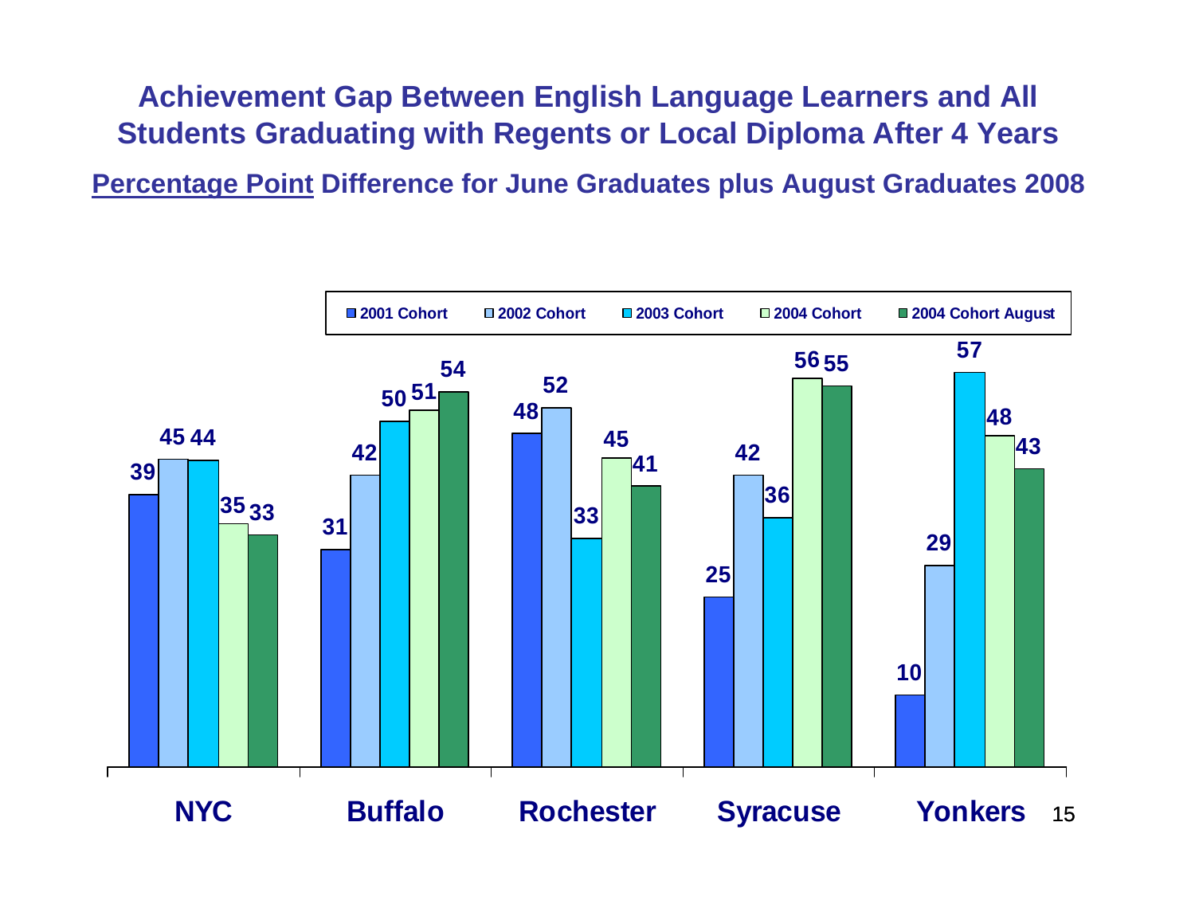# Achievement Gap Between English Language Learners and All Students Graduating with Regents or Local Diploma After 4 Years

**Percentage Point Difference for June Graduates plus August Graduates 2008**

| | 2001 Cohort | 2002 Cohort | 2003 Cohort | 2004 Cohort | 2004 Cohort August |
|---|---|---|---|---|---|
| NYC | 39 | 45 | 44 | 35 | 33 |
| Buffalo | 31 | 42 | 50 | 51 | 54 |
| Rochester | 48 | 52 | 33 | 45 | 41 |
| Syracuse | 25 | 42 | 36 | 56 | 55 |
| Yonkers | 10 | 29 | 57 | 48 | 43 |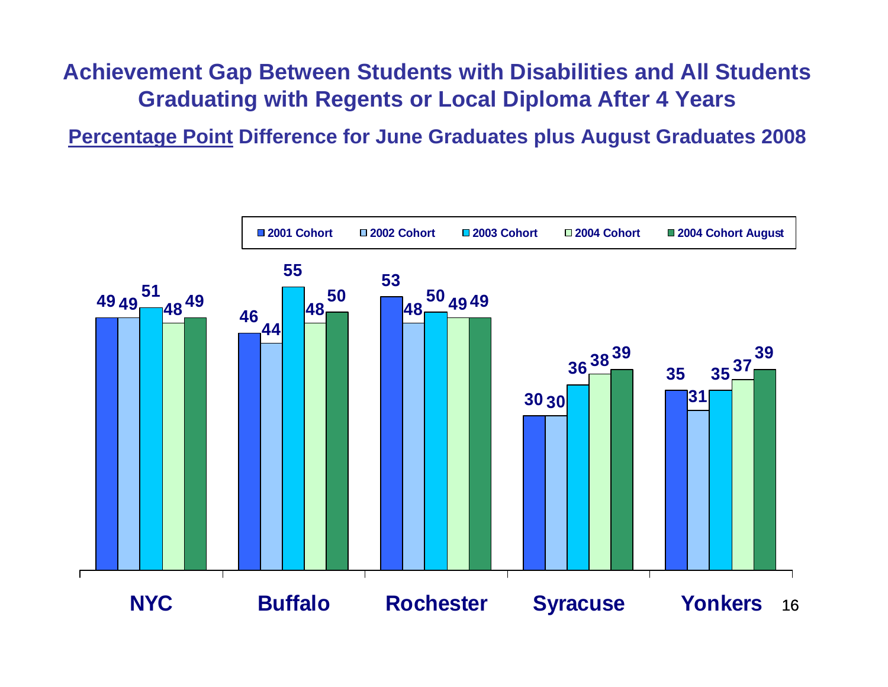# Achievement Gap Between Students with Disabilities and All Students Graduating with Regents or Local Diploma After 4 Years

**Percentage Point Difference for June Graduates plus August Graduates 2008**

| | 2001 Cohort | 2002 Cohort | 2003 Cohort | 2004 Cohort | 2004 Cohort August |
|---|---|---|---|---|---|
| NYC | 49 | 49 | 51 | 48 | 49 |
| Buffalo | 46 | 44 | 55 | 48 | 50 |
| Rochester | 53 | 48 | 50 | 49 | 49 |
| Syracuse | 30 | 30 | 36 | 38 | 39 |
| Yonkers | 35 | 31 | 35 | 37 | 39 |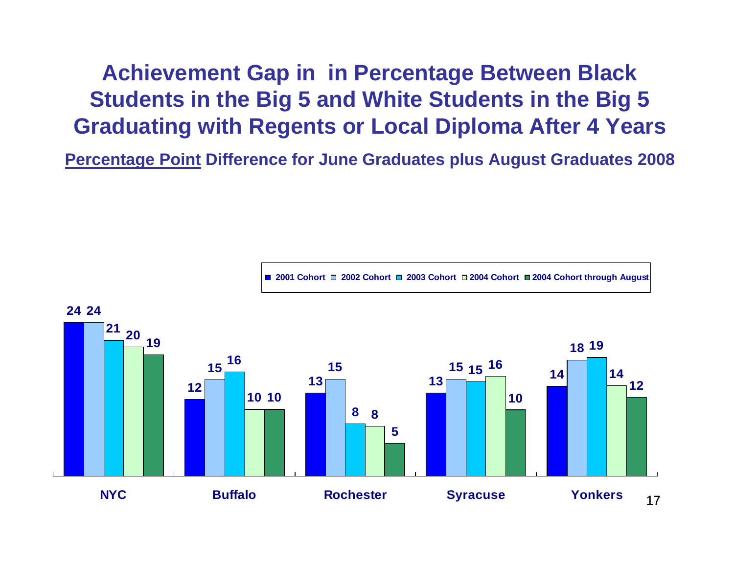# Achievement Gap in in Percentage Between Black Students in the Big 5 and White Students in the Big 5 Graduating with Regents or Local Diploma After 4 Years

**Percentage Point Difference for June Graduates plus August Graduates 2008**

| | 2001 Cohort | 2002 Cohort | 2003 Cohort | 2004 Cohort | 2004 Cohort through August |
|---|---|---|---|---|---|
| NYC | 24 | 24 | 21 | 20 | 19 |
| Buffalo | 12 | 15 | 16 | 10 | 10 |
| Rochester | 13 | 15 | 8 | 8 | 5 |
| Syracuse | 13 | 15 | 15 | 16 | 10 |
| Yonkers | 14 | 18 | 19 | 14 | 12 |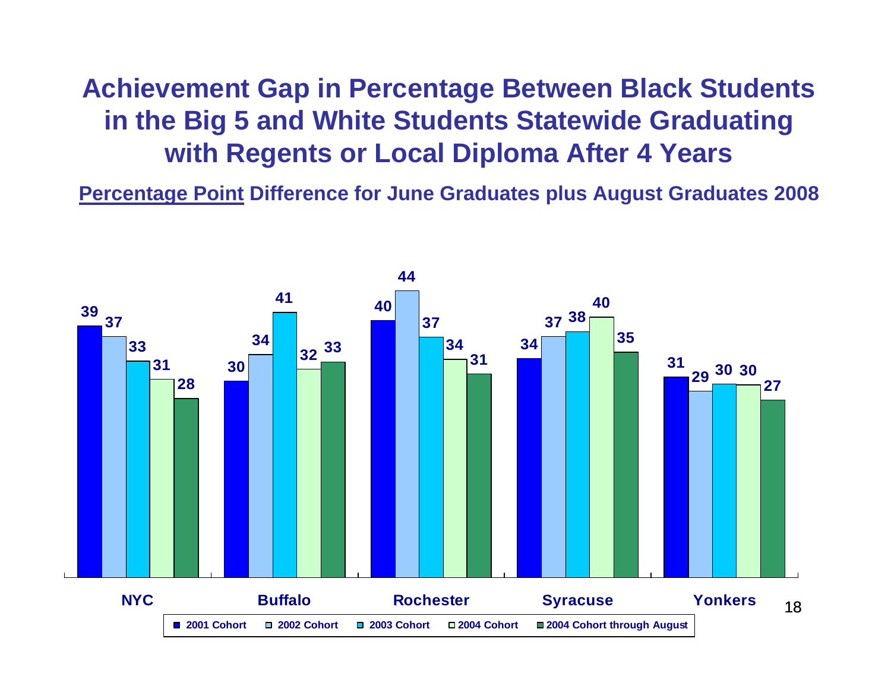# Achievement Gap in Percentage Between Black Students in the Big 5 and White Students Statewide Graduating with Regents or Local Diploma After 4 Years

**Percentage Point Difference for June Graduates plus August Graduates 2008**

| | 2001 Cohort | 2002 Cohort | 2003 Cohort | 2004 Cohort | 2004 Cohort through August |
|---|---|---|---|---|---|
| NYC | 39 | 37 | 33 | 31 | 28 |
| Buffalo | 30 | 34 | 41 | 32 | 33 |
| Rochester | 40 | 44 | 37 | 34 | 31 |
| Syracuse | 34 | 37 | 38 | 40 | 35 |
| Yonkers | 31 | 29 | 30 | 30 | 27 |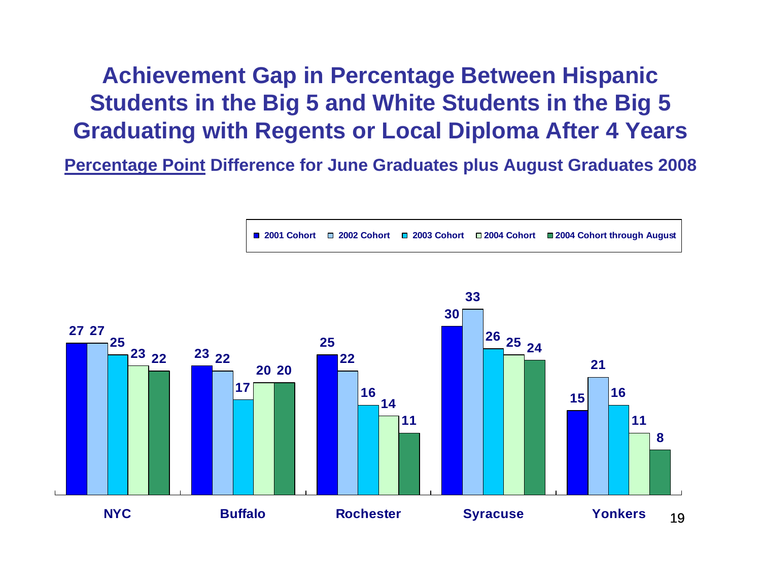# Achievement Gap in Percentage Between Hispanic Students in the Big 5 and White Students in the Big 5 Graduating with Regents or Local Diploma After 4 Years

**Percentage Point Difference for June Graduates plus August Graduates 2008**

| | 2001 Cohort | 2002 Cohort | 2003 Cohort | 2004 Cohort | 2004 Cohort through August |
|---|---|---|---|---|---|
| NYC | 27 | 27 | 25 | 23 | 22 |
| Buffalo | 23 | 22 | 17 | 20 | 20 |
| Rochester | 25 | 22 | 16 | 14 | 11 |
| Syracuse | 30 | 33 | 26 | 25 | 24 |
| Yonkers | 15 | 21 | 16 | 11 | 8 |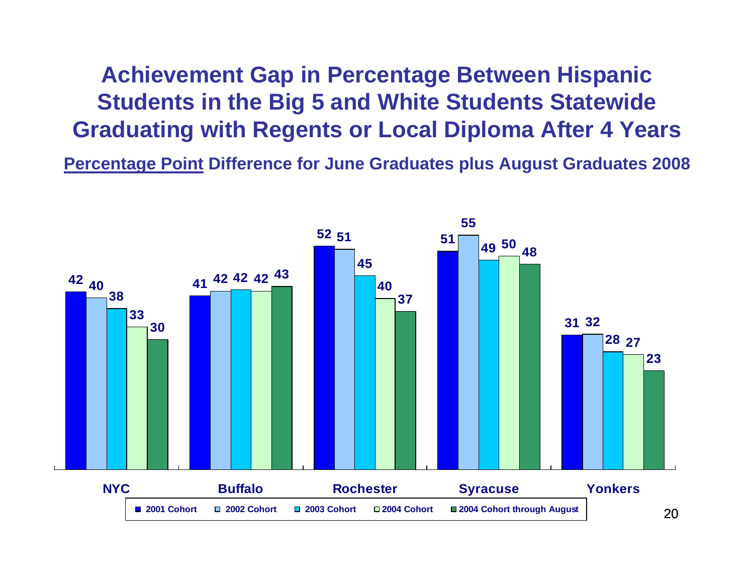# Achievement Gap in Percentage Between Hispanic Students in the Big 5 and White Students Statewide Graduating with Regents or Local Diploma After 4 Years

**<u>Percentage Point</u> Difference for June Graduates plus August Graduates 2008**

| | 2001 Cohort | 2002 Cohort | 2003 Cohort | 2004 Cohort | 2004 Cohort through August |
|---|---|---|---|---|---|
| NYC | 42 | 40 | 38 | 33 | 30 |
| Buffalo | 41 | 42 | 42 | 42 | 43 |
| Rochester | 52 | 51 | 45 | 40 | 37 |
| Syracuse | 51 | 55 | 49 | 50 | 48 |
| Yonkers | 31 | 32 | 28 | 27 | 23 |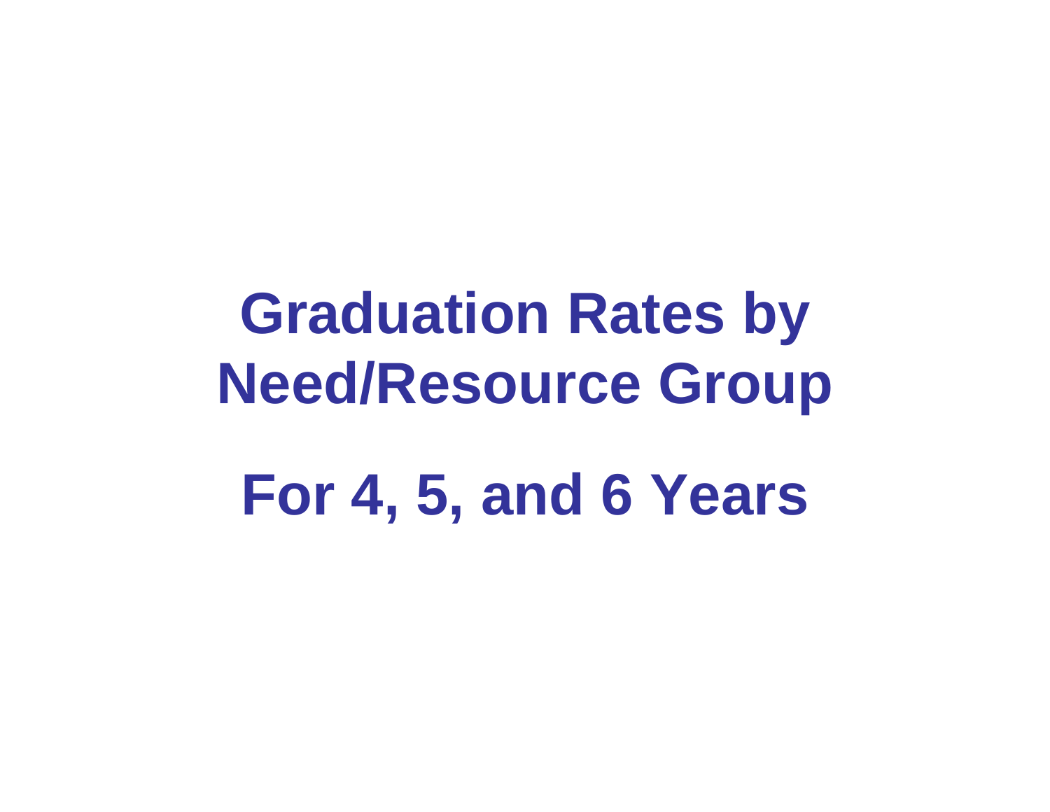# Graduation Rates by Need/Resource Group

# For 4, 5, and 6 Years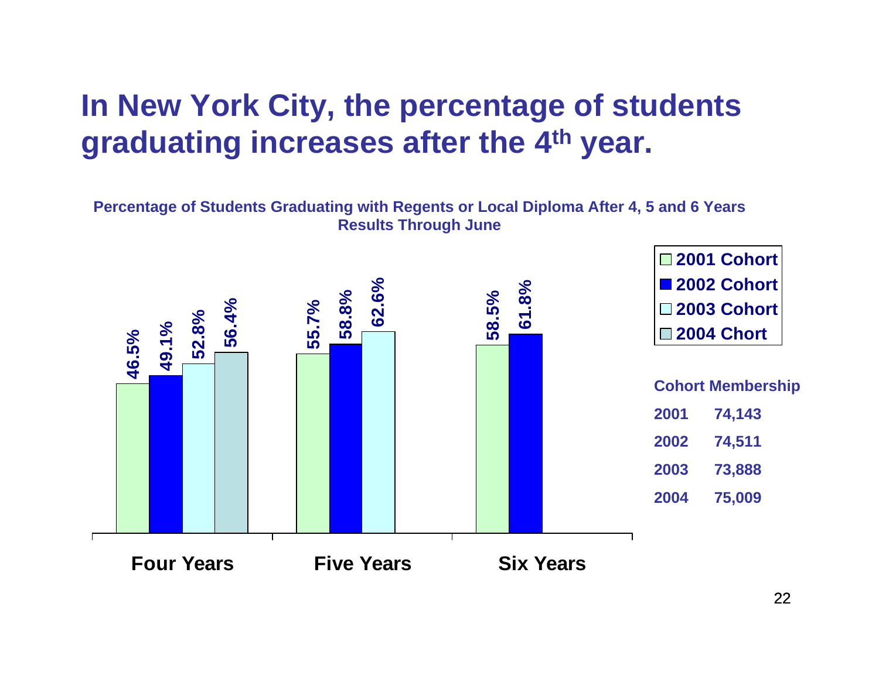# In New York City, the percentage of students graduating increases after the 4th year.

**Percentage of Students Graduating with Regents or Local Diploma After 4, 5 and 6 Years**
**Results Through June**

| | 2001 Cohort | 2002 Cohort | 2003 Cohort | 2004 Chort |
|---|---|---|---|---|
| Four Years | 46.5% | 49.1% | 52.8% | 56.4% |
| Five Years | 55.7% | 58.8% | 62.6% | |
| Six Years | 58.5% | 61.8% | | |

**Cohort Membership**

| | |
|---|---|
| 2001 | 74,143 |
| 2002 | 74,511 |
| 2003 | 73,888 |
| 2004 | 75,009 |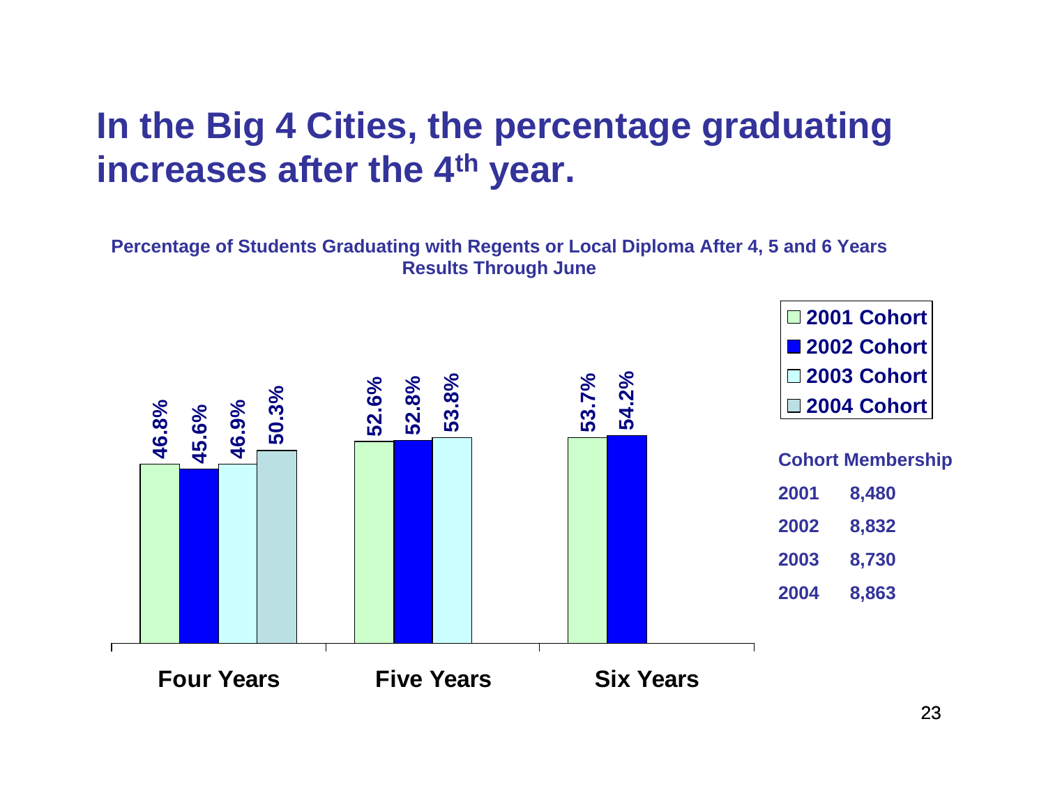# In the Big 4 Cities, the percentage graduating increases after the 4th year.

**Percentage of Students Graduating with Regents or Local Diploma After 4, 5 and 6 Years**
**Results Through June**

| | 2001 Cohort | 2002 Cohort | 2003 Cohort | 2004 Cohort |
|---|---|---|---|---|
| Four Years | 46.8% | 45.6% | 46.9% | 50.3% |
| Five Years | 52.6% | 52.8% | 53.8% | |
| Six Years | 53.7% | 54.2% | | |

**Cohort Membership**

| | |
|---|---|
| 2001 | 8,480 |
| 2002 | 8,832 |
| 2003 | 8,730 |
| 2004 | 8,863 |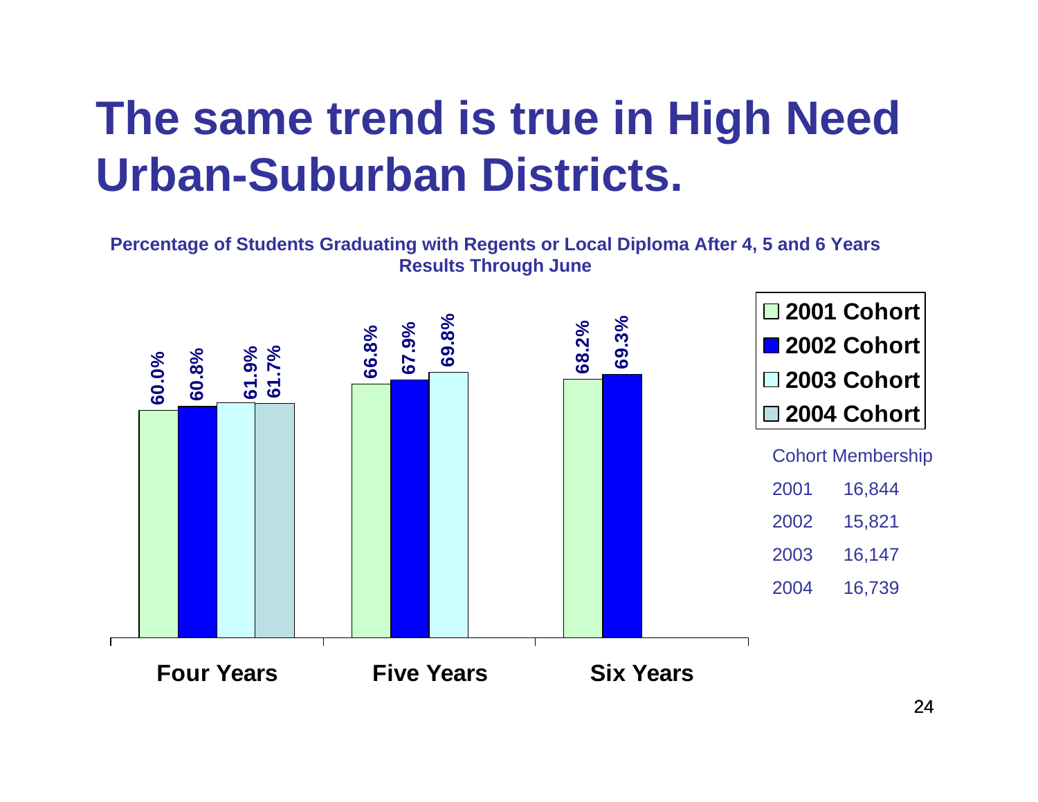# The same trend is true in High Need Urban-Suburban Districts.

**Percentage of Students Graduating with Regents or Local Diploma After 4, 5 and 6 Years**
**Results Through June**

| | 2001 Cohort | 2002 Cohort | 2003 Cohort | 2004 Cohort |
|---|---|---|---|---|
| Four Years | 60.0% | 60.8% | 61.9% | 61.7% |
| Five Years | 66.8% | 67.9% | 69.8% | |
| Six Years | 68.2% | 69.3% | | |

| Cohort Membership | |
|---|---|
| 2001 | 16,844 |
| 2002 | 15,821 |
| 2003 | 16,147 |
| 2004 | 16,739 |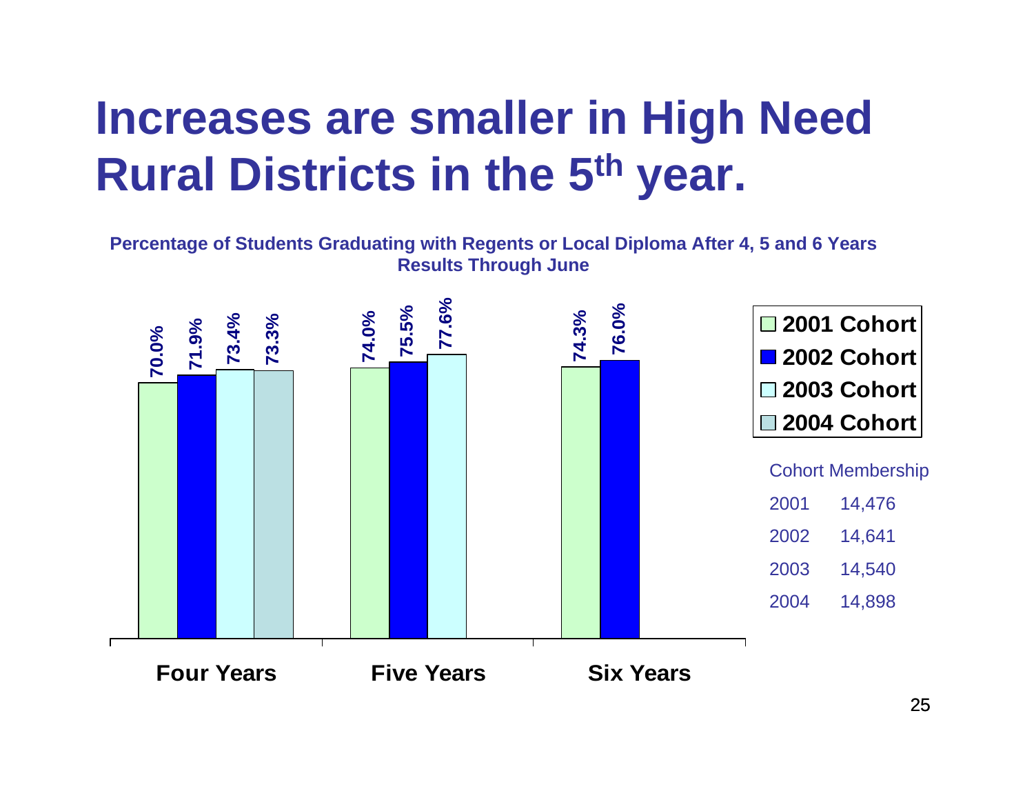# Increases are smaller in High Need Rural Districts in the 5th year.

**Percentage of Students Graduating with Regents or Local Diploma After 4, 5 and 6 Years**
**Results Through June**

| | 2001 Cohort | 2002 Cohort | 2003 Cohort | 2004 Cohort |
|---|---|---|---|---|
| Four Years | 70.0% | 71.9% | 73.4% | 73.3% |
| Five Years | 74.0% | 75.5% | 77.6% | |
| Six Years | 74.3% | 76.0% | | |

| Cohort Membership | |
|---|---|
| 2001 | 14,476 |
| 2002 | 14,641 |
| 2003 | 14,540 |
| 2004 | 14,898 |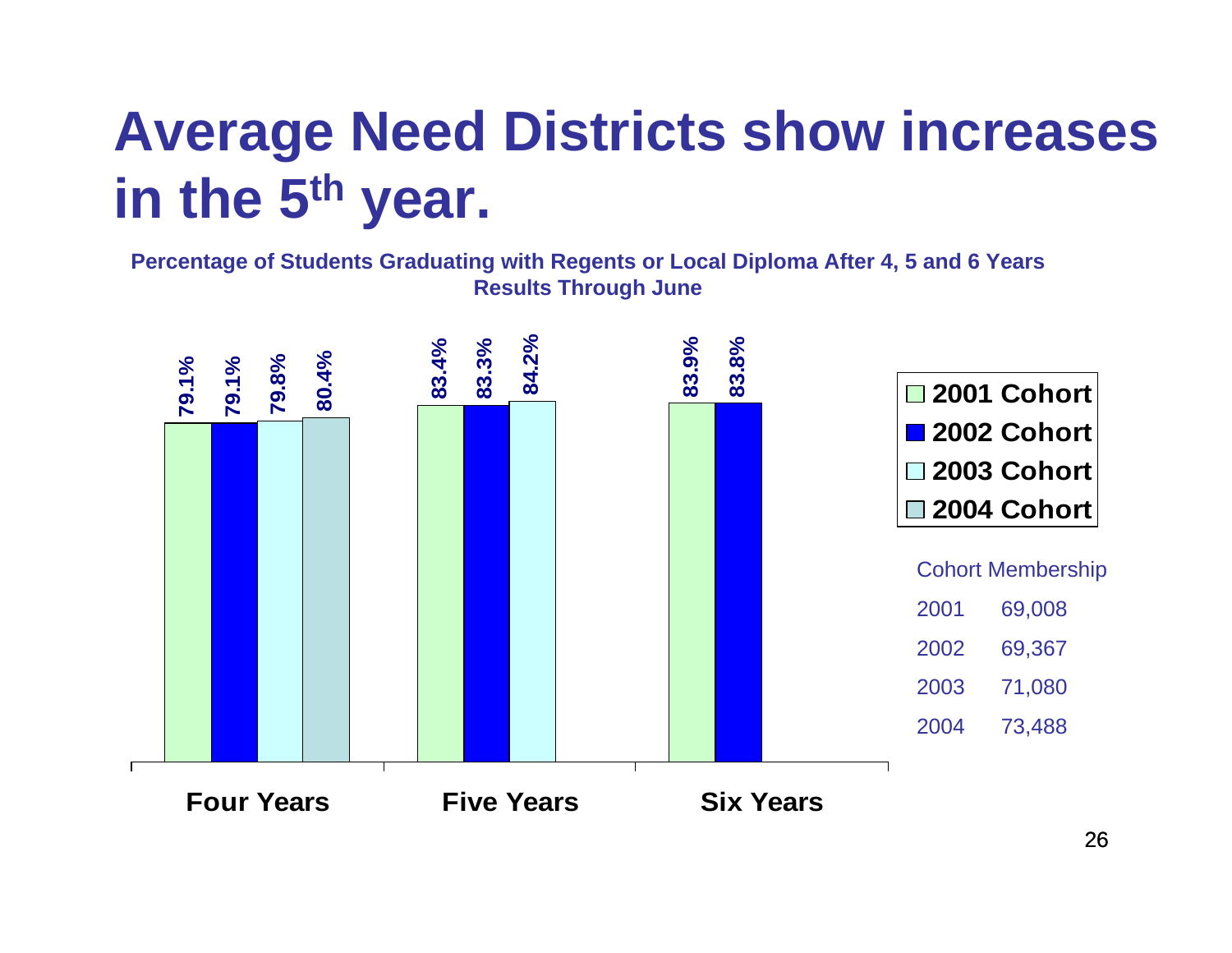# Average Need Districts show increases in the 5th year.

**Percentage of Students Graduating with Regents or Local Diploma After 4, 5 and 6 Years**
**Results Through June**

| | 2001 Cohort | 2002 Cohort | 2003 Cohort | 2004 Cohort |
|---|---|---|---|---|
| Four Years | 79.1% | 79.1% | 79.8% | 80.4% |
| Five Years | 83.4% | 83.3% | 84.2% | |
| Six Years | 83.9% | 83.8% | | |

| Cohort Membership | |
|---|---|
| 2001 | 69,008 |
| 2002 | 69,367 |
| 2003 | 71,080 |
| 2004 | 73,488 |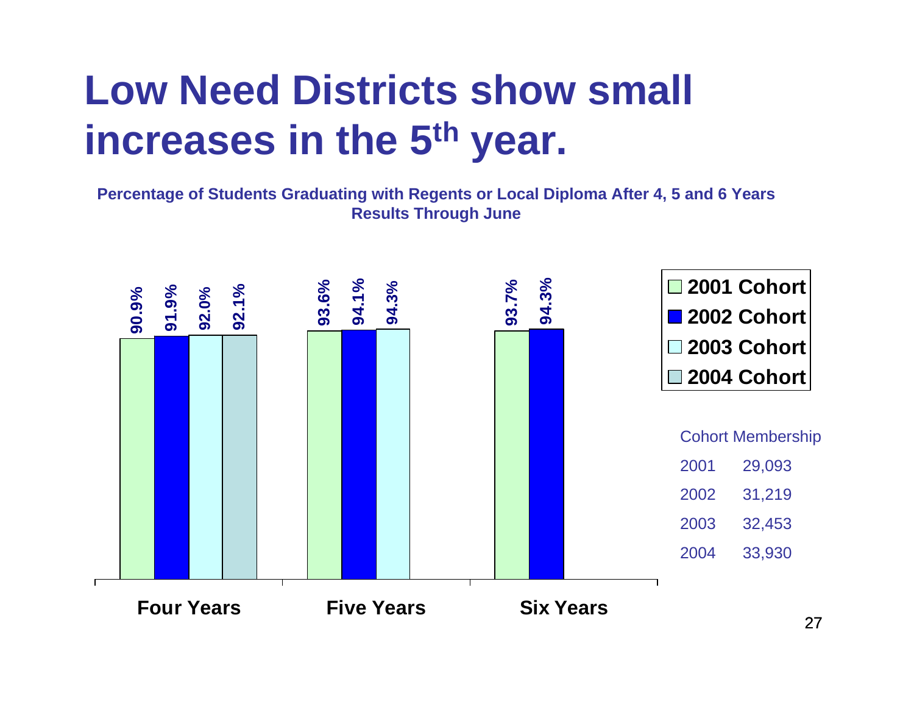# Low Need Districts show small increases in the 5th year.

**Percentage of Students Graduating with Regents or Local Diploma After 4, 5 and 6 Years**
**Results Through June**

| | 2001 Cohort | 2002 Cohort | 2003 Cohort | 2004 Cohort |
|---|---|---|---|---|
| Four Years | 90.9% | 91.9% | 92.0% | 92.1% |
| Five Years | 93.6% | 94.1% | 94.3% | |
| Six Years | 93.7% | 94.3% | | |

Cohort Membership

| | |
|---|---|
| 2001 | 29,093 |
| 2002 | 31,219 |
| 2003 | 32,453 |
| 2004 | 33,930 |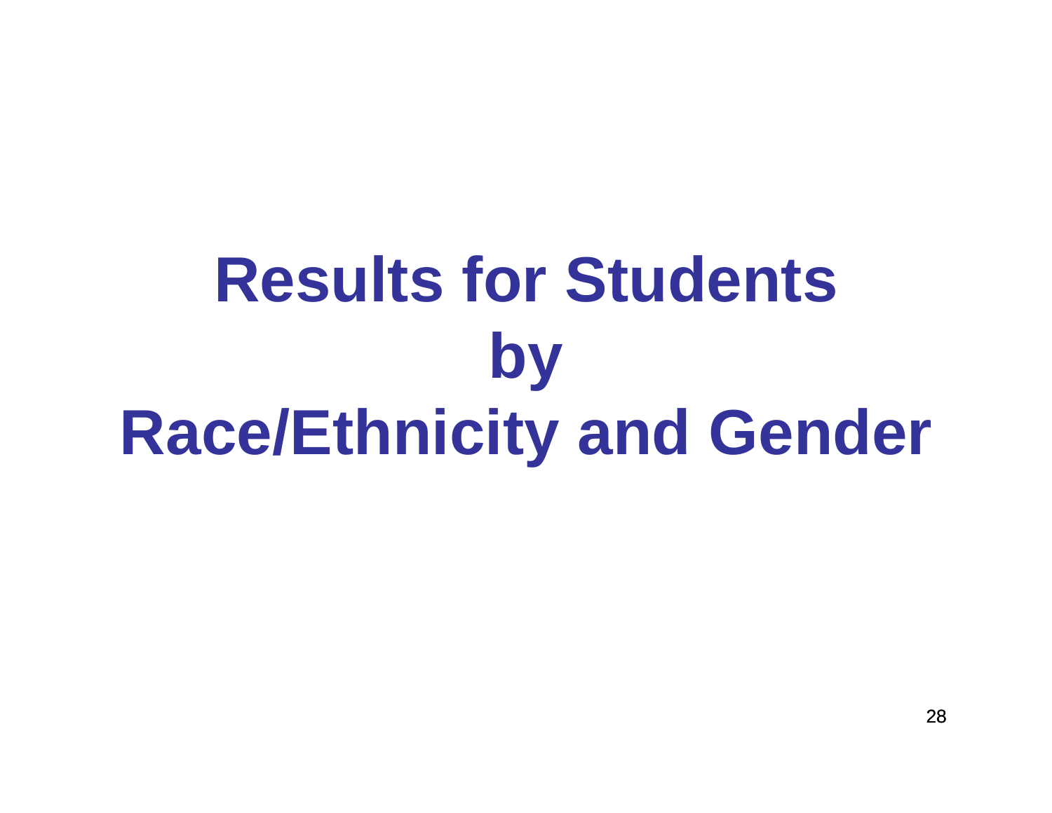# Results for Students by Race/Ethnicity and Gender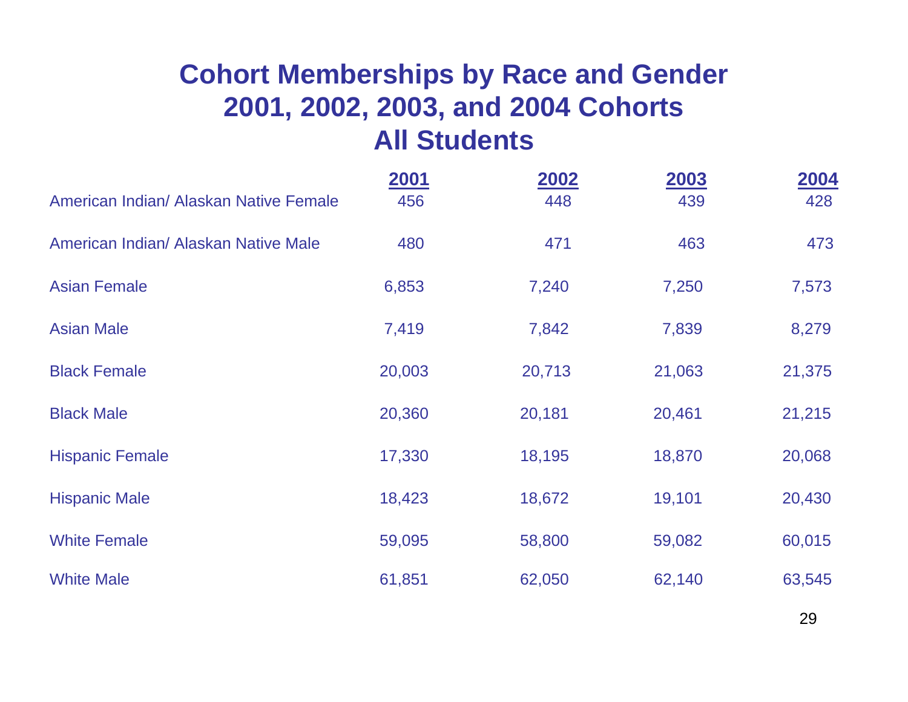# Cohort Memberships by Race and Gender
# 2001, 2002, 2003, and 2004 Cohorts
# All Students

| | 2001 | 2002 | 2003 | 2004 |
|---|---|---|---|---|
| American Indian/ Alaskan Native Female | 456 | 448 | 439 | 428 |
| American Indian/ Alaskan Native Male | 480 | 471 | 463 | 473 |
| Asian Female | 6,853 | 7,240 | 7,250 | 7,573 |
| Asian Male | 7,419 | 7,842 | 7,839 | 8,279 |
| Black Female | 20,003 | 20,713 | 21,063 | 21,375 |
| Black Male | 20,360 | 20,181 | 20,461 | 21,215 |
| Hispanic Female | 17,330 | 18,195 | 18,870 | 20,068 |
| Hispanic Male | 18,423 | 18,672 | 19,101 | 20,430 |
| White Female | 59,095 | 58,800 | 59,082 | 60,015 |
| White Male | 61,851 | 62,050 | 62,140 | 63,545 |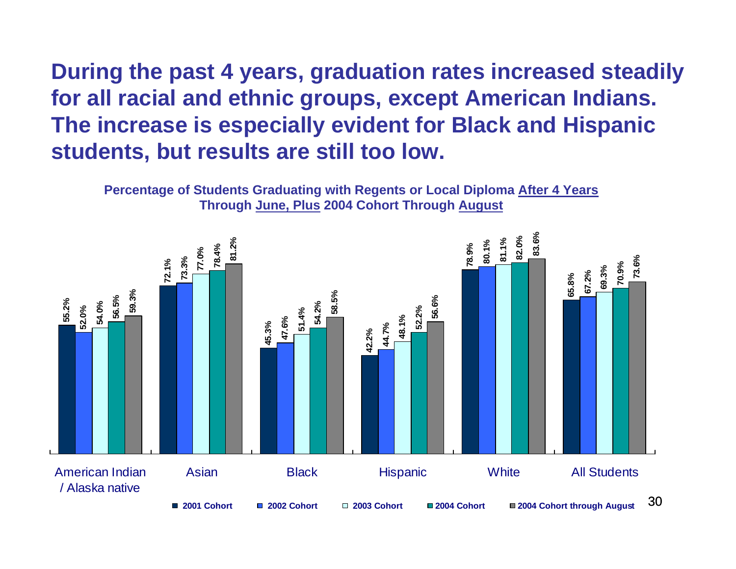# During the past 4 years, graduation rates increased steadily for all racial and ethnic groups, except American Indians. The increase is especially evident for Black and Hispanic students, but results are still too low.

**Percentage of Students Graduating with Regents or Local Diploma After 4 Years Through June, Plus 2004 Cohort Through August**

| | 2001 Cohort | 2002 Cohort | 2003 Cohort | 2004 Cohort | 2004 Cohort through August |
|---|---|---|---|---|---|
| American Indian / Alaska native | 55.2% | 52.0% | 54.0% | 56.5% | 59.3% |
| Asian | 72.1% | 73.3% | 77.0% | 78.4% | 81.2% |
| Black | 45.3% | 47.6% | 51.4% | 54.2% | 58.5% |
| Hispanic | 42.2% | 44.7% | 48.1% | 52.2% | 56.6% |
| White | 78.9% | 80.1% | 81.1% | 82.0% | 83.6% |
| All Students | 65.8% | 67.2% | 69.3% | 70.9% | 73.6% |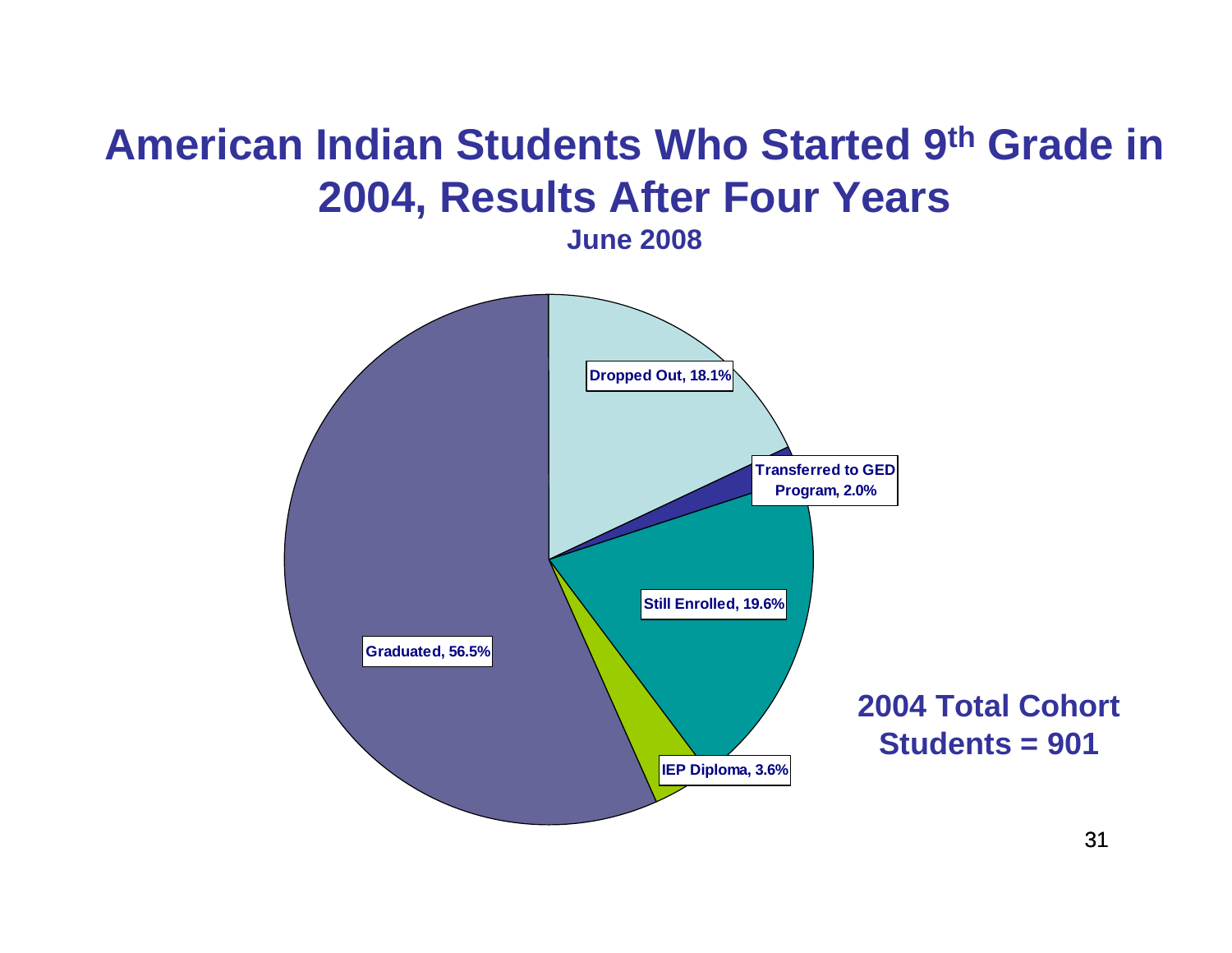# American Indian Students Who Started 9th Grade in 2004, Results After Four Years

**June 2008**

Dropped Out, 18.1%

Transferred to GED Program, 2.0%

Still Enrolled, 19.6%

IEP Diploma, 3.6%

Graduated, 56.5%

**2004 Total Cohort Students = 901**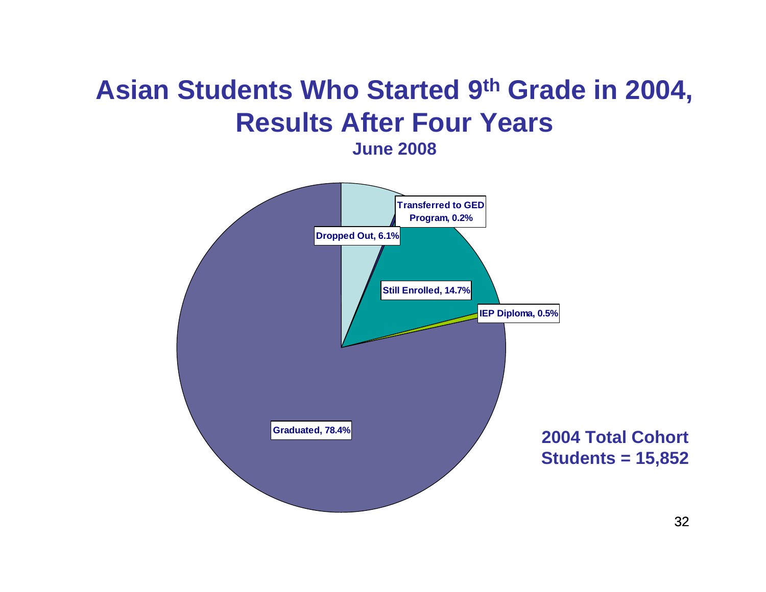# Asian Students Who Started 9th Grade in 2004, Results After Four Years

**June 2008**

- Dropped Out, 6.1%
- Transferred to GED Program, 0.2%
- Still Enrolled, 14.7%
- IEP Diploma, 0.5%
- Graduated, 78.4%

**2004 Total Cohort Students = 15,852**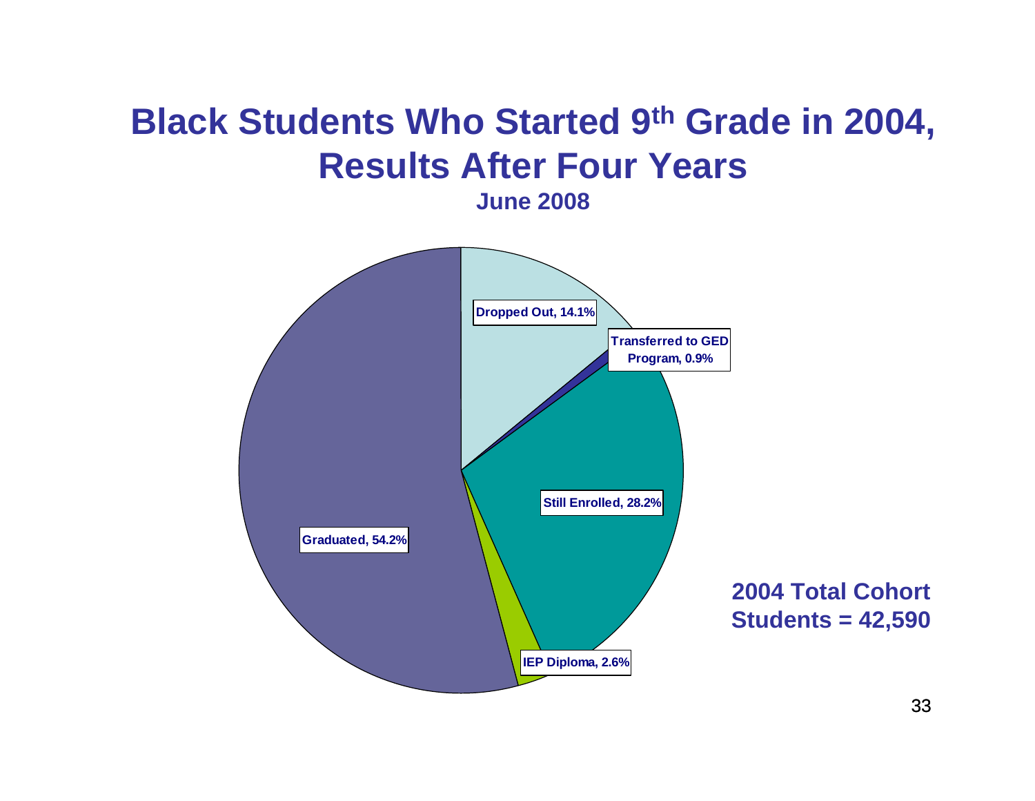# Black Students Who Started 9th Grade in 2004, Results After Four Years

**June 2008**

Dropped Out, 14.1%

Transferred to GED Program, 0.9%

Still Enrolled, 28.2%

IEP Diploma, 2.6%

Graduated, 54.2%

**2004 Total Cohort Students = 42,590**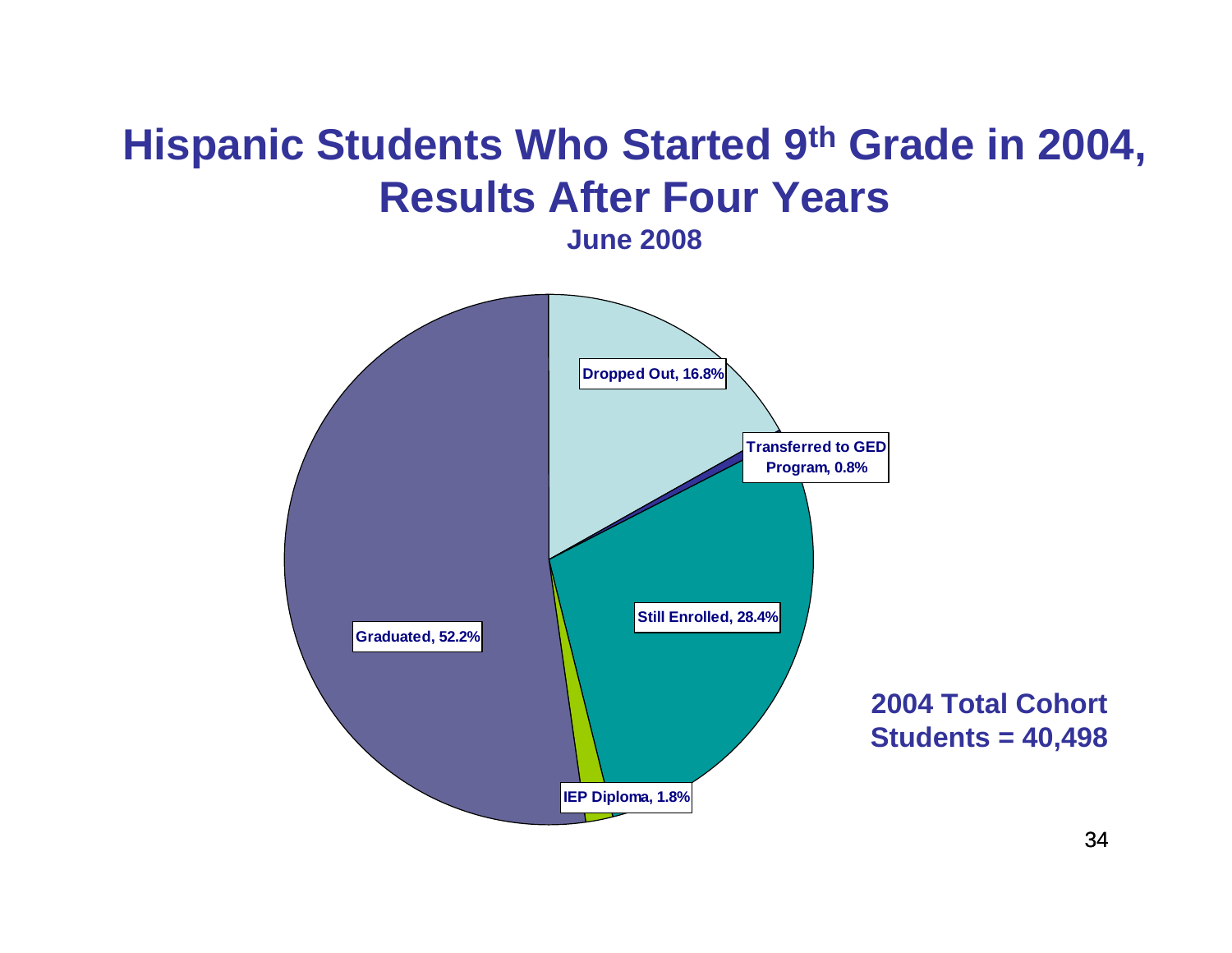# Hispanic Students Who Started 9th Grade in 2004, Results After Four Years

**June 2008**

- Dropped Out, 16.8%
- Transferred to GED Program, 0.8%
- Still Enrolled, 28.4%
- IEP Diploma, 1.8%
- Graduated, 52.2%

**2004 Total Cohort Students = 40,498**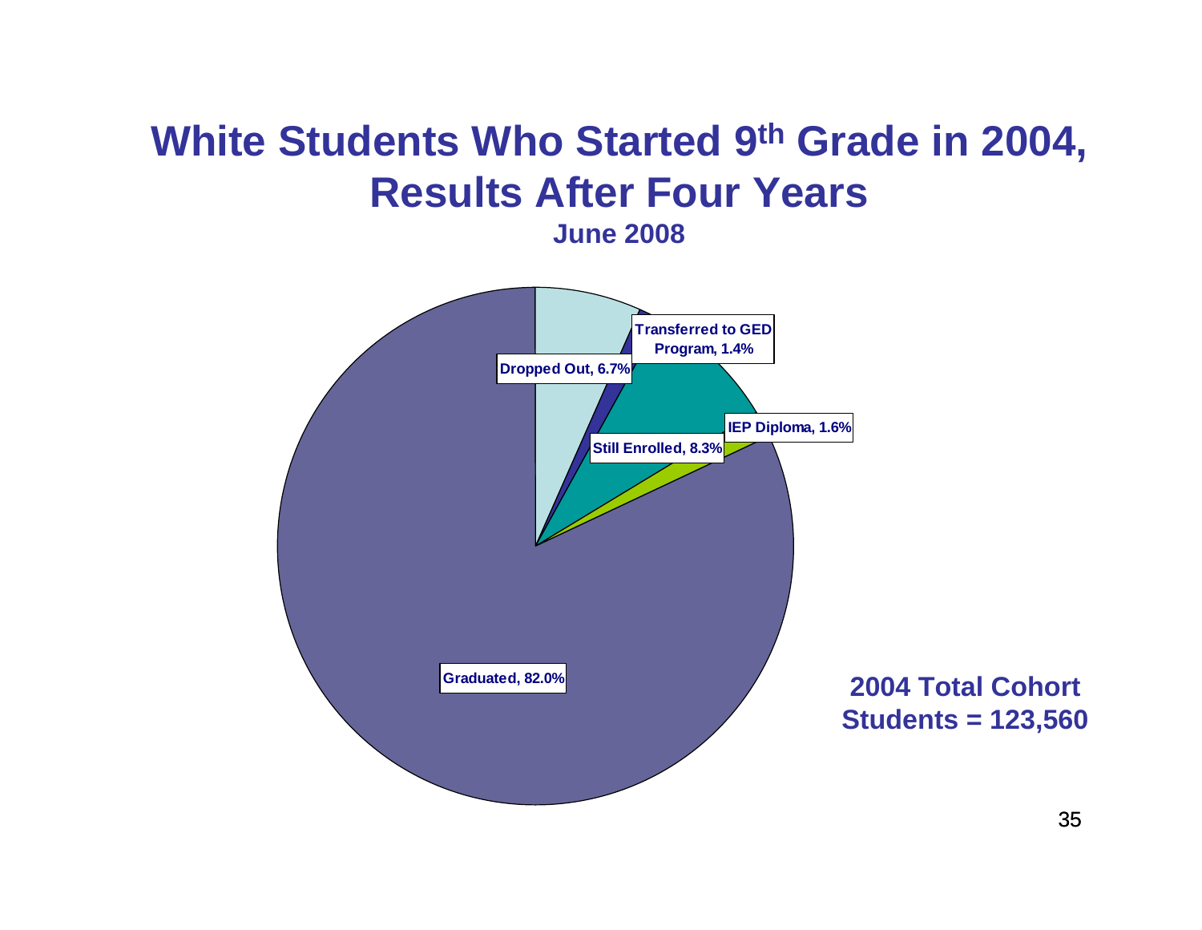# White Students Who Started 9th Grade in 2004, Results After Four Years

**June 2008**

Dropped Out, 6.7%

Transferred to GED Program, 1.4%

Still Enrolled, 8.3%

IEP Diploma, 1.6%

Graduated, 82.0%

**2004 Total Cohort Students = 123,560**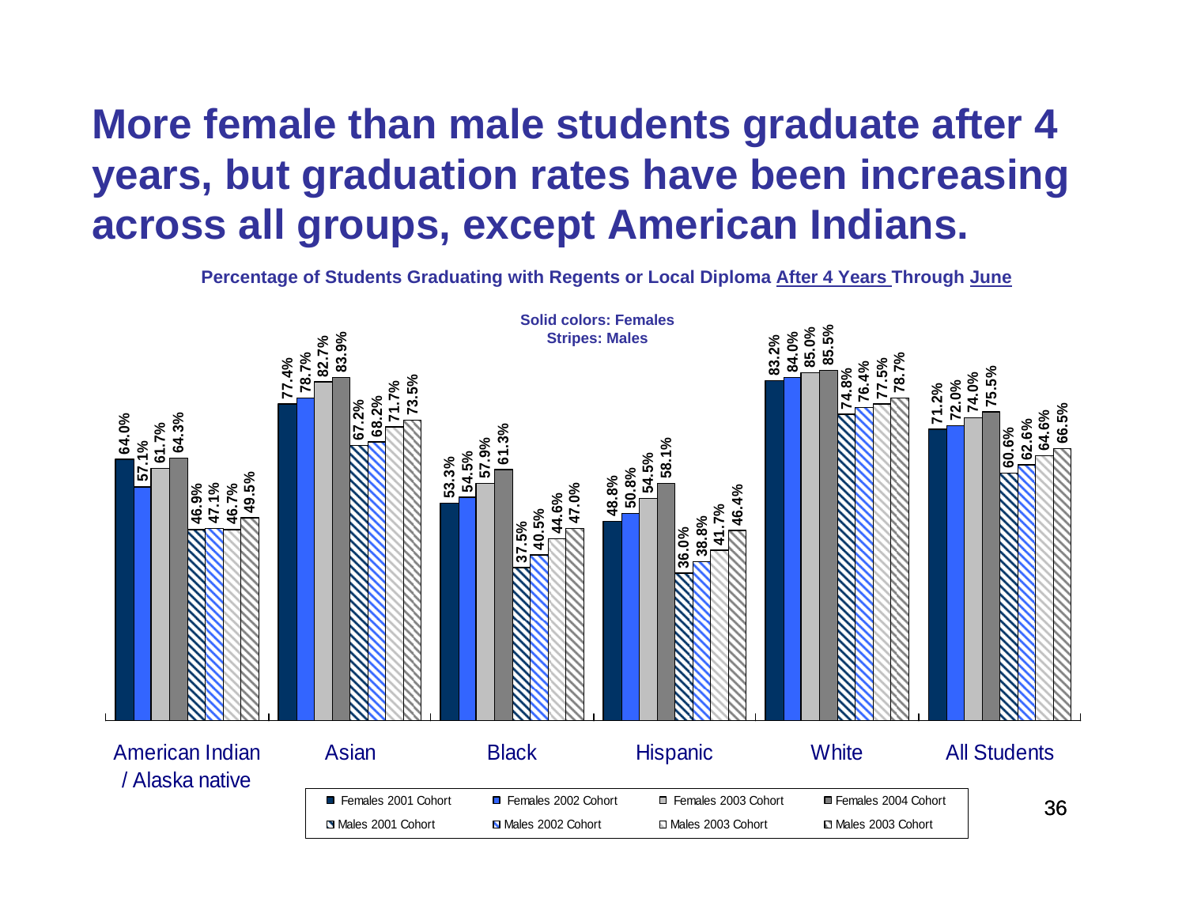# More female than male students graduate after 4 years, but graduation rates have been increasing across all groups, except American Indians.

**Percentage of Students Graduating with Regents or Local Diploma After 4 Years Through June**

**Solid colors: Females**
**Stripes: Males**

| Group | Females 2001 Cohort | Females 2002 Cohort | Females 2003 Cohort | Females 2004 Cohort | Males 2001 Cohort | Males 2002 Cohort | Males 2003 Cohort | Males 2003 Cohort |
|---|---|---|---|---|---|---|---|---|
| American Indian / Alaska native | 64.0% | 57.1% | 61.7% | 64.3% | 46.9% | 47.1% | 46.7% | 49.5% |
| Asian | 77.4% | 78.7% | 82.7% | 83.9% | 67.2% | 68.2% | 71.7% | 73.5% |
| Black | 53.3% | 54.5% | 57.9% | 61.3% | 37.5% | 40.5% | 44.6% | 47.0% |
| Hispanic | 48.8% | 50.8% | 54.5% | 58.1% | 36.0% | 38.8% | 41.7% | 46.4% |
| White | 83.2% | 84.0% | 85.0% | 85.5% | 74.8% | 76.4% | 77.5% | 78.7% |
| All Students | 71.2% | 72.0% | 74.0% | 75.5% | 60.6% | 62.6% | 64.6% | 66.5% |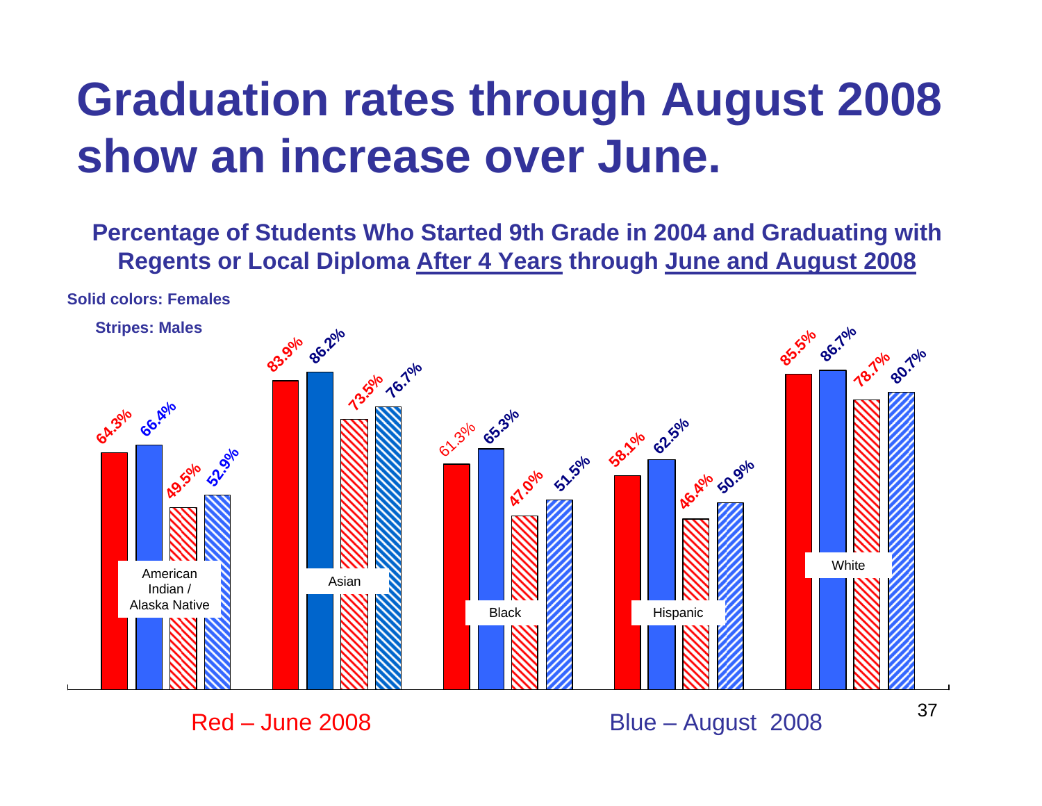# Graduation rates through August 2008 show an increase over June.

**Percentage of Students Who Started 9th Grade in 2004 and Graduating with Regents or Local Diploma After 4 Years through June and August 2008**

**Solid colors: Females**

**Stripes: Males**

| | Females – June 2008 | Females – August 2008 | Males – June 2008 | Males – August 2008 |
|---|---|---|---|---|
| American Indian / Alaska Native | 64.3% | 66.4% | 49.5% | 52.9% |
| Asian | 83.9% | 86.2% | 73.5% | 76.7% |
| Black | 61.3% | 65.3% | 47.0% | 51.5% |
| Hispanic | 58.1% | 62.5% | 46.4% | 50.9% |
| White | 85.5% | 86.7% | 78.7% | 80.7% |

Red – June 2008 Blue – August 2008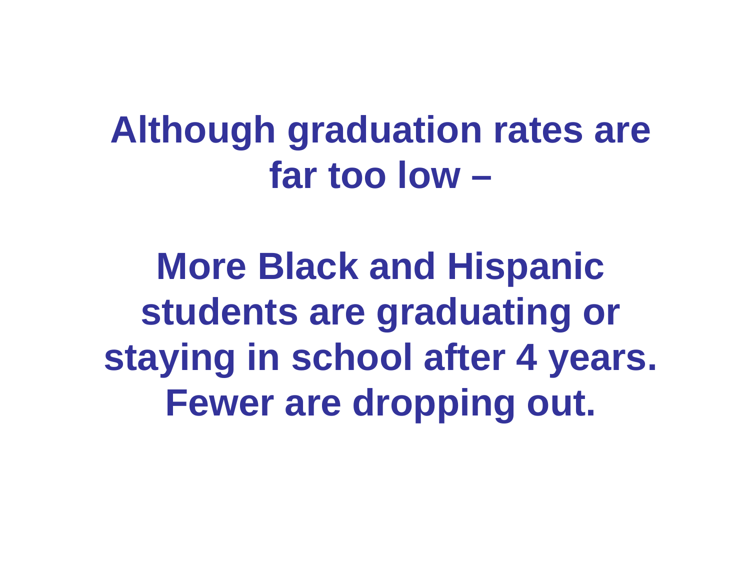**Although graduation rates are far too low –**

**More Black and Hispanic students are graduating or staying in school after 4 years. Fewer are dropping out.**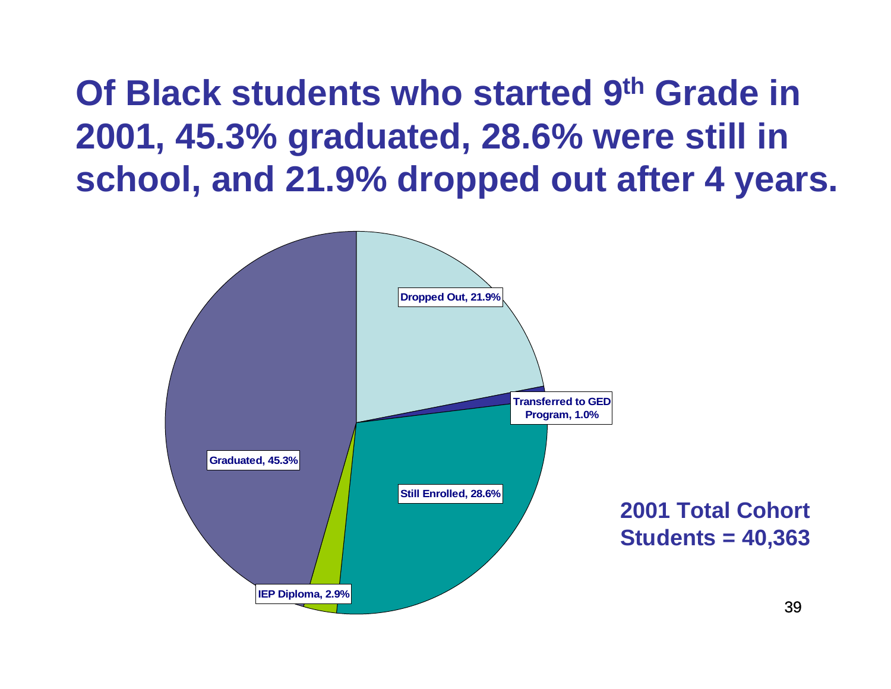# Of Black students who started 9th Grade in 2001, 45.3% graduated, 28.6% were still in school, and 21.9% dropped out after 4 years.

Dropped Out, 21.9%

Transferred to GED Program, 1.0%

Still Enrolled, 28.6%

IEP Diploma, 2.9%

Graduated, 45.3%

**2001 Total Cohort Students = 40,363**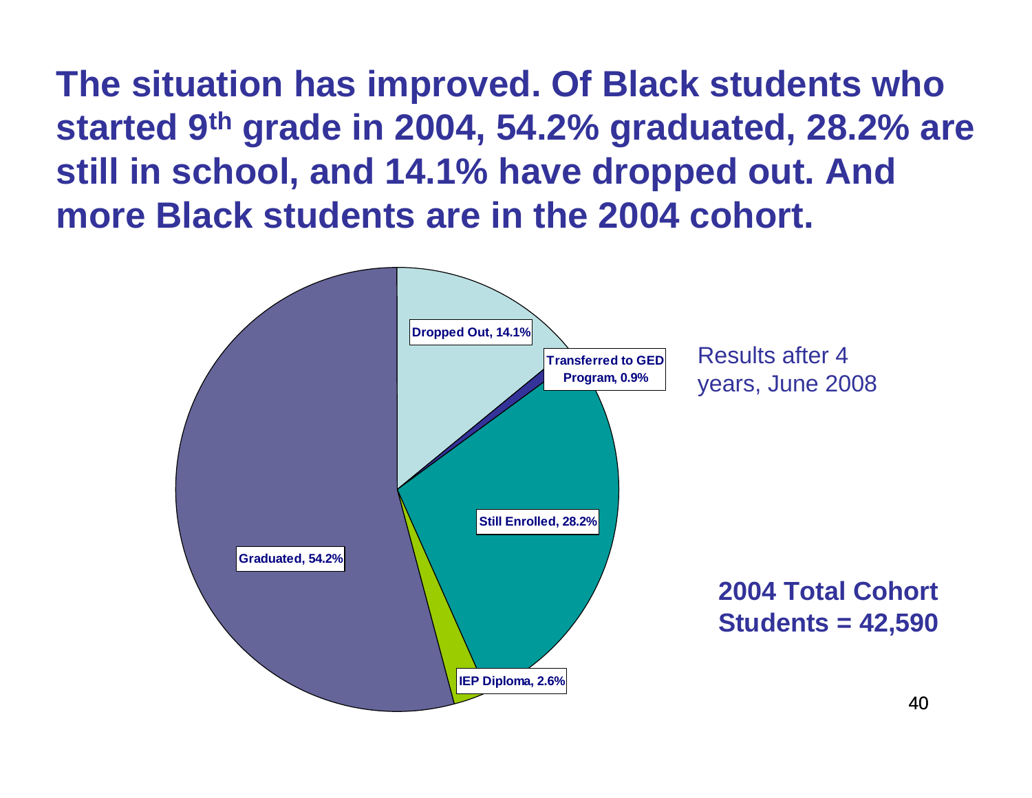# The situation has improved. Of Black students who started 9th grade in 2004, 54.2% graduated, 28.2% are still in school, and 14.1% have dropped out. And more Black students are in the 2004 cohort.

Dropped Out, 14.1%

Transferred to GED Program, 0.9%

Still Enrolled, 28.2%

IEP Diploma, 2.6%

Graduated, 54.2%

Results after 4 years, June 2008

**2004 Total Cohort Students = 42,590**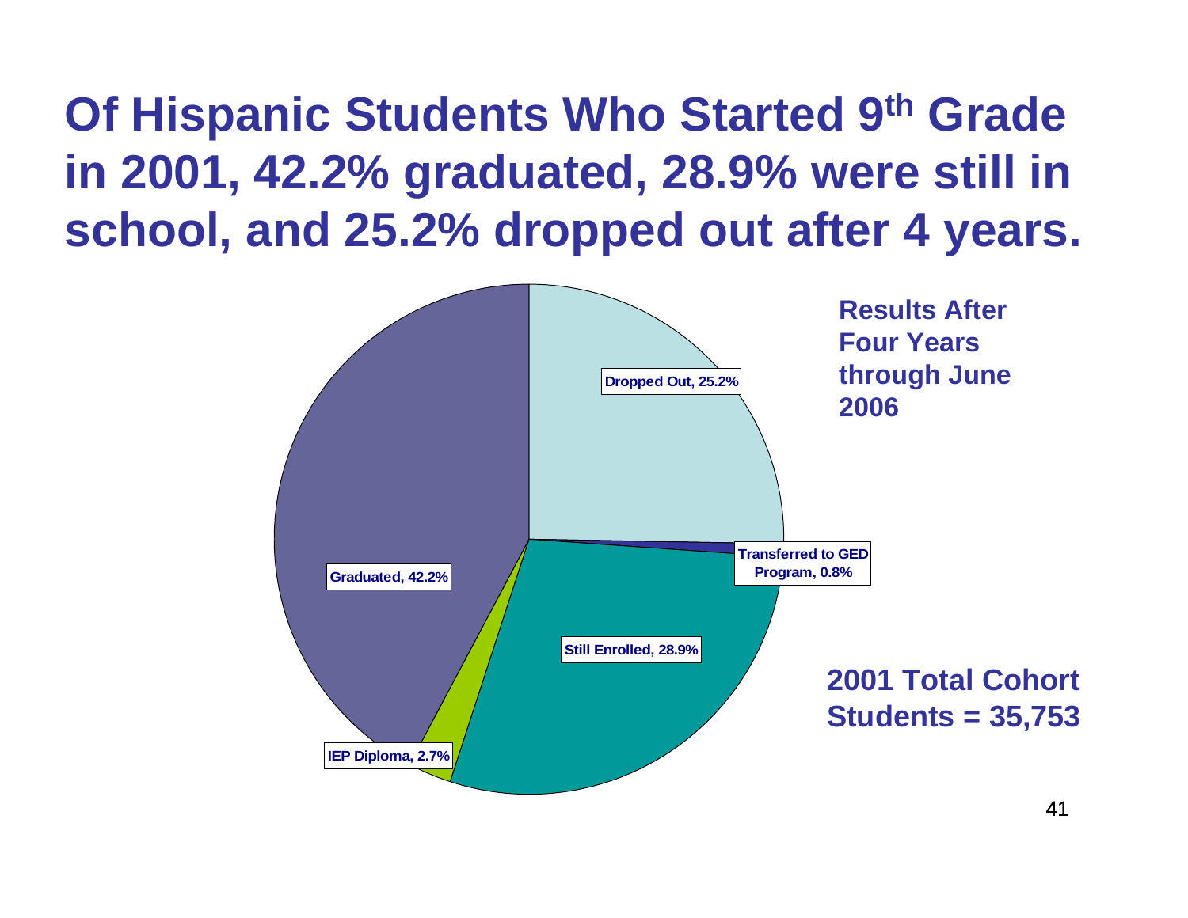# Of Hispanic Students Who Started 9th Grade in 2001, 42.2% graduated, 28.9% were still in school, and 25.2% dropped out after 4 years.

**Results After Four Years through June 2006**

- Graduated, 42.2%
- Dropped Out, 25.2%
- Transferred to GED Program, 0.8%
- Still Enrolled, 28.9%
- IEP Diploma, 2.7%

**2001 Total Cohort Students = 35,753**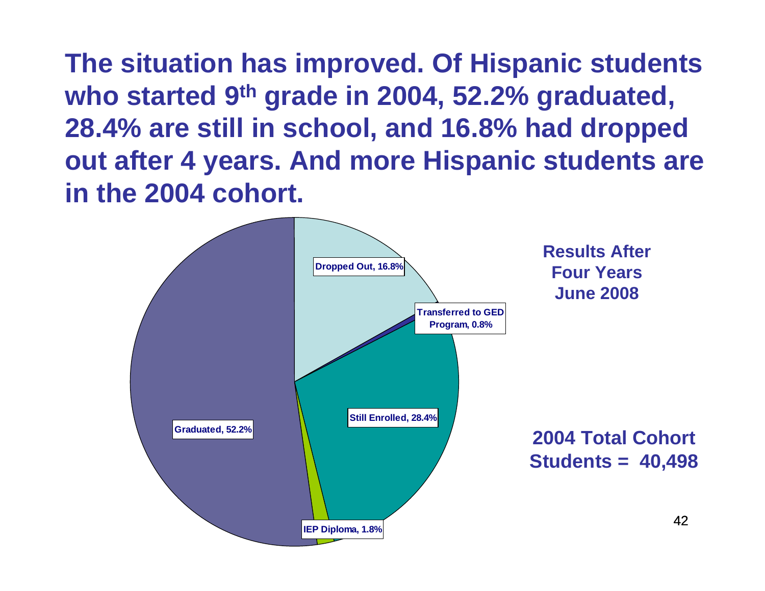# The situation has improved. Of Hispanic students who started 9th grade in 2004, 52.2% graduated, 28.4% are still in school, and 16.8% had dropped out after 4 years. And more Hispanic students are in the 2004 cohort.

Dropped Out, 16.8%

Transferred to GED Program, 0.8%

Still Enrolled, 28.4%

IEP Diploma, 1.8%

Graduated, 52.2%

**Results After Four Years June 2008**

**2004 Total Cohort Students = 40,498**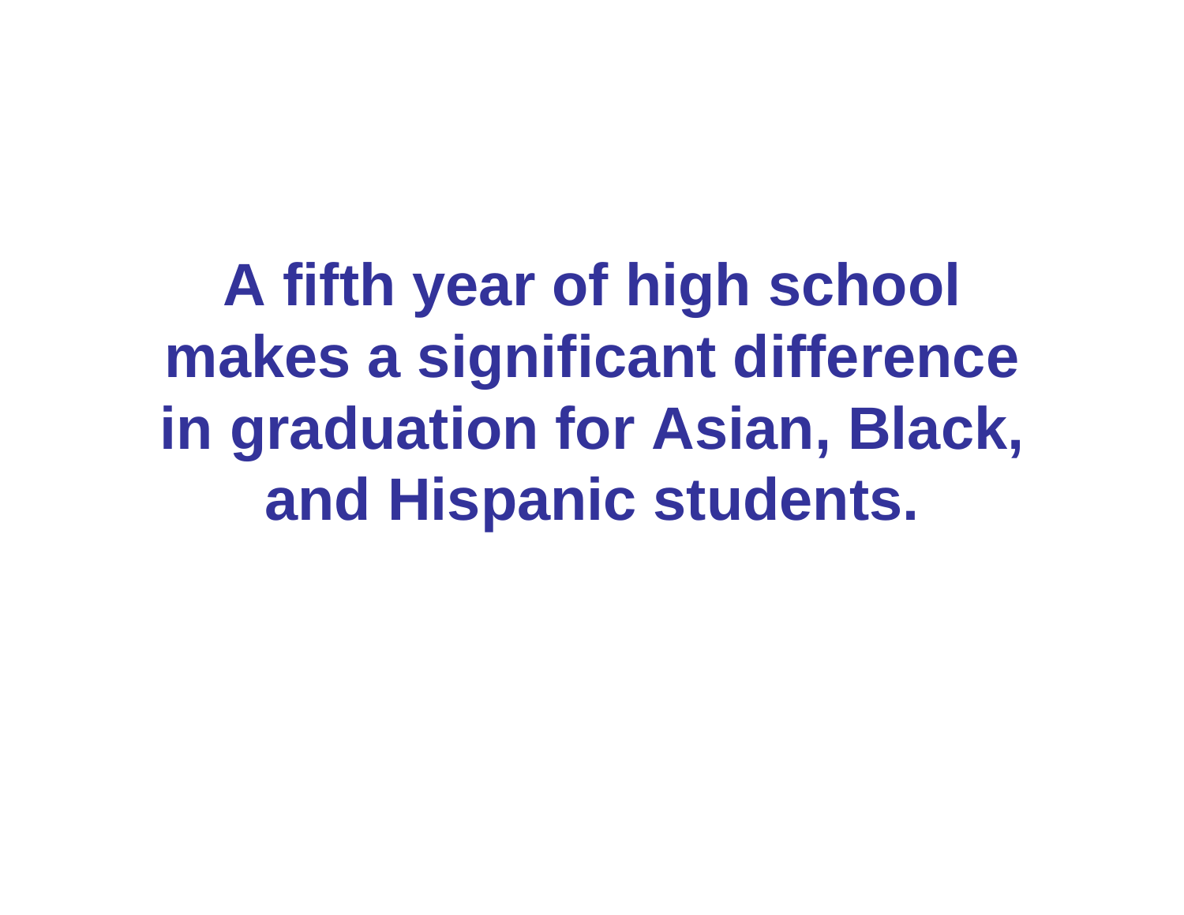# A fifth year of high school makes a significant difference in graduation for Asian, Black, and Hispanic students.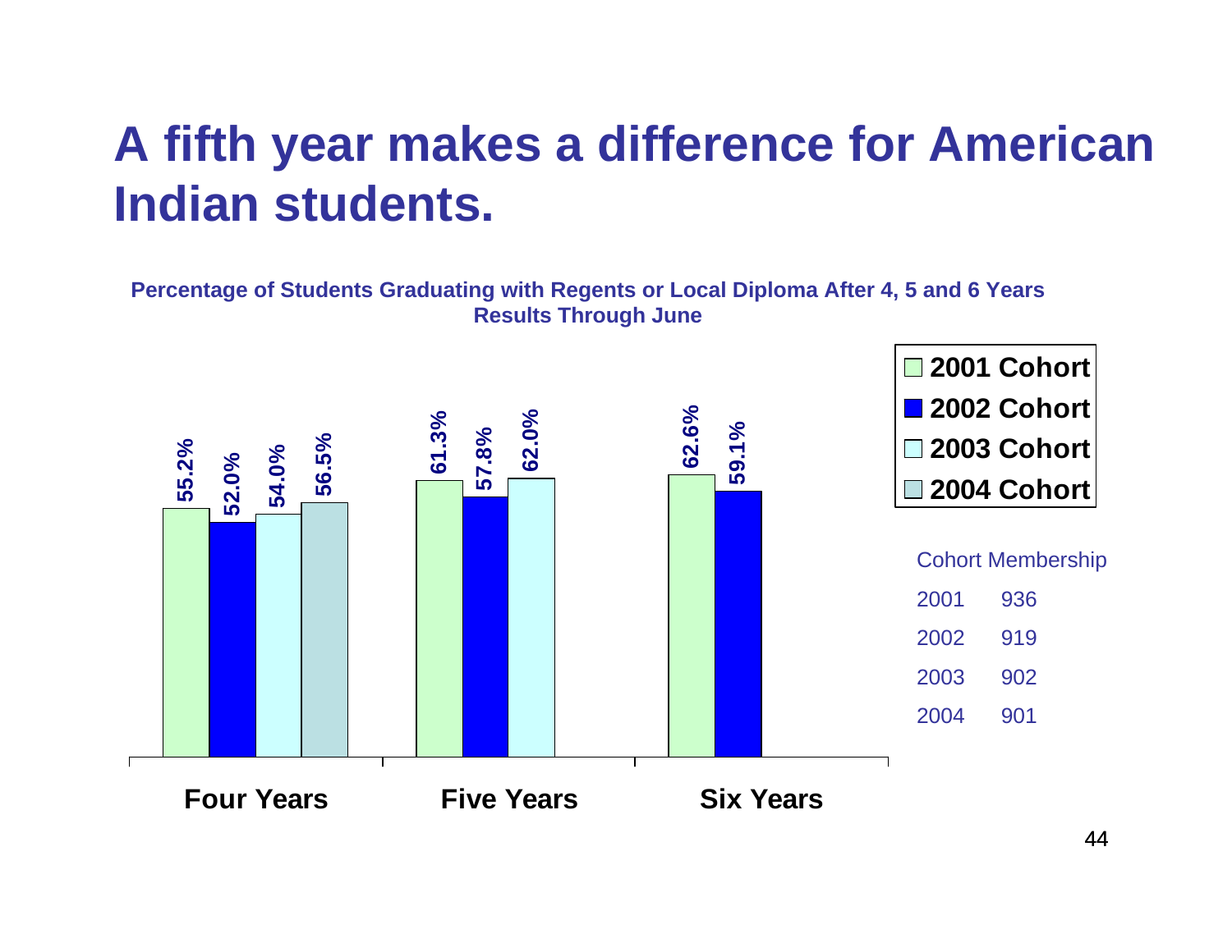# A fifth year makes a difference for American Indian students.

**Percentage of Students Graduating with Regents or Local Diploma After 4, 5 and 6 Years**
**Results Through June**

| | 2001 Cohort | 2002 Cohort | 2003 Cohort | 2004 Cohort |
|---|---|---|---|---|
| Four Years | 55.2% | 52.0% | 54.0% | 56.5% |
| Five Years | 61.3% | 57.8% | 62.0% | |
| Six Years | 62.6% | 59.1% | | |

| Cohort Membership | |
|---|---|
| 2001 | 936 |
| 2002 | 919 |
| 2003 | 902 |
| 2004 | 901 |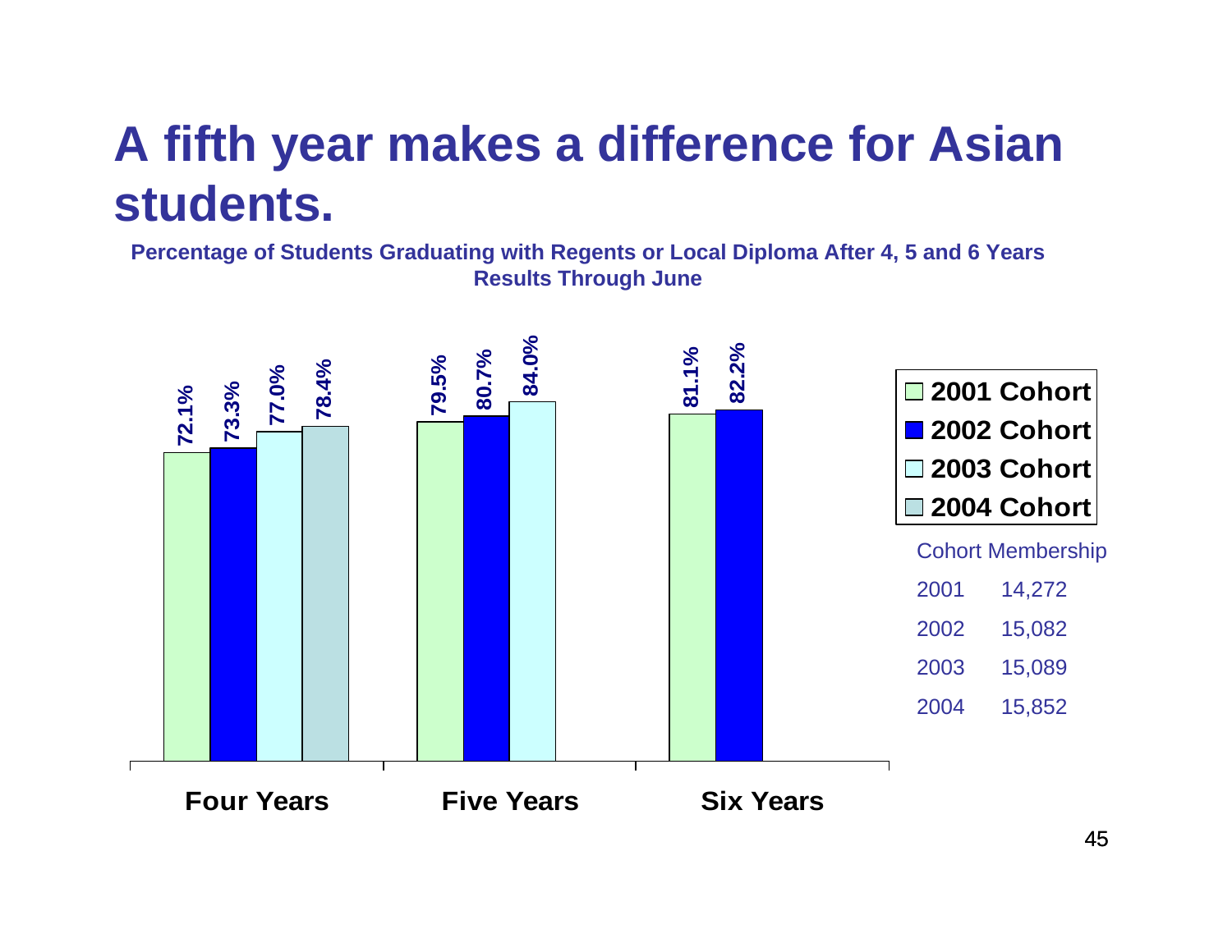# A fifth year makes a difference for Asian students.

**Percentage of Students Graduating with Regents or Local Diploma After 4, 5 and 6 Years**
**Results Through June**

| | 2001 Cohort | 2002 Cohort | 2003 Cohort | 2004 Cohort |
|---|---|---|---|---|
| Four Years | 72.1% | 73.3% | 77.0% | 78.4% |
| Five Years | 79.5% | 80.7% | 84.0% | |
| Six Years | 81.1% | 82.2% | | |

Cohort Membership

| | |
|---|---|
| 2001 | 14,272 |
| 2002 | 15,082 |
| 2003 | 15,089 |
| 2004 | 15,852 |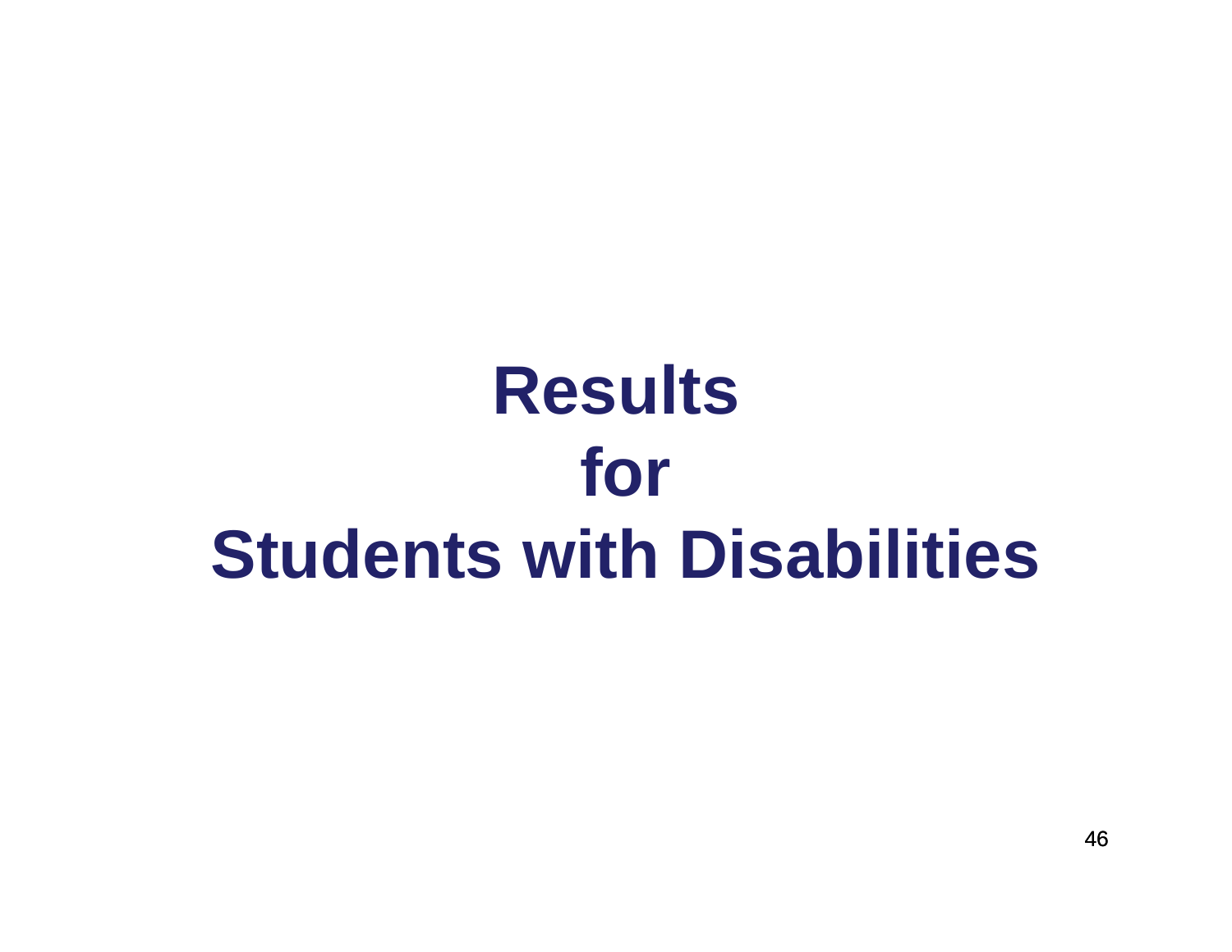# Results for Students with Disabilities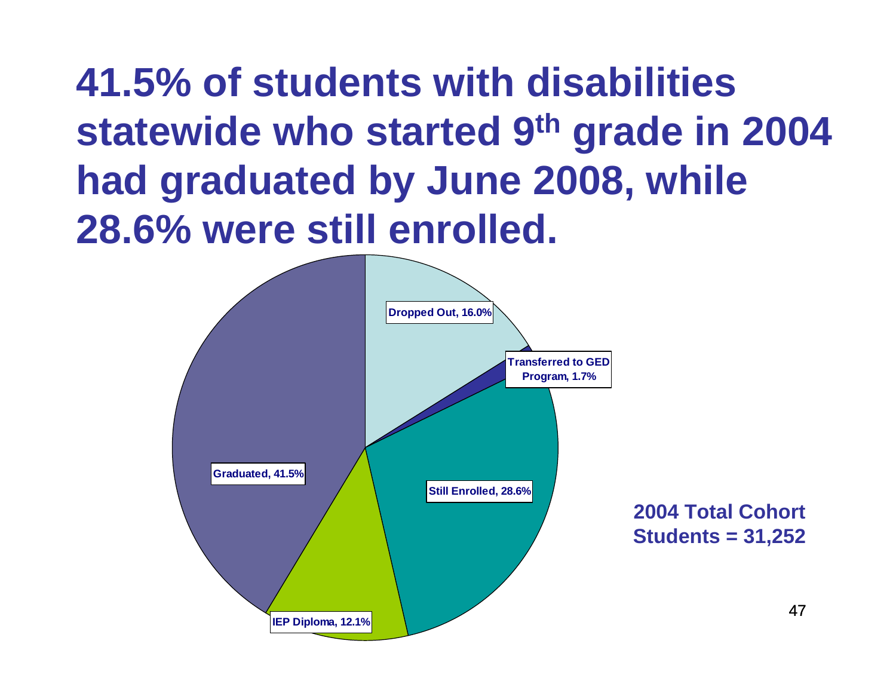# 41.5% of students with disabilities statewide who started 9th grade in 2004 had graduated by June 2008, while 28.6% were still enrolled.

Dropped Out, 16.0%

Transferred to GED Program, 1.7%

Still Enrolled, 28.6%

IEP Diploma, 12.1%

Graduated, 41.5%

**2004 Total Cohort Students = 31,252**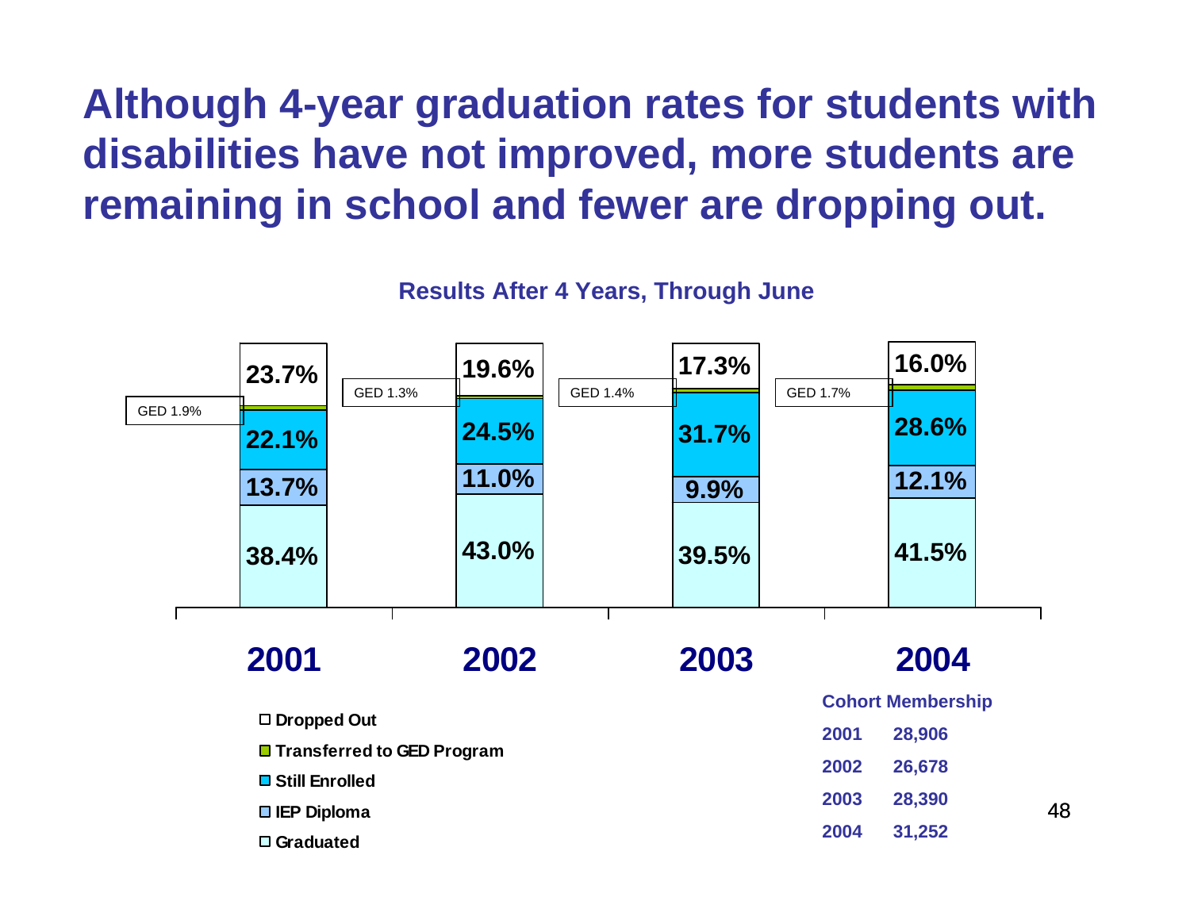# Although 4-year graduation rates for students with disabilities have not improved, more students are remaining in school and fewer are dropping out.

**Results After 4 Years, Through June**

| | 2001 | 2002 | 2003 | 2004 |
|---|---|---|---|---|
| Dropped Out | 23.7% | 19.6% | 17.3% | 16.0% |
| Transferred to GED Program | 1.9% | 1.3% | 1.4% | 1.7% |
| Still Enrolled | 22.1% | 24.5% | 31.7% | 28.6% |
| IEP Diploma | 13.7% | 11.0% | 9.9% | 12.1% |
| Graduated | 38.4% | 43.0% | 39.5% | 41.5% |

**Cohort Membership**

| Year | Cohort Membership |
|---|---|
| 2001 | 28,906 |
| 2002 | 26,678 |
| 2003 | 28,390 |
| 2004 | 31,252 |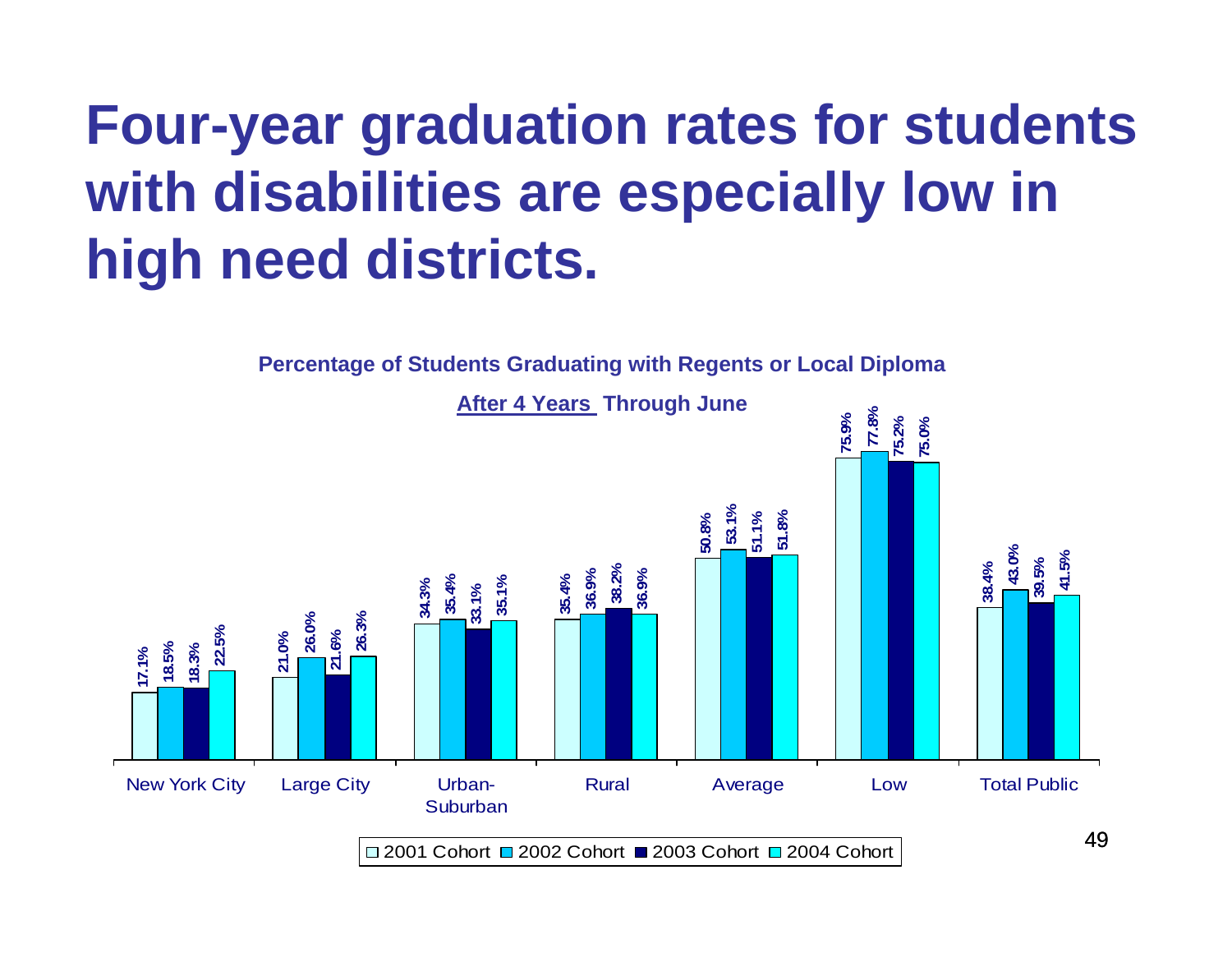# Four-year graduation rates for students with disabilities are especially low in high need districts.

**Percentage of Students Graduating with Regents or Local Diploma**

**After 4 Years Through June**

| | 2001 Cohort | 2002 Cohort | 2003 Cohort | 2004 Cohort |
|---|---|---|---|---|
| New York City | 17.1% | 18.5% | 18.3% | 22.5% |
| Large City | 21.0% | 26.0% | 21.6% | 26.3% |
| Urban-Suburban | 34.3% | 35.4% | 33.1% | 35.1% |
| Rural | 35.4% | 36.9% | 38.2% | 36.9% |
| Average | 50.8% | 53.1% | 51.1% | 51.8% |
| Low | 75.9% | 77.8% | 75.2% | 75.0% |
| Total Public | 38.4% | 43.0% | 39.5% | 41.5% |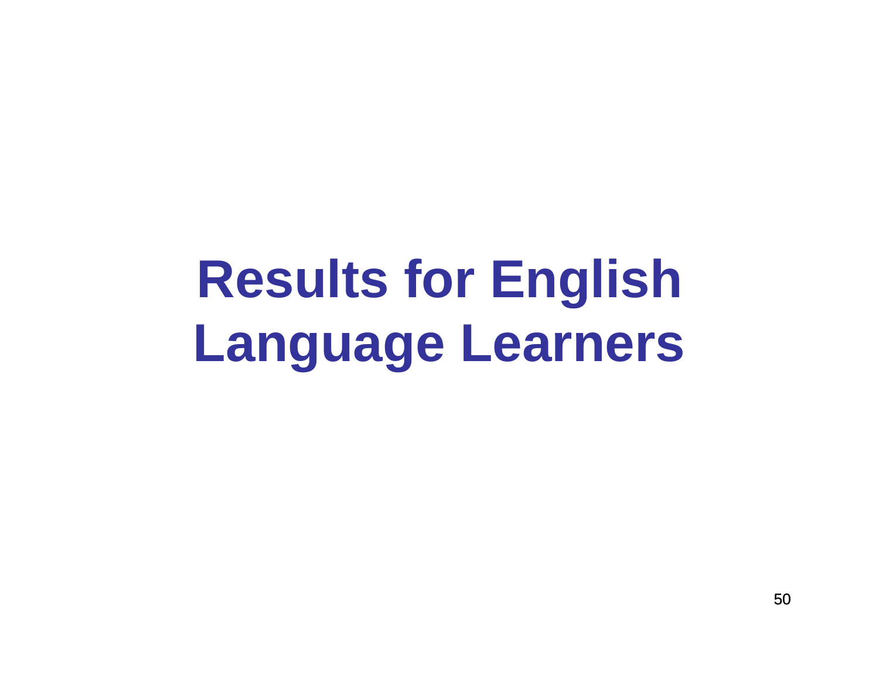# Results for English Language Learners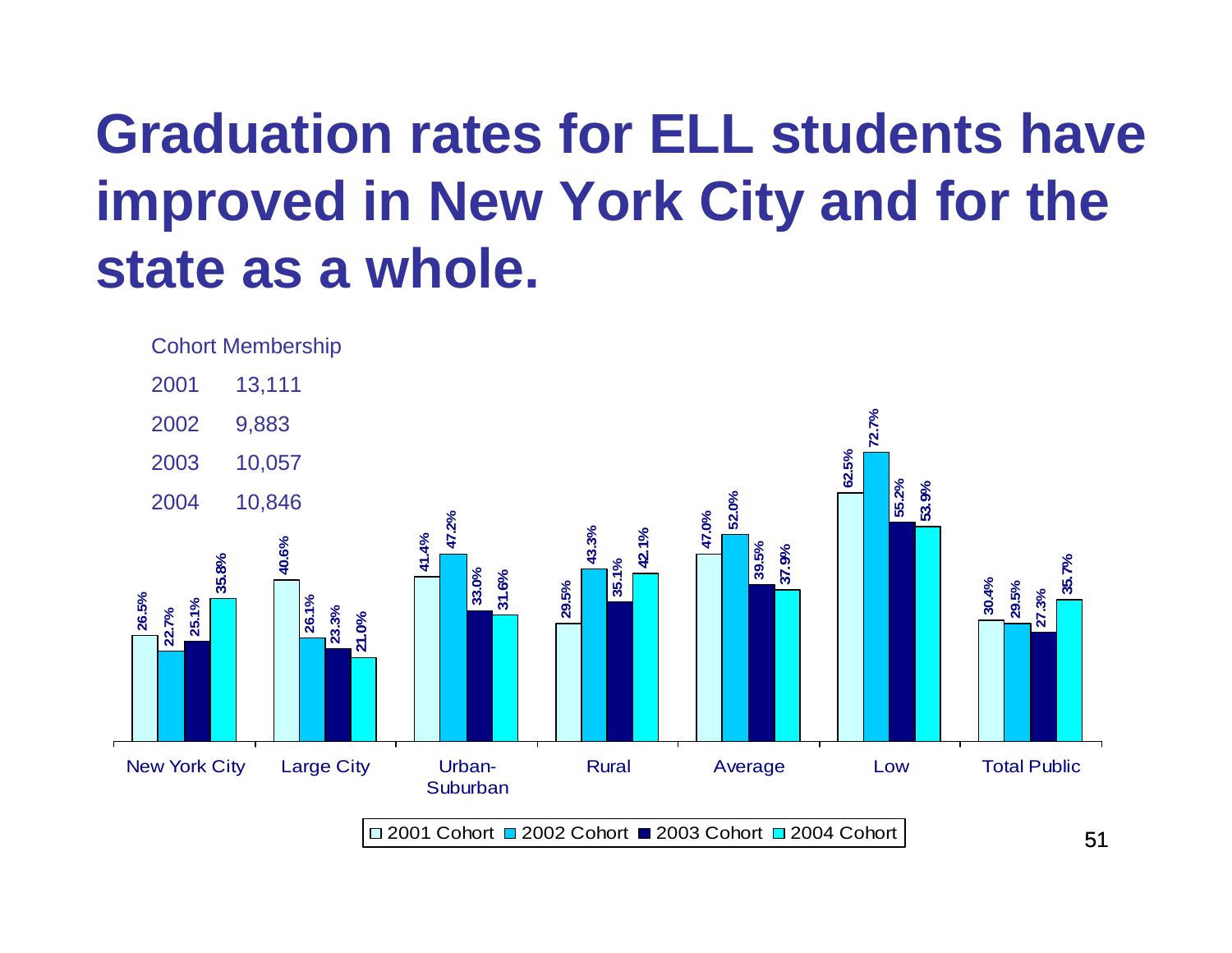# Graduation rates for ELL students have improved in New York City and for the state as a whole.

Cohort Membership

| Cohort | Membership |
|---|---|
| 2001 | 13,111 |
| 2002 | 9,883 |
| 2003 | 10,057 |
| 2004 | 10,846 |

| | 2001 Cohort | 2002 Cohort | 2003 Cohort | 2004 Cohort |
|---|---|---|---|---|
| New York City | 26.5% | 22.7% | 25.1% | 35.8% |
| Large City | 40.6% | 26.1% | 23.3% | 21.0% |
| Urban-Suburban | 41.4% | 47.2% | 33.0% | 31.6% |
| Rural | 29.5% | 43.3% | 35.1% | 42.1% |
| Average | 47.0% | 52.0% | 39.5% | 37.9% |
| Low | 62.5% | 72.7% | 55.2% | 53.9% |
| Total Public | 30.4% | 29.5% | 27.3% | 35.7% |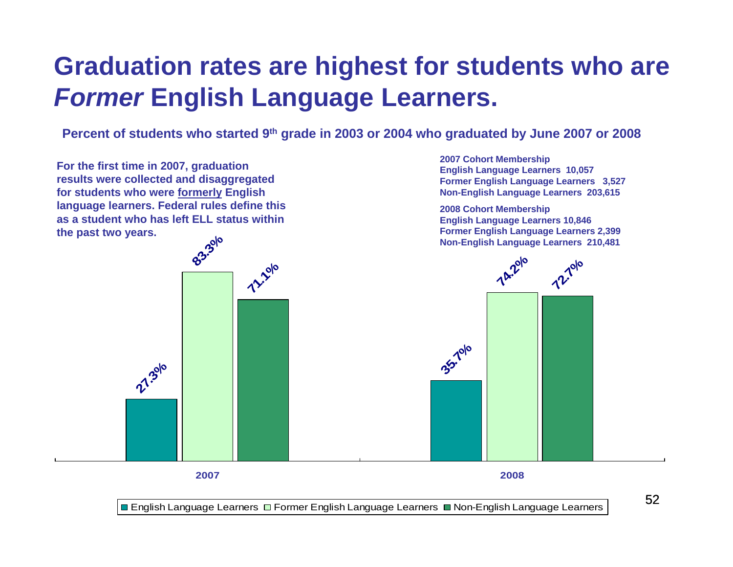# Graduation rates are highest for students who are *Former* English Language Learners.

**Percent of students who started 9th grade in 2003 or 2004 who graduated by June 2007 or 2008**

**For the first time in 2007, graduation results were collected and disaggregated for students who were formerly English language learners. Federal rules define this as a student who has left ELL status within the past two years.**

**2007 Cohort Membership**
**English Language Learners 10,057**
**Former English Language Learners 3,527**
**Non-English Language Learners 203,615**

**2008 Cohort Membership**
**English Language Learners 10,846**
**Former English Language Learners 2,399**
**Non-English Language Learners 210,481**

| | English Language Learners | Former English Language Learners | Non-English Language Learners |
|---|---|---|---|
| 2007 | 27.3% | 83.3% | 71.1% |
| 2008 | 35.7% | 74.2% | 72.7% |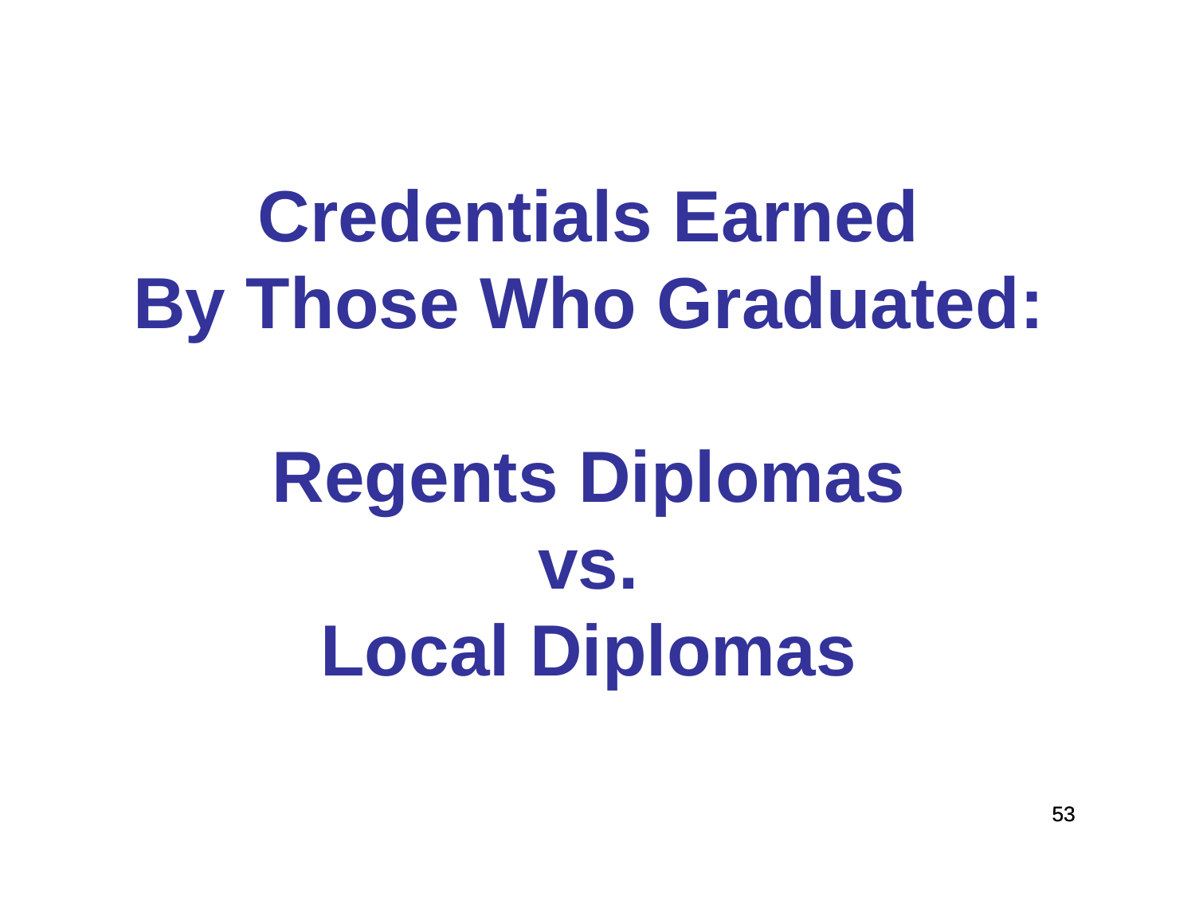# Credentials Earned By Those Who Graduated:

# Regents Diplomas vs. Local Diplomas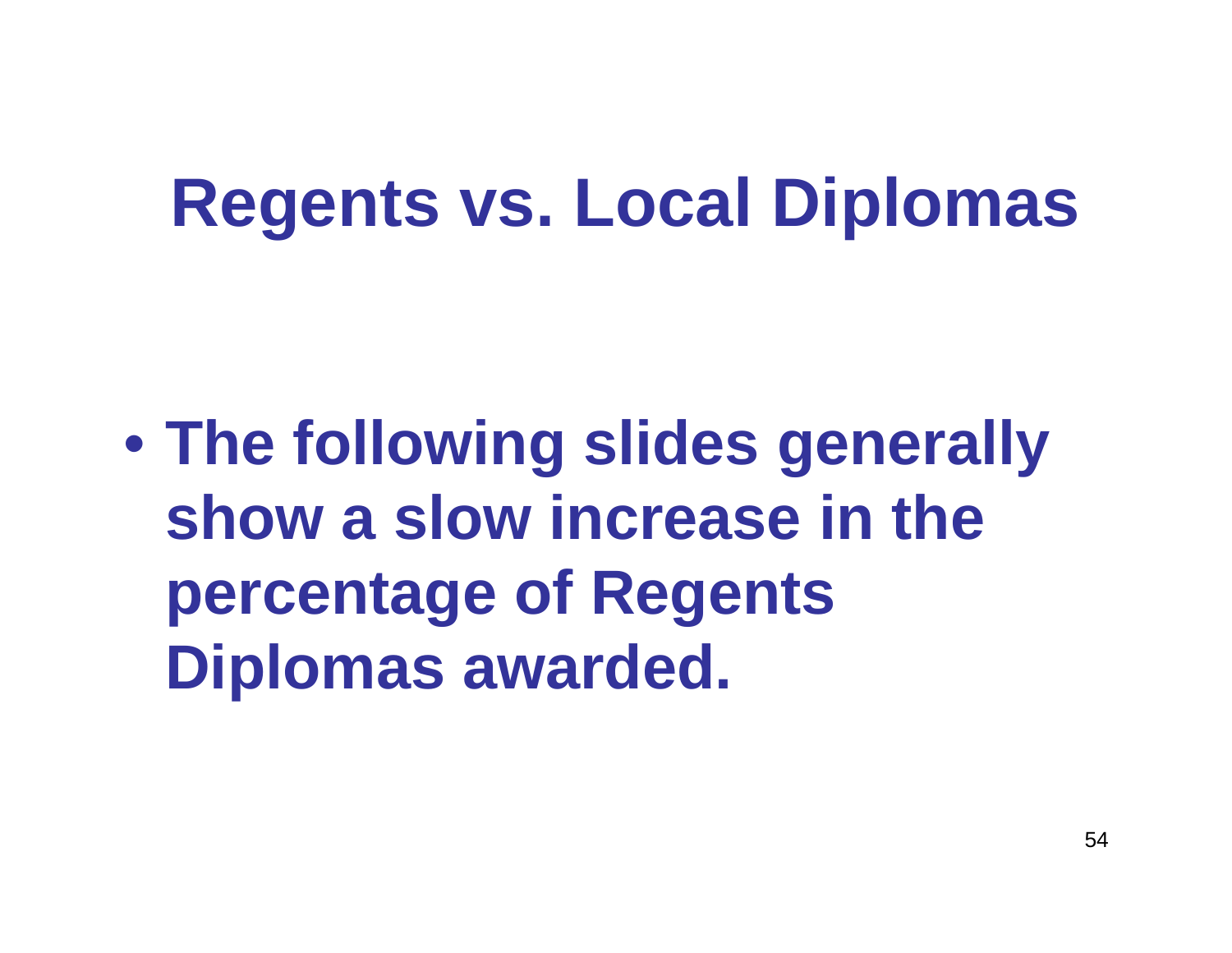# Regents vs. Local Diplomas

- **The following slides generally show a slow increase in the percentage of Regents Diplomas awarded.**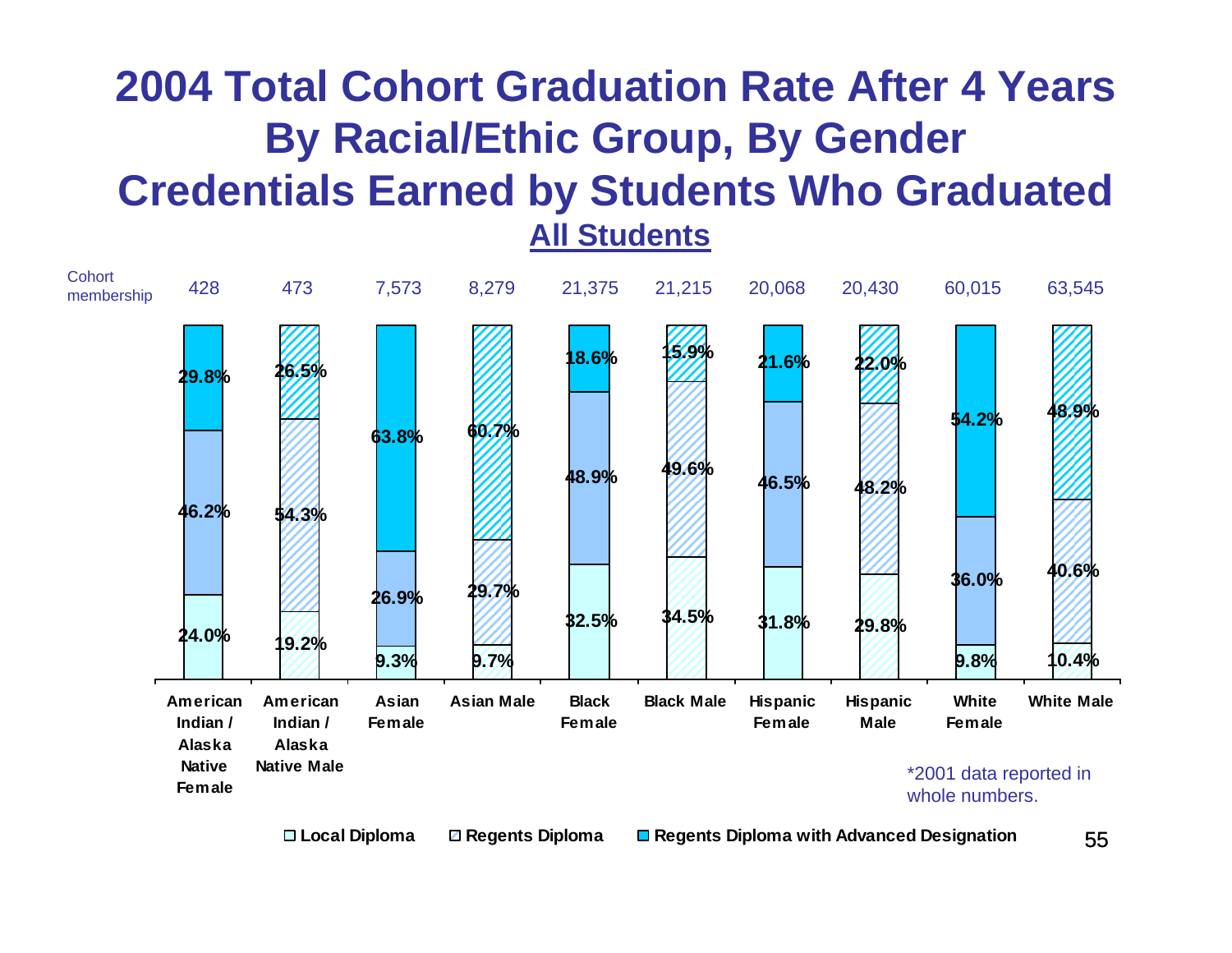# 2004 Total Cohort Graduation Rate After 4 Years By Racial/Ethic Group, By Gender Credentials Earned by Students Who Graduated

## All Students

| | American Indian / Alaska Native Female | American Indian / Alaska Native Male | Asian Female | Asian Male | Black Female | Black Male | Hispanic Female | Hispanic Male | White Female | White Male |
|---|---|---|---|---|---|---|---|---|---|---|
| Cohort membership | 428 | 473 | 7,573 | 8,279 | 21,375 | 21,215 | 20,068 | 20,430 | 60,015 | 63,545 |
| Regents Diploma with Advanced Designation | 29.8% | 26.5% | 63.8% | 60.7% | 18.6% | 15.9% | 21.6% | 22.0% | 54.2% | 48.9% |
| Regents Diploma | 46.2% | 54.3% | 26.9% | 29.7% | 48.9% | 49.6% | 46.5% | 48.2% | 36.0% | 40.6% |
| Local Diploma | 24.0% | 19.2% | 9.3% | 9.7% | 32.5% | 34.5% | 31.8% | 29.8% | 9.8% | 10.4% |

*2001 data reported in whole numbers.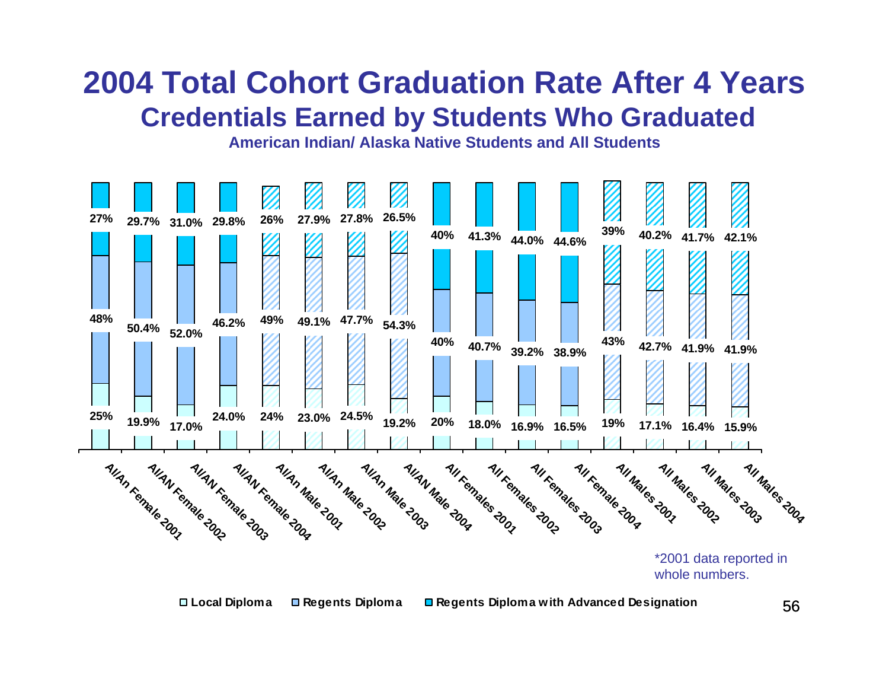# 2004 Total Cohort Graduation Rate After 4 Years

## Credentials Earned by Students Who Graduated

### American Indian/ Alaska Native Students and All Students

| | Local Diploma | Regents Diploma | Regents Diploma with Advanced Designation |
|---|---|---|---|
| AI/An Female 2001 | 25% | 48% | 27% |
| AI/AN Female 2002 | 19.9% | 50.4% | 29.7% |
| AI/AN Female 2003 | 17.0% | 52.0% | 31.0% |
| AI/AN Female 2004 | 24.0% | 46.2% | 29.8% |
| AI/An Male 2001 | 24% | 49% | 26% |
| AI/An Male 2002 | 23.0% | 49.1% | 27.9% |
| AI/An Male 2003 | 24.5% | 47.7% | 27.8% |
| AI/AN Male 2004 | 19.2% | 54.3% | 26.5% |
| All Females 2001 | 20% | 40% | 40% |
| All Females 2002 | 18.0% | 40.7% | 41.3% |
| All Females 2003 | 16.9% | 39.2% | 44.0% |
| All Female 2004 | 16.5% | 38.9% | 44.6% |
| All Males 2001 | 19% | 43% | 39% |
| All Males 2002 | 17.1% | 42.7% | 40.2% |
| All Males 2003 | 16.4% | 41.9% | 41.7% |
| All Males 2004 | 15.9% | 41.9% | 42.1% |

*2001 data reported in whole numbers.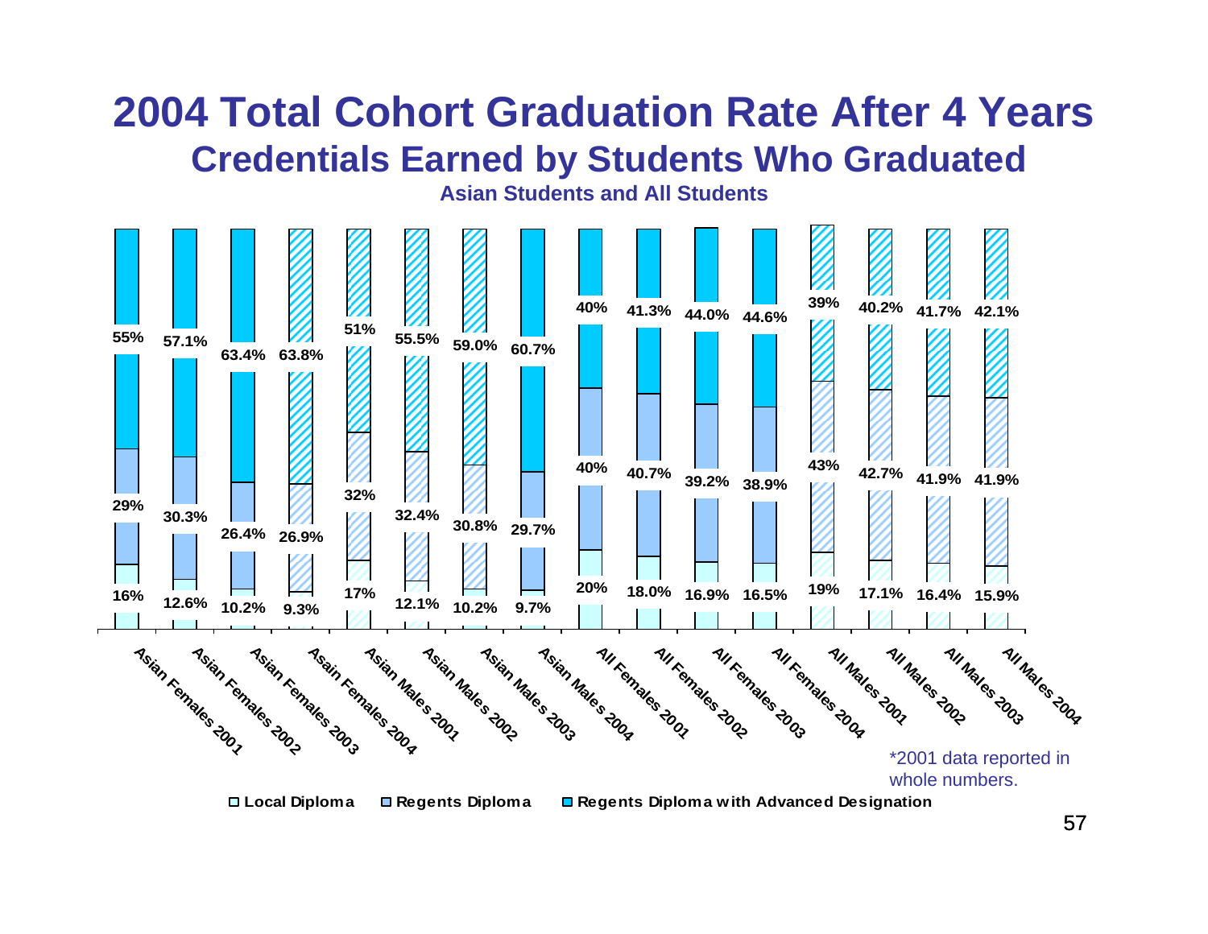# 2004 Total Cohort Graduation Rate After 4 Years

## Credentials Earned by Students Who Graduated

### Asian Students and All Students

| Group | Local Diploma | Regents Diploma | Regents Diploma with Advanced Designation |
|---|---|---|---|
| Asian Females 2001 | 16% | 29% | 55% |
| Asian Females 2002 | 12.6% | 30.3% | 57.1% |
| Asian Females 2003 | 10.2% | 26.4% | 63.4% |
| Asain Females 2004 | 9.3% | 26.9% | 63.8% |
| Asian Males 2001 | 17% | 32% | 51% |
| Asian Males 2002 | 12.1% | 32.4% | 55.5% |
| Asian Males 2003 | 10.2% | 30.8% | 59.0% |
| Asian Males 2004 | 9.7% | 29.7% | 60.7% |
| All Females 2001 | 20% | 40% | 40% |
| All Females 2002 | 18.0% | 40.7% | 41.3% |
| All Females 2003 | 16.9% | 39.2% | 44.0% |
| All Females 2004 | 16.5% | 38.9% | 44.6% |
| All Males 2001 | 19% | 43% | 39% |
| All Males 2002 | 17.1% | 42.7% | 40.2% |
| All Males 2003 | 16.4% | 41.9% | 41.7% |
| All Males 2004 | 15.9% | 41.9% | 42.1% |

*2001 data reported in whole numbers.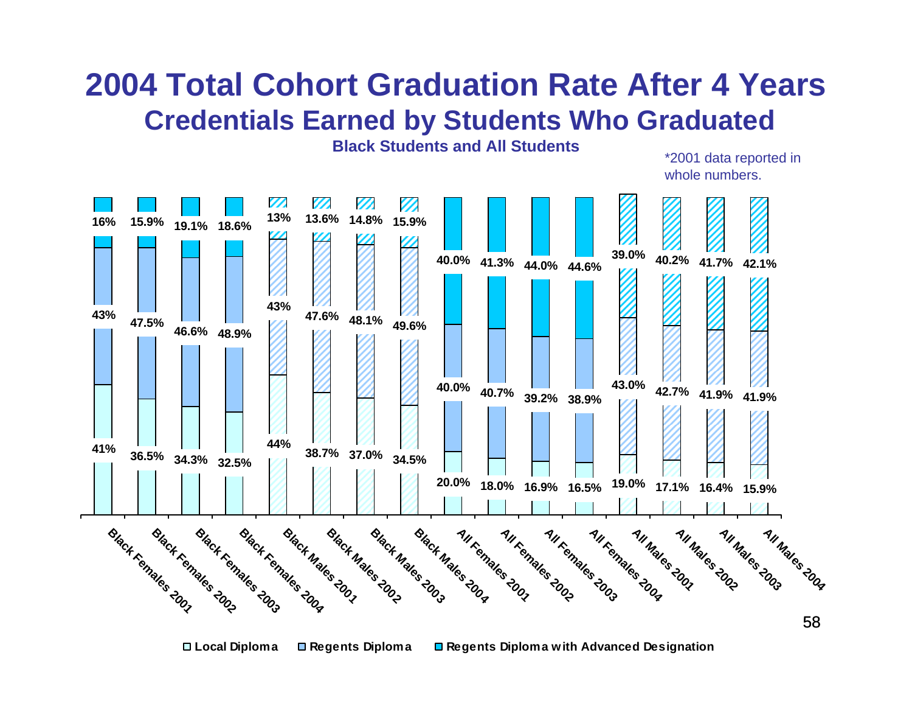# 2004 Total Cohort Graduation Rate After 4 Years

## Credentials Earned by Students Who Graduated

### Black Students and All Students

*2001 data reported in whole numbers.

| Group | Local Diploma | Regents Diploma | Regents Diploma with Advanced Designation |
| --- | --- | --- | --- |
| Black Females 2001 | 41% | 43% | 16% |
| Black Females 2002 | 36.5% | 47.5% | 15.9% |
| Black Females 2003 | 34.3% | 46.6% | 19.1% |
| Black Females 2004 | 32.5% | 48.9% | 18.6% |
| Black Males 2001 | 44% | 43% | 13% |
| Black Males 2002 | 38.7% | 47.6% | 13.6% |
| Black Males 2003 | 37.0% | 48.1% | 14.8% |
| Black Males 2004 | 34.5% | 49.6% | 15.9% |
| All Females 2001 | 20.0% | 40.0% | 40.0% |
| All Females 2002 | 18.0% | 40.7% | 41.3% |
| All Females 2003 | 16.9% | 39.2% | 44.0% |
| All Females 2004 | 16.5% | 38.9% | 44.6% |
| All Males 2001 | 19.0% | 43.0% | 39.0% |
| All Males 2002 | 17.1% | 42.7% | 40.2% |
| All Males 2003 | 16.4% | 41.9% | 41.7% |
| All Males 2004 | 15.9% | 41.9% | 42.1% |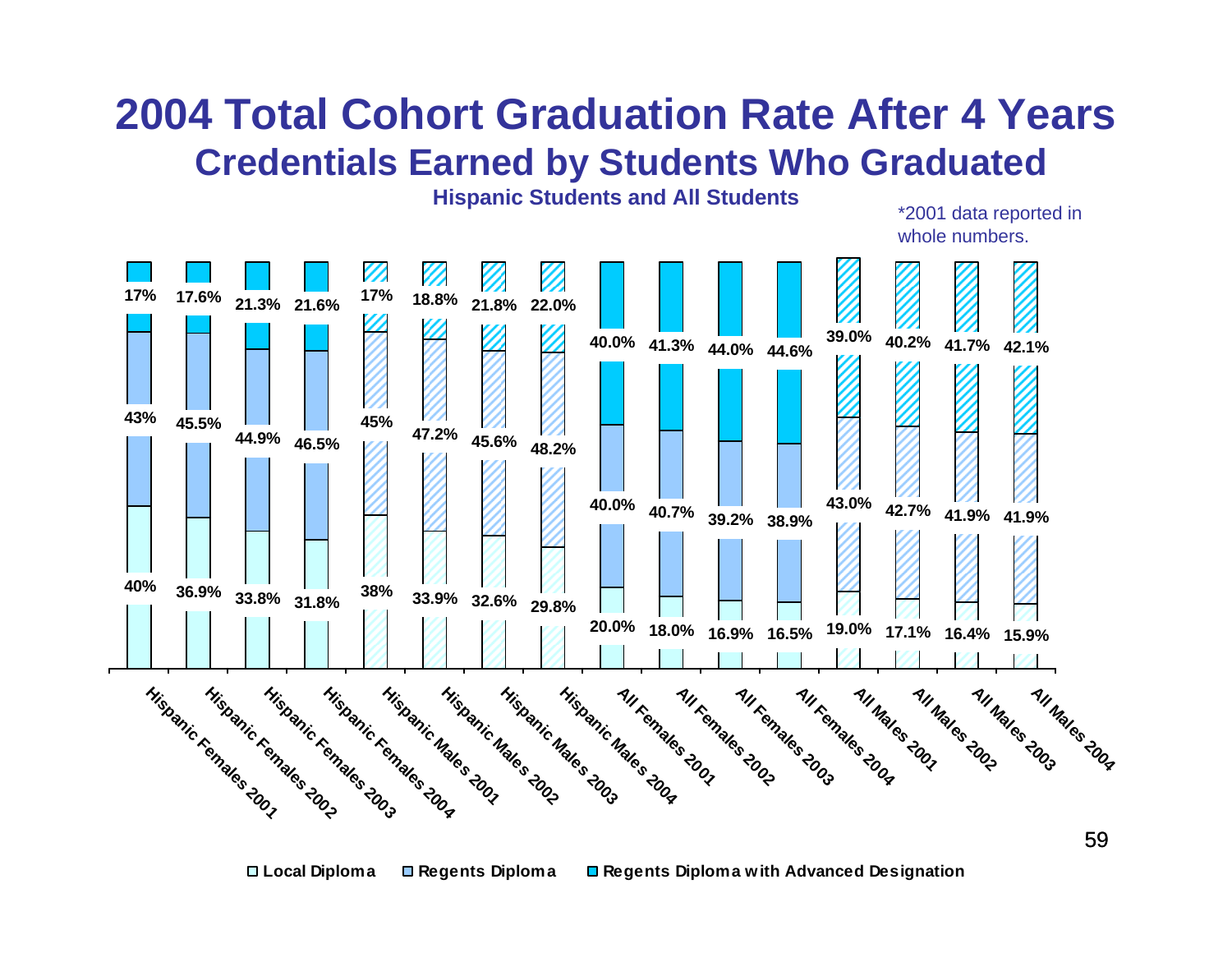# 2004 Total Cohort Graduation Rate After 4 Years

## Credentials Earned by Students Who Graduated

### Hispanic Students and All Students

*2001 data reported in whole numbers.

| Group | Local Diploma | Regents Diploma | Regents Diploma with Advanced Designation |
|---|---|---|---|
| Hispanic Females 2001 | 40% | 43% | 17% |
| Hispanic Females 2002 | 36.9% | 45.5% | 17.6% |
| Hispanic Females 2003 | 33.8% | 44.9% | 21.3% |
| Hispanic Females 2004 | 31.8% | 46.5% | 21.6% |
| Hispanic Males 2001 | 38% | 45% | 17% |
| Hispanic Males 2002 | 33.9% | 47.2% | 18.8% |
| Hispanic Males 2003 | 32.6% | 45.6% | 21.8% |
| Hispanic Males 2004 | 29.8% | 48.2% | 22.0% |
| All Females 2001 | 20.0% | 40.0% | 40.0% |
| All Females 2002 | 18.0% | 40.7% | 41.3% |
| All Females 2003 | 16.9% | 39.2% | 44.0% |
| All Females 2004 | 16.5% | 38.9% | 44.6% |
| All Males 2001 | 19.0% | 43.0% | 39.0% |
| All Males 2002 | 17.1% | 42.7% | 40.2% |
| All Males 2003 | 16.4% | 41.9% | 41.7% |
| All Males 2004 | 15.9% | 41.9% | 42.1% |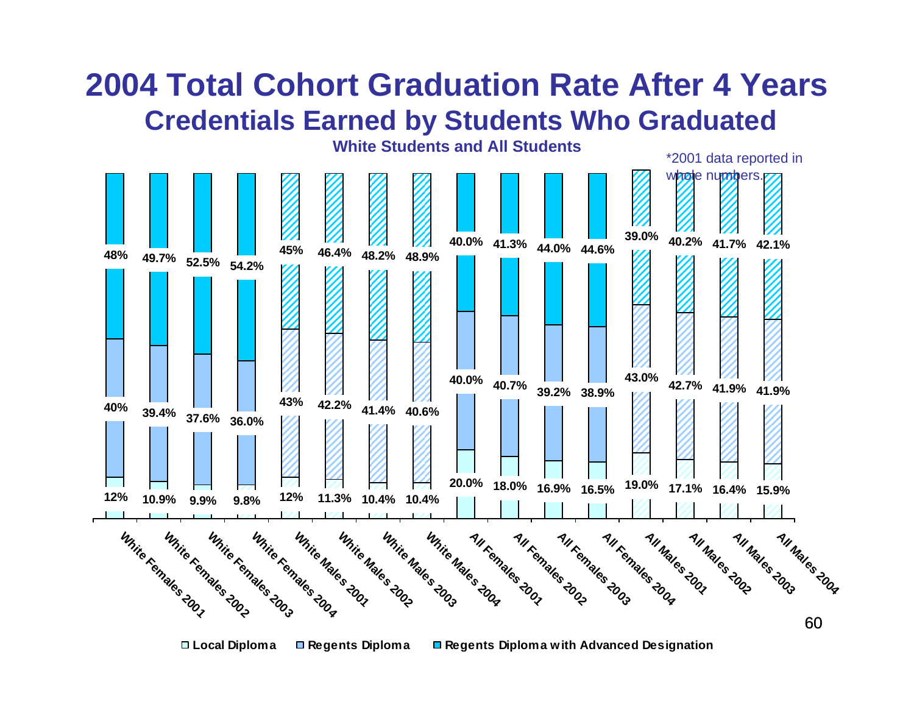# 2004 Total Cohort Graduation Rate After 4 Years

## Credentials Earned by Students Who Graduated

### White Students and All Students

*2001 data reported in whole numbers.

| Group | Local Diploma | Regents Diploma | Regents Diploma with Advanced Designation |
|---|---|---|---|
| White Females 2001 | 12% | 40% | 48% |
| White Females 2002 | 10.9% | 39.4% | 49.7% |
| White Females 2003 | 9.9% | 37.6% | 52.5% |
| White Females 2004 | 9.8% | 36.0% | 54.2% |
| White Males 2001 | 12% | 43% | 45% |
| White Males 2002 | 11.3% | 42.2% | 46.4% |
| White Males 2003 | 10.4% | 41.4% | 48.2% |
| White Males 2004 | 10.4% | 40.6% | 48.9% |
| All Females 2001 | 20.0% | 40.0% | 40.0% |
| All Females 2002 | 18.0% | 40.7% | 41.3% |
| All Females 2003 | 16.9% | 39.2% | 44.0% |
| All Females 2004 | 16.5% | 38.9% | 44.6% |
| All Males 2001 | 19.0% | 43.0% | 39.0% |
| All Males 2002 | 17.1% | 42.7% | 40.2% |
| All Males 2003 | 16.4% | 41.9% | 41.7% |
| All Males 2004 | 15.9% | 41.9% | 42.1% |

Local Diploma | Regents Diploma | Regents Diploma with Advanced Designation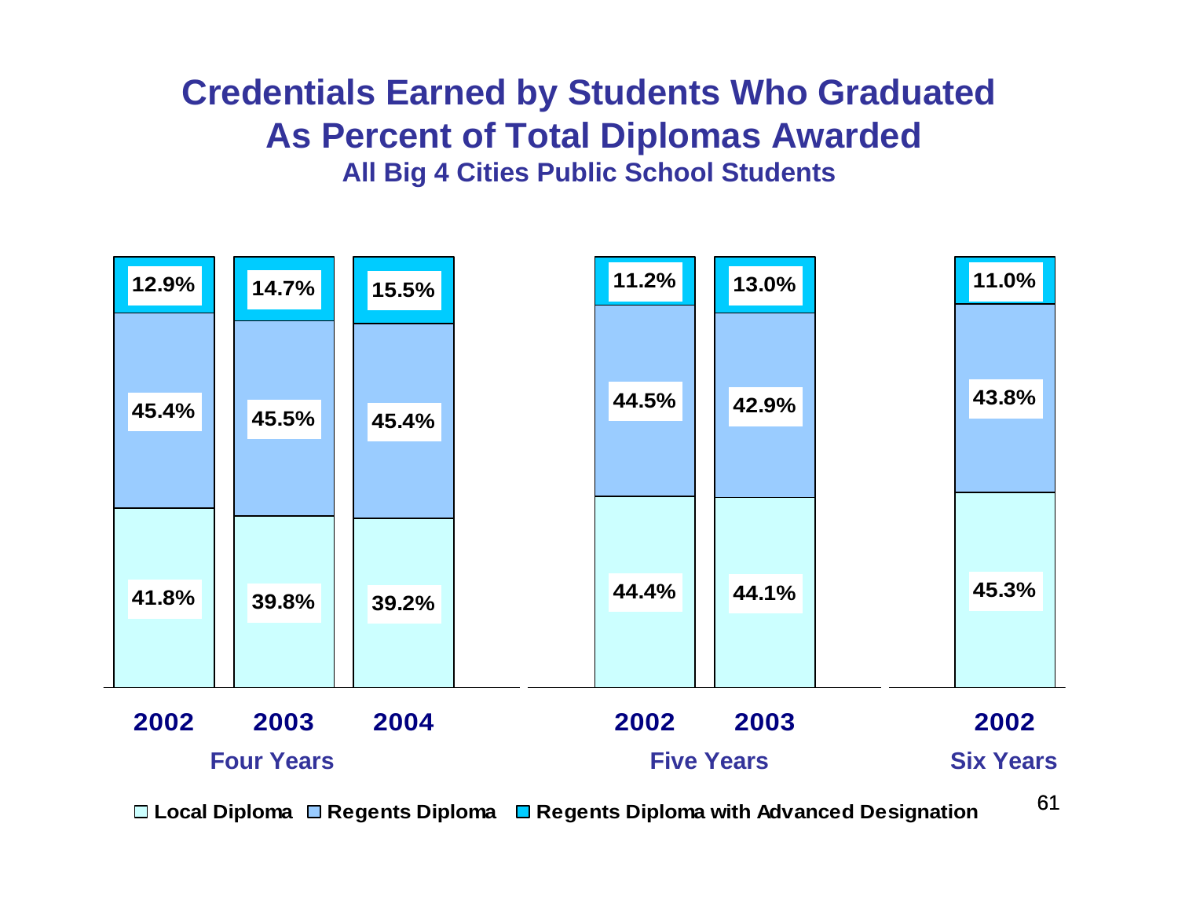# Credentials Earned by Students Who Graduated As Percent of Total Diplomas Awarded

### All Big 4 Cities Public School Students

| | Four Years 2002 | Four Years 2003 | Four Years 2004 | Five Years 2002 | Five Years 2003 | Six Years 2002 |
|---|---|---|---|---|---|---|
| Regents Diploma with Advanced Designation | 12.9% | 14.7% | 15.5% | 11.2% | 13.0% | 11.0% |
| Regents Diploma | 45.4% | 45.5% | 45.4% | 44.5% | 42.9% | 43.8% |
| Local Diploma | 41.8% | 39.8% | 39.2% | 44.4% | 44.1% | 45.3% |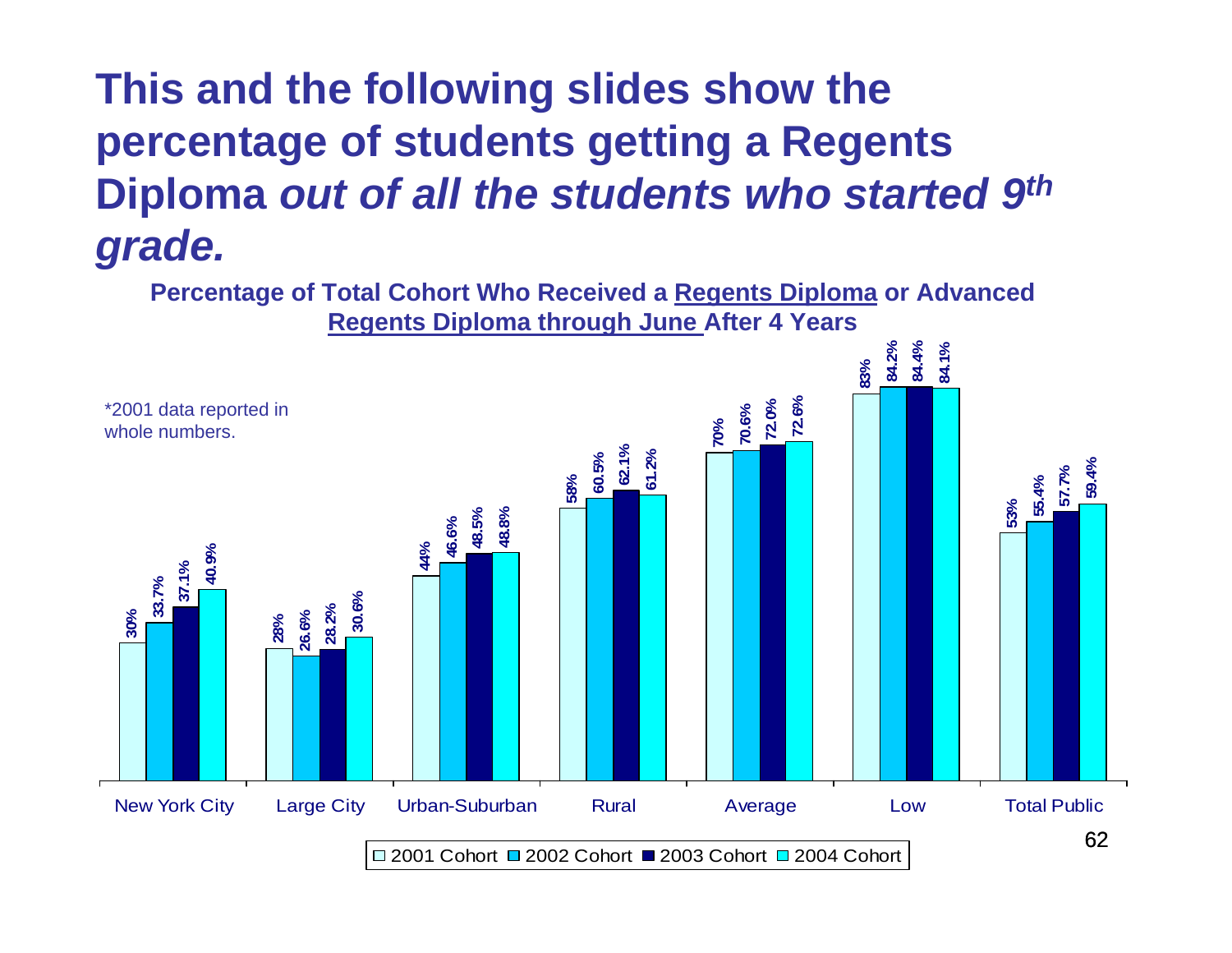# This and the following slides show the percentage of students getting a Regents Diploma *out of all the students who started 9th grade.*

**Percentage of Total Cohort Who Received a Regents Diploma or Advanced Regents Diploma through June After 4 Years**

*2001 data reported in whole numbers.

| | 2001 Cohort | 2002 Cohort | 2003 Cohort | 2004 Cohort |
|---|---|---|---|---|
| New York City | 30% | 33.7% | 37.1% | 40.9% |
| Large City | 28% | 26.6% | 28.2% | 30.6% |
| Urban-Suburban | 44% | 46.6% | 48.5% | 48.8% |
| Rural | 58% | 60.5% | 62.1% | 61.2% |
| Average | 70% | 70.6% | 72.0% | 72.6% |
| Low | 83% | 84.2% | 84.4% | 84.1% |
| Total Public | 53% | 55.4% | 57.7% | 59.4% |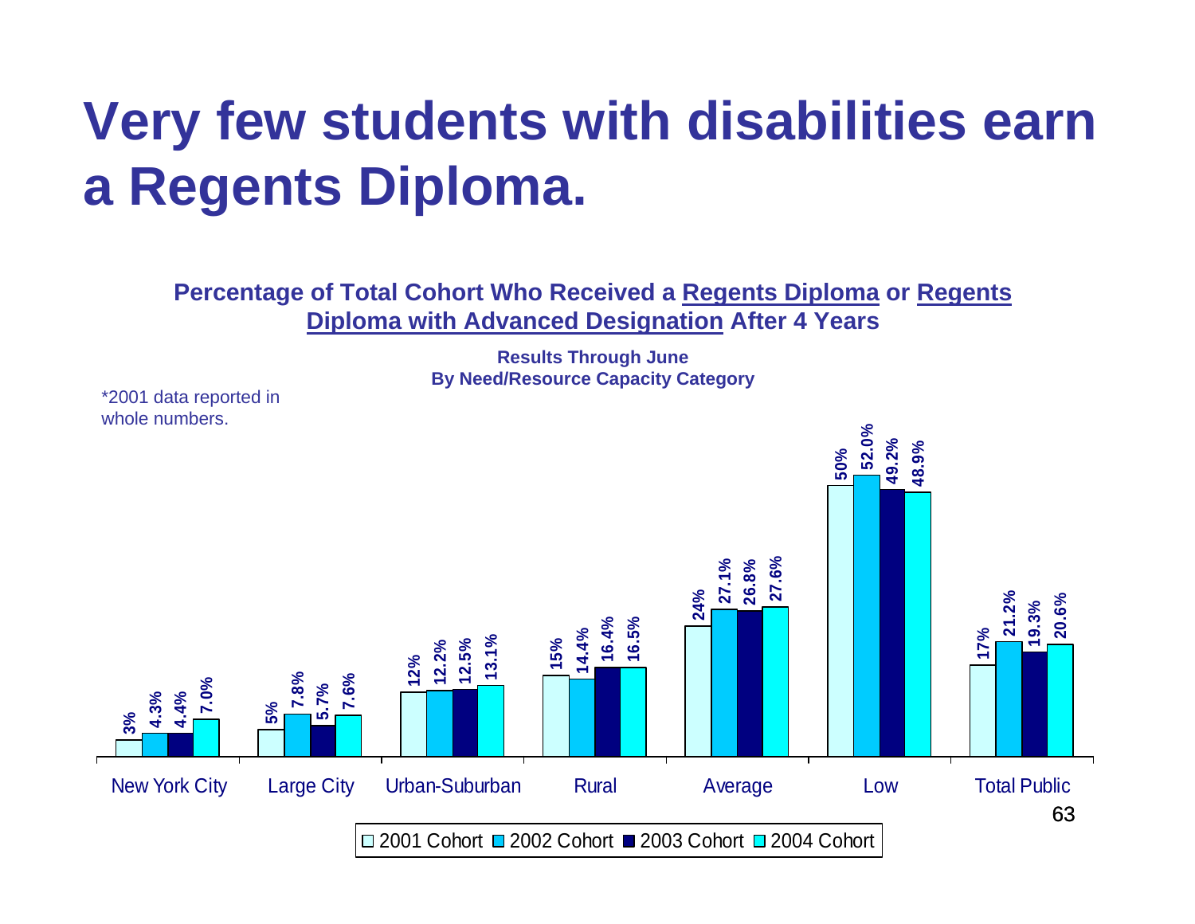# Very few students with disabilities earn a Regents Diploma.

**Percentage of Total Cohort Who Received a Regents Diploma or Regents Diploma with Advanced Designation After 4 Years**

**Results Through June**
**By Need/Resource Capacity Category**

*2001 data reported in whole numbers.

| Category | 2001 Cohort | 2002 Cohort | 2003 Cohort | 2004 Cohort |
|---|---|---|---|---|
| New York City | 3% | 4.3% | 4.4% | 7.0% |
| Large City | 5% | 7.8% | 5.7% | 7.6% |
| Urban-Suburban | 12% | 12.2% | 12.5% | 13.1% |
| Rural | 15% | 14.4% | 16.4% | 16.5% |
| Average | 24% | 27.1% | 26.8% | 27.6% |
| Low | 50% | 52.0% | 49.2% | 48.9% |
| Total Public | 17% | 21.2% | 19.3% | 20.6% |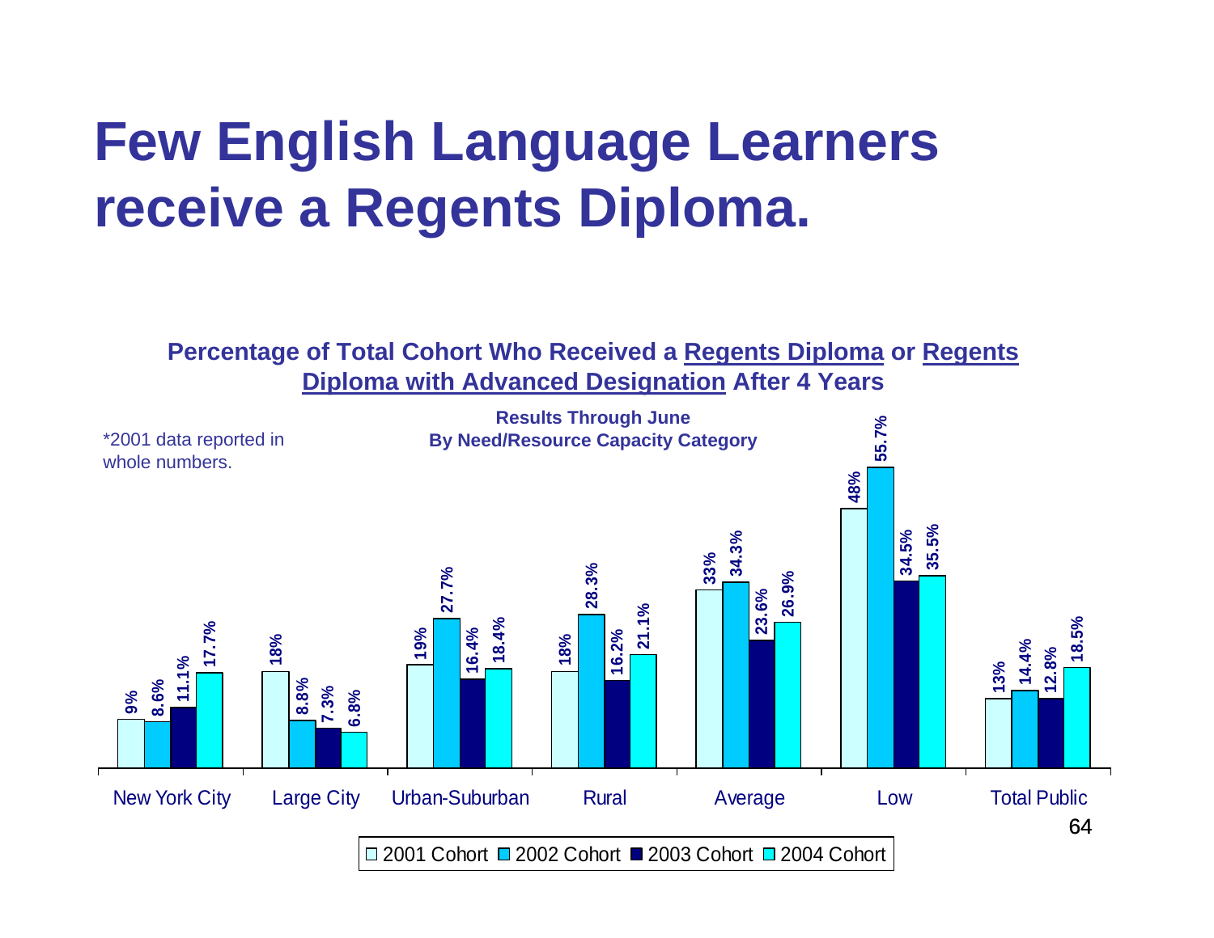# Few English Language Learners receive a Regents Diploma.

**Percentage of Total Cohort Who Received a Regents Diploma or Regents Diploma with Advanced Designation After 4 Years**

**Results Through June**
**By Need/Resource Capacity Category**

*2001 data reported in whole numbers.

| | 2001 Cohort | 2002 Cohort | 2003 Cohort | 2004 Cohort |
|---|---|---|---|---|
| New York City | 9% | 8.6% | 11.1% | 17.7% |
| Large City | 18% | 8.8% | 7.3% | 6.8% |
| Urban-Suburban | 19% | 27.7% | 16.4% | 18.4% |
| Rural | 18% | 28.3% | 16.2% | 21.1% |
| Average | 33% | 34.3% | 23.6% | 26.9% |
| Low | 48% | 55.7% | 34.5% | 35.5% |
| Total Public | 13% | 14.4% | 12.8% | 18.5% |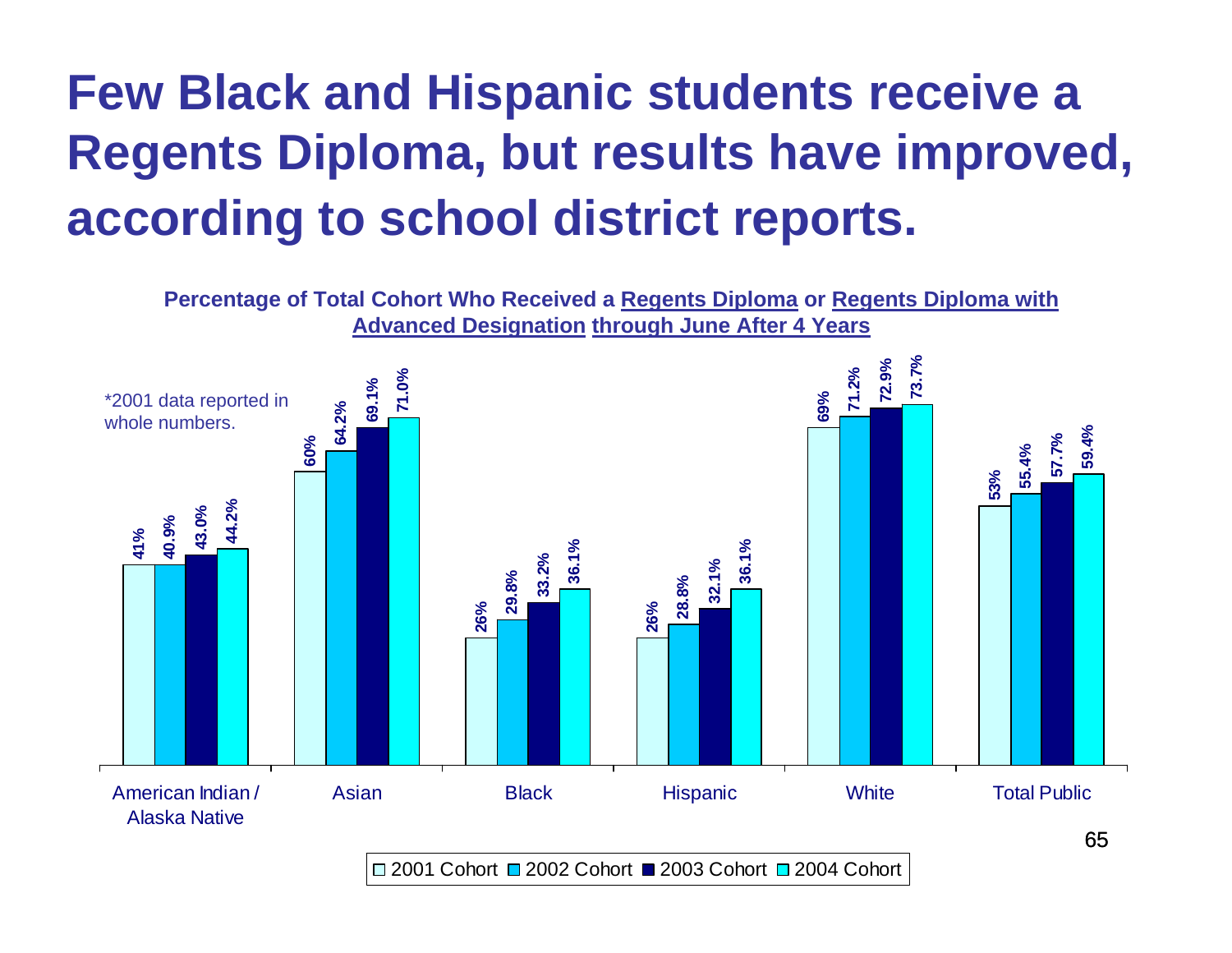# Few Black and Hispanic students receive a Regents Diploma, but results have improved, according to school district reports.

**Percentage of Total Cohort Who Received a Regents Diploma or Regents Diploma with Advanced Designation through June After 4 Years**

*2001 data reported in whole numbers.

| | 2001 Cohort | 2002 Cohort | 2003 Cohort | 2004 Cohort |
|---|---|---|---|---|
| American Indian / Alaska Native | 41% | 40.9% | 43.0% | 44.2% |
| Asian | 60% | 64.2% | 69.1% | 71.0% |
| Black | 26% | 29.8% | 33.2% | 36.1% |
| Hispanic | 26% | 28.8% | 32.1% | 36.1% |
| White | 69% | 71.2% | 72.9% | 73.7% |
| Total Public | 53% | 55.4% | 57.7% | 59.4% |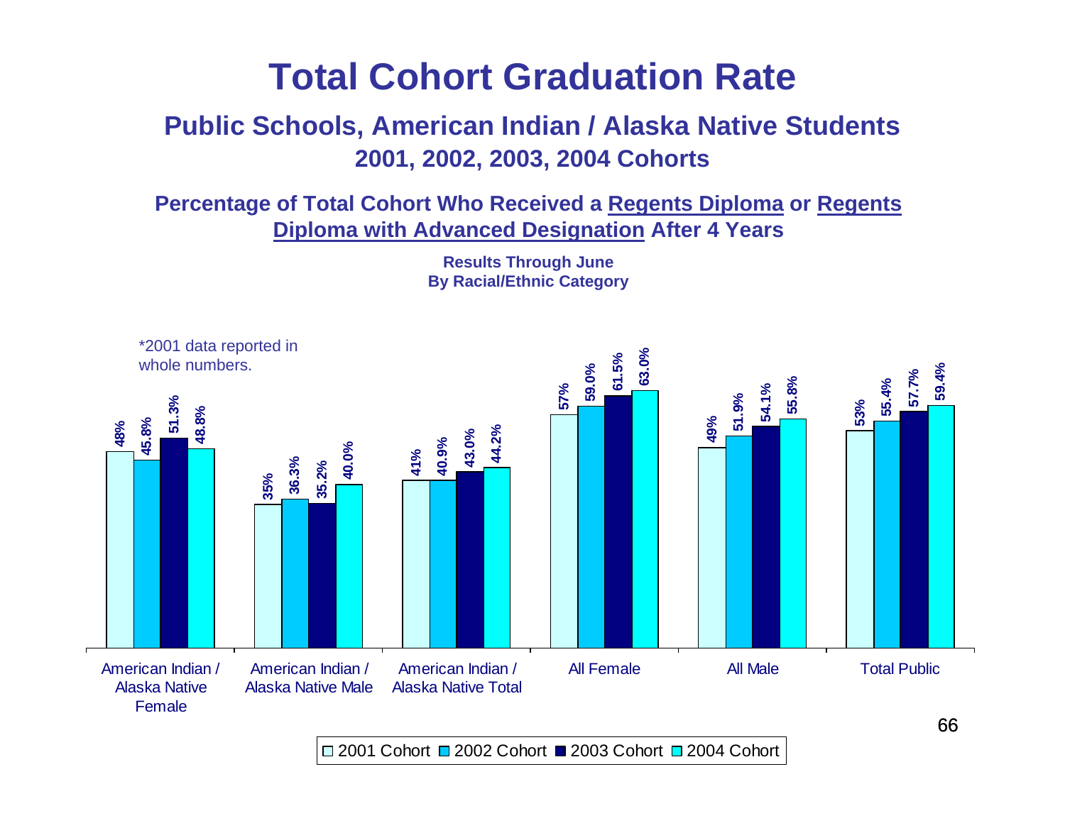# Total Cohort Graduation Rate

## Public Schools, American Indian / Alaska Native Students

### 2001, 2002, 2003, 2004 Cohorts

**Percentage of Total Cohort Who Received a Regents Diploma or Regents Diploma with Advanced Designation After 4 Years**

**Results Through June**
**By Racial/Ethnic Category**

*2001 data reported in whole numbers.

| | 2001 Cohort | 2002 Cohort | 2003 Cohort | 2004 Cohort |
|---|---|---|---|---|
| American Indian / Alaska Native Female | 48% | 45.8% | 51.3% | 48.8% |
| American Indian / Alaska Native Male | 35% | 36.3% | 35.2% | 40.0% |
| American Indian / Alaska Native Total | 41% | 40.9% | 43.0% | 44.2% |
| All Female | 57% | 59.0% | 61.5% | 63.0% |
| All Male | 49% | 51.9% | 54.1% | 55.8% |
| Total Public | 53% | 55.4% | 57.7% | 59.4% |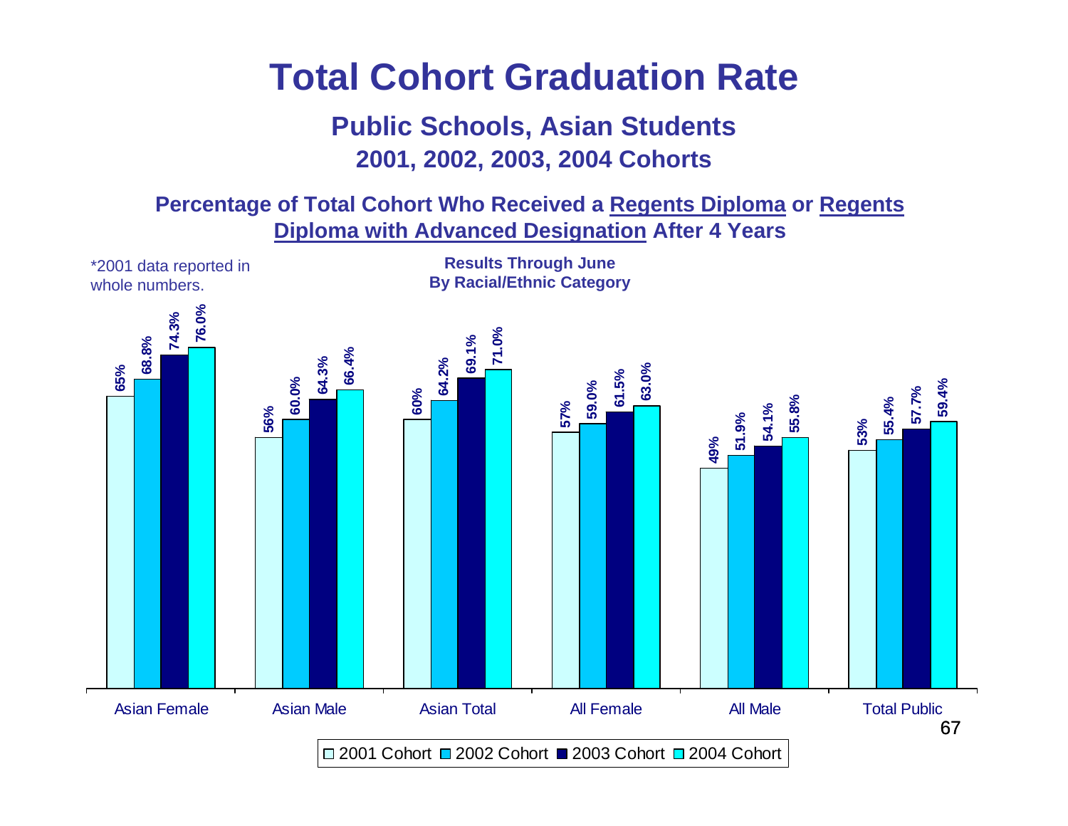# Total Cohort Graduation Rate

## Public Schools, Asian Students

### 2001, 2002, 2003, 2004 Cohorts

**Percentage of Total Cohort Who Received a Regents Diploma or Regents Diploma with Advanced Designation After 4 Years**

*2001 data reported in whole numbers.

**Results Through June**
**By Racial/Ethnic Category**

| | 2001 Cohort | 2002 Cohort | 2003 Cohort | 2004 Cohort |
|---|---|---|---|---|
| Asian Female | 65% | 68.8% | 74.3% | 76.0% |
| Asian Male | 56% | 60.0% | 64.3% | 66.4% |
| Asian Total | 60% | 64.2% | 69.1% | 71.0% |
| All Female | 57% | 59.0% | 61.5% | 63.0% |
| All Male | 49% | 51.9% | 54.1% | 55.8% |
| Total Public | 53% | 55.4% | 57.7% | 59.4% |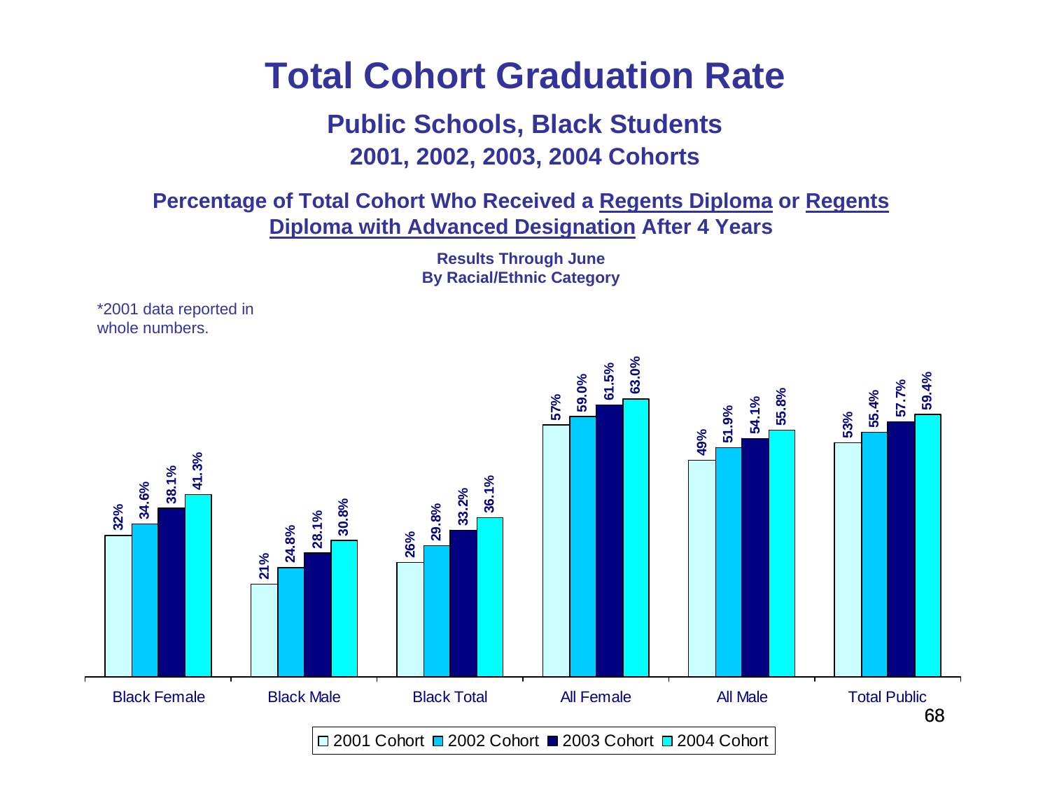# Total Cohort Graduation Rate

## Public Schools, Black Students

### 2001, 2002, 2003, 2004 Cohorts

**Percentage of Total Cohort Who Received a Regents Diploma or Regents Diploma with Advanced Designation After 4 Years**

**Results Through June**
**By Racial/Ethnic Category**

*2001 data reported in whole numbers.

| Category | 2001 Cohort | 2002 Cohort | 2003 Cohort | 2004 Cohort |
|---|---|---|---|---|
| Black Female | 32% | 34.6% | 38.1% | 41.3% |
| Black Male | 21% | 24.8% | 28.1% | 30.8% |
| Black Total | 26% | 29.8% | 33.2% | 36.1% |
| All Female | 57% | 59.0% | 61.5% | 63.0% |
| All Male | 49% | 51.9% | 54.1% | 55.8% |
| Total Public | 53% | 55.4% | 57.7% | 59.4% |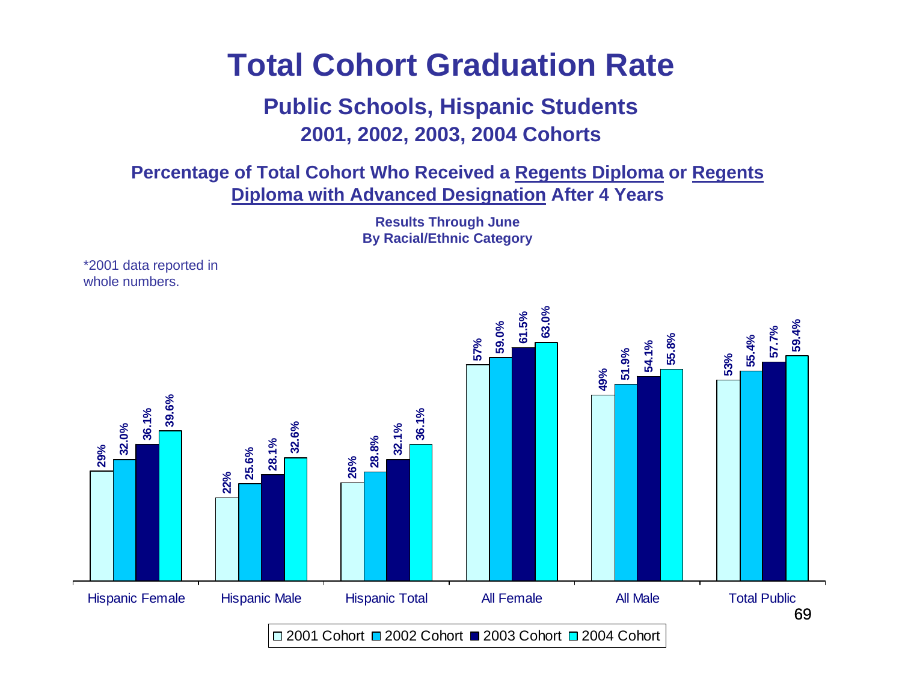# Total Cohort Graduation Rate

## Public Schools, Hispanic Students
## 2001, 2002, 2003, 2004 Cohorts

**Percentage of Total Cohort Who Received a <u>Regents Diploma</u> or <u>Regents Diploma with Advanced Designation</u> After 4 Years**

**Results Through June**
**By Racial/Ethnic Category**

*2001 data reported in whole numbers.

| | 2001 Cohort | 2002 Cohort | 2003 Cohort | 2004 Cohort |
|---|---|---|---|---|
| Hispanic Female | 29% | 32.0% | 36.1% | 39.6% |
| Hispanic Male | 22% | 25.6% | 28.1% | 32.6% |
| Hispanic Total | 26% | 28.8% | 32.1% | 36.1% |
| All Female | 57% | 59.0% | 61.5% | 63.0% |
| All Male | 49% | 51.9% | 54.1% | 55.8% |
| Total Public | 53% | 55.4% | 57.7% | 59.4% |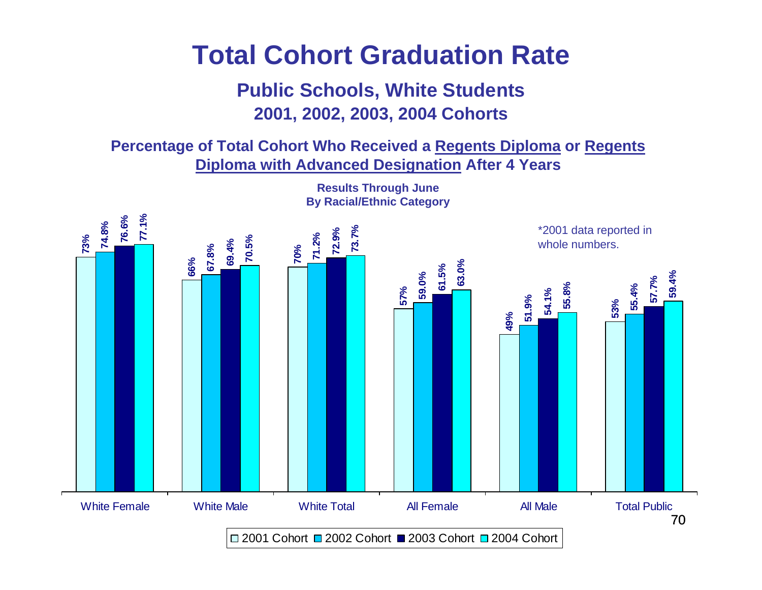# Total Cohort Graduation Rate

## Public Schools, White Students
## 2001, 2002, 2003, 2004 Cohorts

**Percentage of Total Cohort Who Received a Regents Diploma or Regents Diploma with Advanced Designation After 4 Years**

**Results Through June**
**By Racial/Ethnic Category**

*2001 data reported in whole numbers.

| | 2001 Cohort | 2002 Cohort | 2003 Cohort | 2004 Cohort |
|---|---|---|---|---|
| White Female | 73% | 74.8% | 76.6% | 77.1% |
| White Male | 66% | 67.8% | 69.4% | 70.5% |
| White Total | 70% | 71.2% | 72.9% | 73.7% |
| All Female | 57% | 59.0% | 61.5% | 63.0% |
| All Male | 49% | 51.9% | 54.1% | 55.8% |
| Total Public | 53% | 55.4% | 57.7% | 59.4% |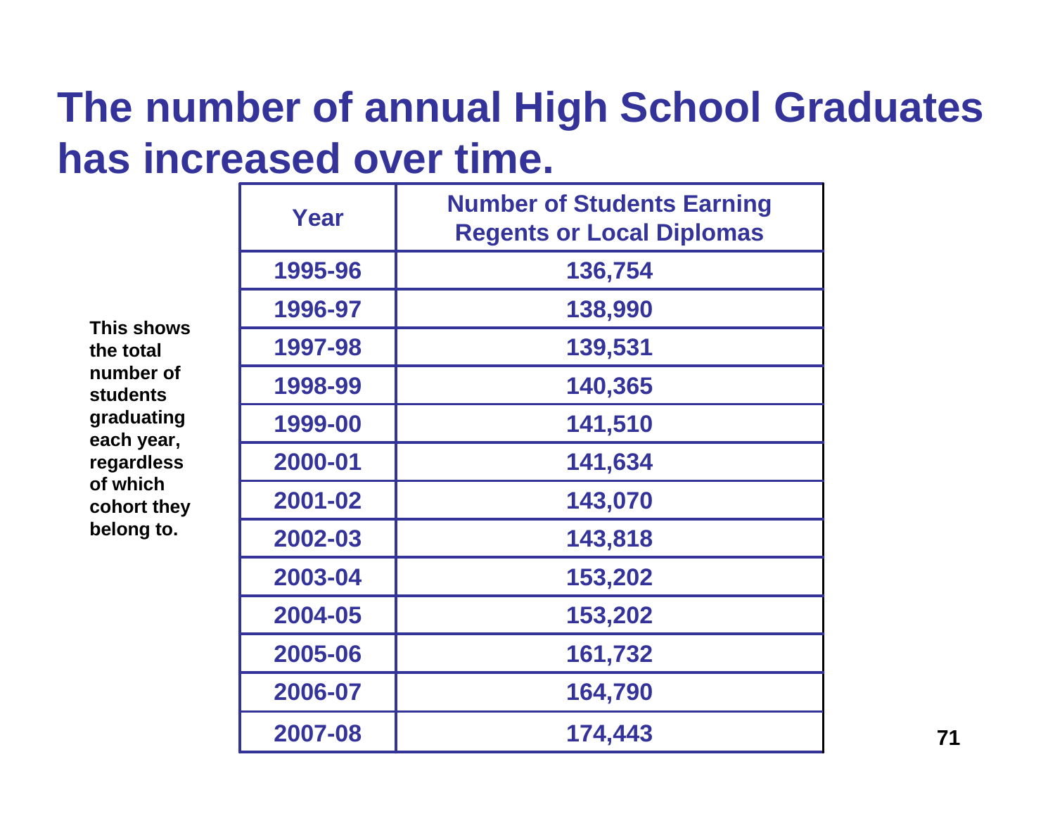# The number of annual High School Graduates has increased over time.

**This shows the total number of students graduating each year, regardless of which cohort they belong to.**

| Year | Number of Students Earning Regents or Local Diplomas |
|---|---|
| 1995-96 | 136,754 |
| 1996-97 | 138,990 |
| 1997-98 | 139,531 |
| 1998-99 | 140,365 |
| 1999-00 | 141,510 |
| 2000-01 | 141,634 |
| 2001-02 | 143,070 |
| 2002-03 | 143,818 |
| 2003-04 | 153,202 |
| 2004-05 | 153,202 |
| 2005-06 | 161,732 |
| 2006-07 | 164,790 |
| 2007-08 | 174,443 |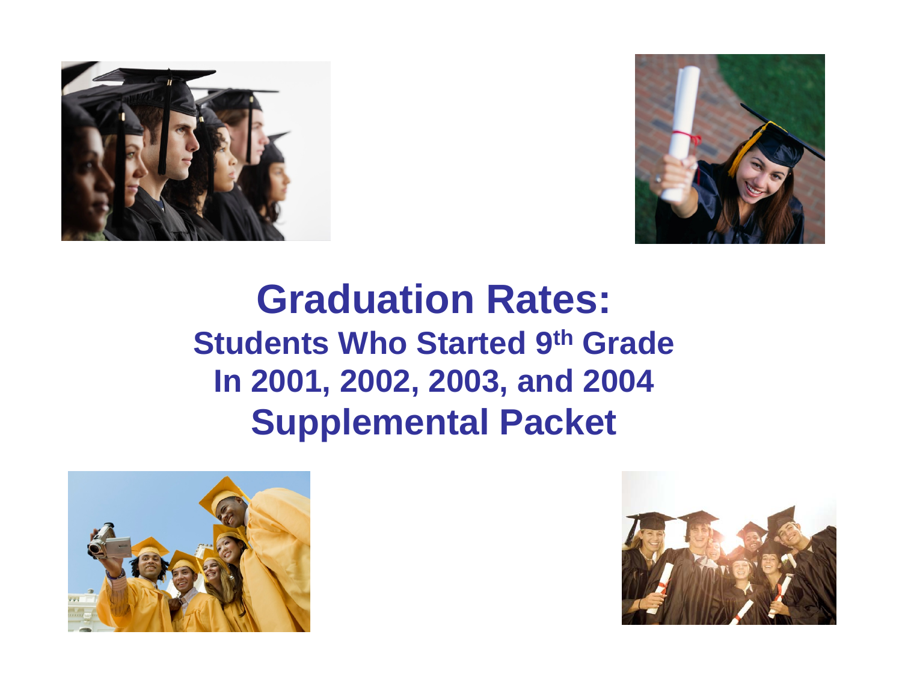# Graduation Rates:

## Students Who Started 9th Grade In 2001, 2002, 2003, and 2004

## Supplemental Packet